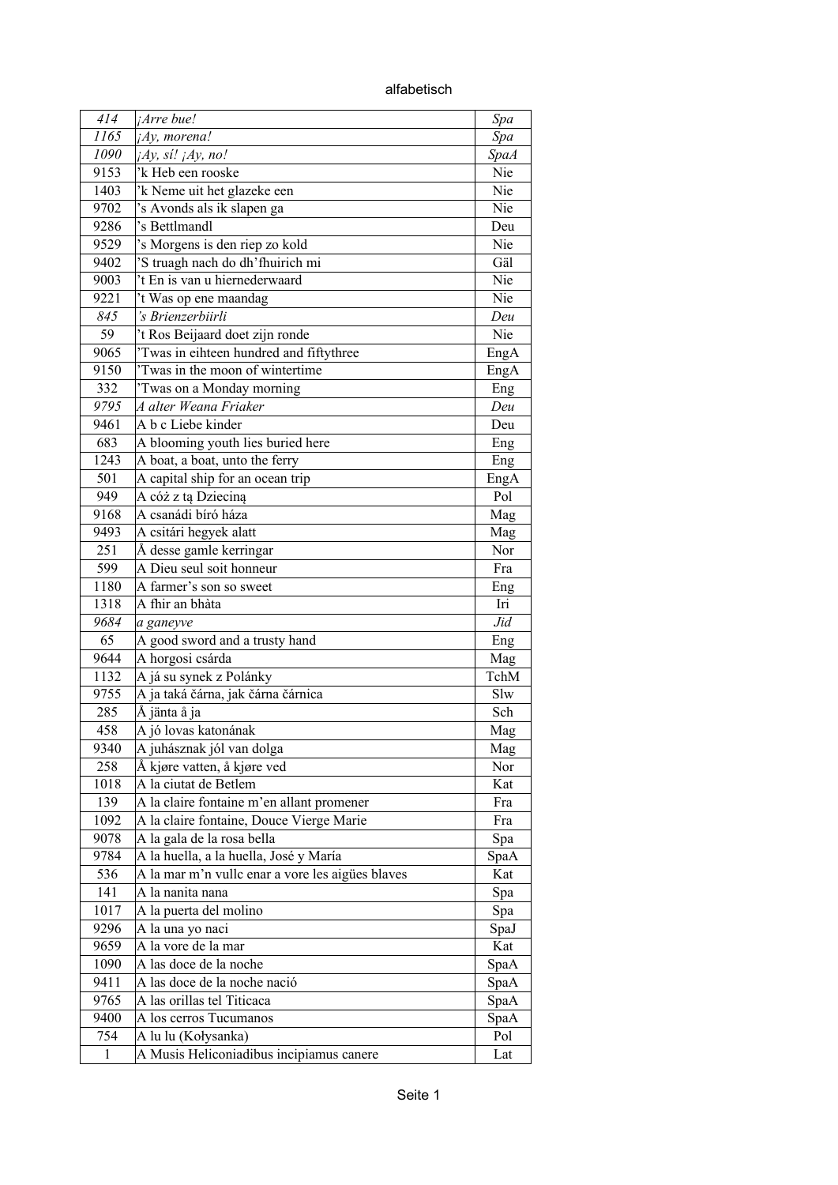alfabetisch

| | | |
|---|---|---|
| *414* | *¡Arre bue!* | *Spa* |
| *1165* | *¡Ay, morena!* | *Spa* |
| *1090* | *¡Ay, sí! ¡Ay, no!* | *SpaA* |
| 9153 | ’k Heb een rooske | Nie |
| 1403 | ’k Neme uit het glazeke een | Nie |
| 9702 | ’s Avonds als ik slapen ga | Nie |
| 9286 | ’s Bettlmandl | Deu |
| 9529 | ’s Morgens is den riep zo kold | Nie |
| 9402 | ’S truagh nach do dh’fhuirich mi | Gäl |
| 9003 | ’t En is van u hiernederwaard | Nie |
| 9221 | ’t Was op ene maandag | Nie |
| *845* | *’s Brienzerbiirli* | *Deu* |
| 59 | ’t Ros Beijaard doet zijn ronde | Nie |
| 9065 | ’Twas in eihteen hundred and fiftythree | EngA |
| 9150 | ’Twas in the moon of wintertime | EngA |
| 332 | ’Twas on a Monday morning | Eng |
| *9795* | *A alter Weana Friaker* | *Deu* |
| 9461 | A b c Liebe kinder | Deu |
| 683 | A blooming youth lies buried here | Eng |
| 1243 | A boat, a boat, unto the ferry | Eng |
| 501 | A capital ship for an ocean trip | EngA |
| 949 | A cóż z tą Dziecinią | Pol |
| 9168 | A csanádi bíró háza | Mag |
| 9493 | A csitári hegyek alatt | Mag |
| 251 | Å desse gamle kerringar | Nor |
| 599 | A Dieu seul soit honneur | Fra |
| 1180 | A farmer’s son so sweet | Eng |
| 1318 | A fhir an bhàta | Iri |
| *9684* | *a ganeyve* | *Jid* |
| 65 | A good sword and a trusty hand | Eng |
| 9644 | A horgosi csárda | Mag |
| 1132 | A já su synek z Polánky | TchM |
| 9755 | A ja taká čárna, jak čárna čárnica | Slw |
| 285 | Å jänta å ja | Sch |
| 458 | A jó lovas katonának | Mag |
| 9340 | A juhásznak jól van dolga | Mag |
| 258 | Å kjøre vatten, å kjøre ved | Nor |
| 1018 | A la ciutat de Betlem | Kat |
| 139 | A la claire fontaine m’en allant promener | Fra |
| 1092 | A la claire fontaine, Douce Vierge Marie | Fra |
| 9078 | A la gala de la rosa bella | Spa |
| 9784 | A la huella, a la huella, José y María | SpaA |
| 536 | A la mar m’n vullc enar a vore les aigües blaves | Kat |
| 141 | A la nanita nana | Spa |
| 1017 | A la puerta del molino | Spa |
| 9296 | A la una yo naci | SpaJ |
| 9659 | A la vore de la mar | Kat |
| 1090 | A las doce de la noche | SpaA |
| 9411 | A las doce de la noche nació | SpaA |
| 9765 | A las orillas tel Titicaca | SpaA |
| 9400 | A los cerros Tucumanos | SpaA |
| 754 | A lu lu (Kołysanka) | Pol |
| 1 | A Musis Heliconiadibus incipiamus canere | Lat |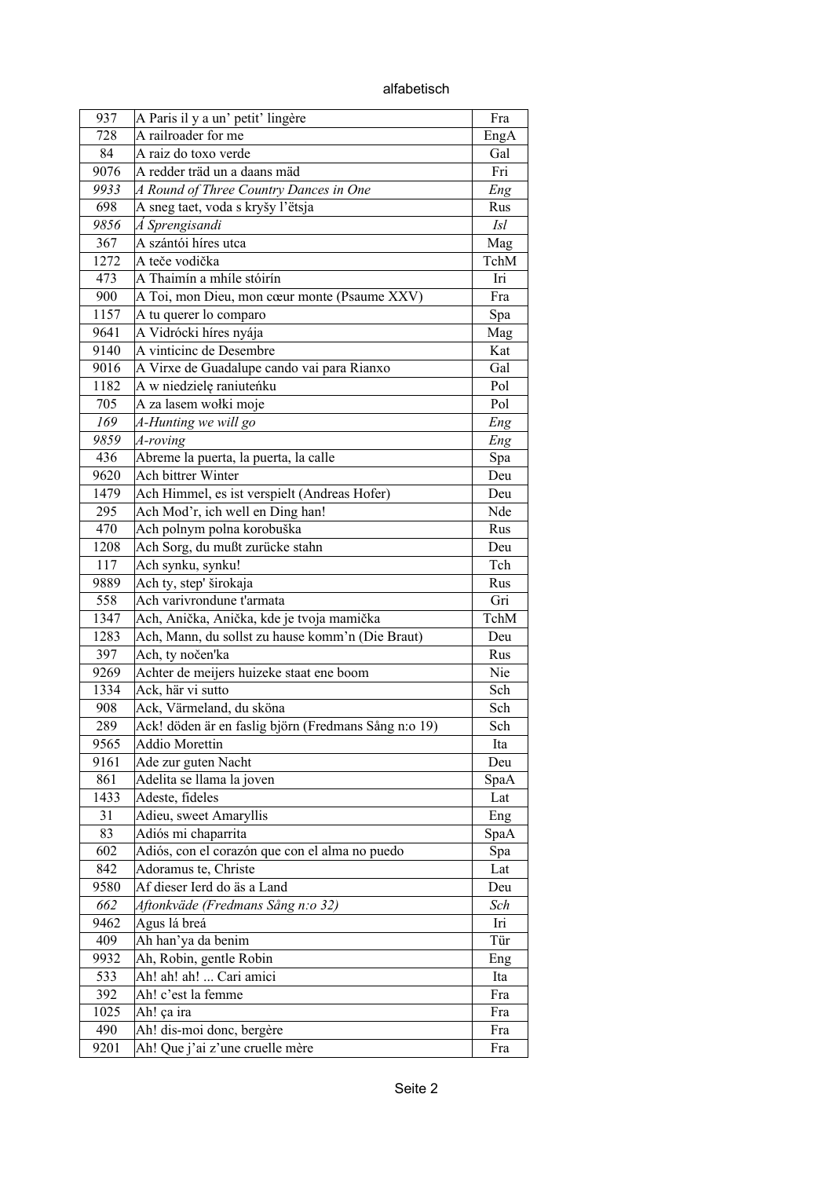alfabetisch

| | | |
|---|---|---|
| 937 | A Paris il y a un' petit' lingère | Fra |
| 728 | A railroader for me | EngA |
| 84 | A raiz do toxo verde | Gal |
| 9076 | A redder träd un a daans mäd | Fri |
| *9933* | *A Round of Three Country Dances in One* | *Eng* |
| 698 | A sneg taet, voda s kryšy l'ëtsja | Rus |
| *9856* | *Á Sprengisandi* | *Isl* |
| 367 | A szántói híres utca | Mag |
| 1272 | A teče vodička | TchM |
| 473 | A Thaimín a mhíle stóirín | Iri |
| 900 | A Toi, mon Dieu, mon cœur monte (Psaume XXV) | Fra |
| 1157 | A tu querer lo comparo | Spa |
| 9641 | A Vidróczki híres nyája | Mag |
| 9140 | A vinticinc de Desembre | Kat |
| 9016 | A Virxe de Guadalupe cando vai para Rianxo | Gal |
| 1182 | A w niedzielę raniuteńku | Pol |
| 705 | A za lasem wołki moje | Pol |
| *169* | *A-Hunting we will go* | *Eng* |
| *9859* | *A-roving* | *Eng* |
| 436 | Abreme la puerta, la puerta, la calle | Spa |
| 9620 | Ach bittrer Winter | Deu |
| 1479 | Ach Himmel, es ist verspielt (Andreas Hofer) | Deu |
| 295 | Ach Mod'r, ich well en Ding han! | Nde |
| 470 | Ach polnym polna korobuška | Rus |
| 1208 | Ach Sorg, du mußt zurücke stahn | Deu |
| 117 | Ach synku, synku! | Tch |
| 9889 | Ach ty, step' širokaja | Rus |
| 558 | Ach varivrondune t'armata | Gri |
| 1347 | Ach, Anička, Anička, kde je tvoja mamička | TchM |
| 1283 | Ach, Mann, du sollst zu hause komm'n (Die Braut) | Deu |
| 397 | Ach, ty nočen'ka | Rus |
| 9269 | Achter de meijers huizeke staat ene boom | Nie |
| 1334 | Ack, här vi sutto | Sch |
| 908 | Ack, Värmeland, du sköna | Sch |
| 289 | Ack! döden är en faslig björn (Fredmans Sång n:o 19) | Sch |
| 9565 | Addio Morettin | Ita |
| 9161 | Ade zur guten Nacht | Deu |
| 861 | Adelita se llama la joven | SpaA |
| 1433 | Adeste, fideles | Lat |
| 31 | Adieu, sweet Amaryllis | Eng |
| 83 | Adiós mi chaparrita | SpaA |
| 602 | Adiós, con el corazón que con el alma no puedo | Spa |
| 842 | Adoramus te, Christe | Lat |
| 9580 | Af dieser Ierd do äs a Land | Deu |
| *662* | *Aftonkväde (Fredmans Sång n:o 32)* | *Sch* |
| 9462 | Agus lá breá | Iri |
| 409 | Ah han'ya da benim | Tür |
| 9932 | Ah, Robin, gentle Robin | Eng |
| 533 | Ah! ah! ah! ... Cari amici | Ita |
| 392 | Ah! c'est la femme | Fra |
| 1025 | Ah! ça ira | Fra |
| 490 | Ah! dis-moi donc, bergère | Fra |
| 9201 | Ah! Que j'ai z'une cruelle mère | Fra |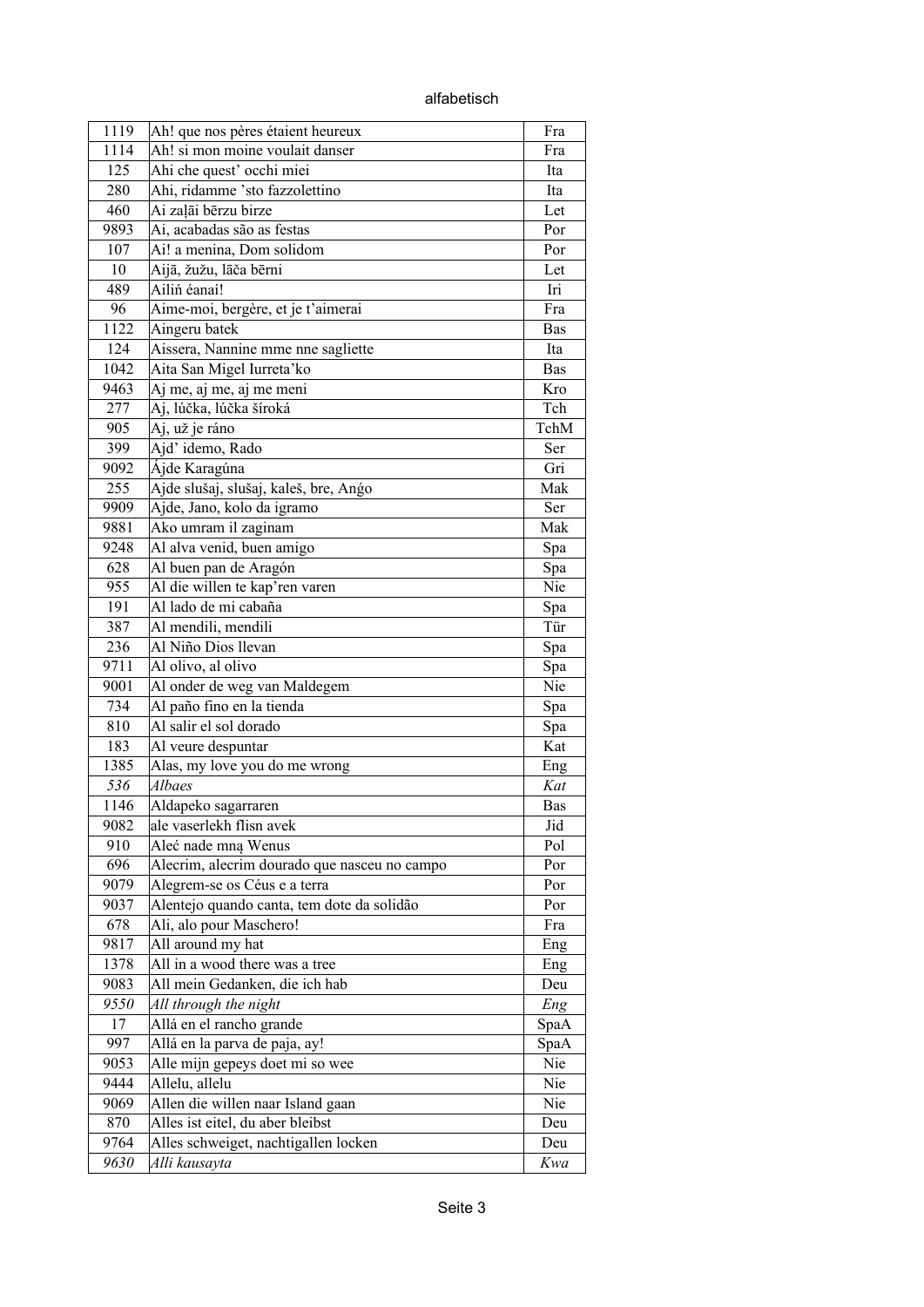alfabetisch

| 1119 | Ah! que nos pères étaient heureux | Fra |
|---|---|---|
| 1114 | Ah! si mon moine voulait danser | Fra |
| 125 | Ahi che quest' occhi miei | Ita |
| 280 | Ahi, ridamme 'sto fazzolettino | Ita |
| 460 | Ai zaļāi bērzu birze | Let |
| 9893 | Ai, acabadas são as festas | Por |
| 107 | Ai! a menina, Dom solidom | Por |
| 10 | Aijā, žužu, lāča bērni | Let |
| 489 | Ailiń éanaí! | Iri |
| 96 | Aime-moi, bergère, et je t'aimerai | Fra |
| 1122 | Aingeru batek | Bas |
| 124 | Aissera, Nannine mme nne sagliette | Ita |
| 1042 | Aita San Migel Iurreta'ko | Bas |
| 9463 | Aj me, aj me, aj me meni | Kro |
| 277 | Aj, lúčka, lúčka široká | Tch |
| 905 | Aj, už je ráno | TchM |
| 399 | Ajd' idemo, Rado | Ser |
| 9092 | Ájde Karagúna | Gri |
| 255 | Ajde slušaj, slušaj, kaleš, bre, Anǵo | Mak |
| 9909 | Ajde, Jano, kolo da igramo | Ser |
| 9881 | Ako umram il zaginam | Mak |
| 9248 | Al alva venid, buen amigo | Spa |
| 628 | Al buen pan de Aragón | Spa |
| 955 | Al die willen te kap'ren varen | Nie |
| 191 | Al lado de mi cabaña | Spa |
| 387 | Al mendili, mendili | Tür |
| 236 | Al Niño Dios llevan | Spa |
| 9711 | Al olivo, al olivo | Spa |
| 9001 | Al onder de weg van Maldegem | Nie |
| 734 | Al paño fino en la tienda | Spa |
| 810 | Al salir el sol dorado | Spa |
| 183 | Al veure despuntar | Kat |
| 1385 | Alas, my love you do me wrong | Eng |
| *536* | *Albaes* | *Kat* |
| 1146 | Aldapeko sagarraren | Bas |
| 9082 | ale vaserlekh flisn avek | Jid |
| 910 | Aleć nade mną Wenus | Pol |
| 696 | Alecrim, alecrim dourado que nasceu no campo | Por |
| 9079 | Alegrem-se os Céus e a terra | Por |
| 9037 | Alentejo quando canta, tem dote da solidão | Por |
| 678 | Ali, alo pour Maschero! | Fra |
| 9817 | All around my hat | Eng |
| 1378 | All in a wood there was a tree | Eng |
| 9083 | All mein Gedanken, die ich hab | Deu |
| *9550* | *All through the night* | *Eng* |
| 17 | Allá en el rancho grande | SpaA |
| 997 | Allá en la parva de paja, ay! | SpaA |
| 9053 | Alle mijn gepeys doet mi so wee | Nie |
| 9444 | Allelu, allelu | Nie |
| 9069 | Allen die willen naar Island gaan | Nie |
| 870 | Alles ist eitel, du aber bleibst | Deu |
| 9764 | Alles schweiget, nachtigallen locken | Deu |
| *9630* | *Alli kausaytta* | *Kwa* |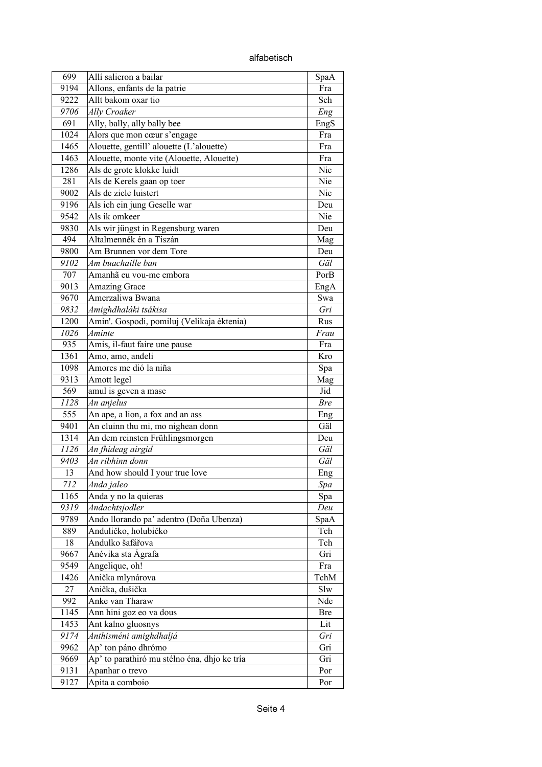alfabetisch

| | | |
|---|---|---|
| 699 | Allí salieron a bailar | SpaA |
| 9194 | Allons, enfants de la patrie | Fra |
| 9222 | Allt bakom oxar tio | Sch |
| *9706* | *Ally Croaker* | *Eng* |
| 691 | Ally, bally, ally bally bee | EngS |
| 1024 | Alors que mon cœur s'engage | Fra |
| 1465 | Alouette, gentill' alouette (L'alouette) | Fra |
| 1463 | Alouette, monte vite (Alouette, Alouette) | Fra |
| 1286 | Als de grote klokke luidt | Nie |
| 281 | Als de Kerels gaan op toer | Nie |
| 9002 | Als de ziele luistert | Nie |
| 9196 | Als ich ein jung Geselle war | Deu |
| 9542 | Als ik omkeer | Nie |
| 9830 | Als wir jüngst in Regensburg waren | Deu |
| 494 | Altalmennék én a Tiszán | Mag |
| 9800 | Am Brunnen vor dem Tore | Deu |
| *9102* | *Am buachaille ban* | *Gäl* |
| 707 | Amanhã eu vou-me embora | PorB |
| 9013 | Amazing Grace | EngA |
| 9670 | Amerzaliwa Bwana | Swa |
| *9832* | *Amighdhaláki tsákisa* | *Gri* |
| 1200 | Amin'. Gospodi, pomiluj (Velikaja ėktenia) | Rus |
| *1026* | *Aminte* | *Frau* |
| 935 | Amis, il-faut faire une pause | Fra |
| 1361 | Amo, amo, anđeli | Kro |
| 1098 | Amores me dió la niña | Spa |
| 9313 | Amott legel | Mag |
| 569 | amul is geven a mase | Jid |
| *1128* | *An anjelus* | *Bre* |
| 555 | An ape, a lion, a fox and an ass | Eng |
| 9401 | An cluinn thu mi, mo nighean donn | Gäl |
| 1314 | An dem reinsten Frühlingsmorgen | Deu |
| *1126* | *An fhideag airgid* | *Gäl* |
| *9403* | *An ribhinn donn* | *Gäl* |
| 13 | And how should I your true love | Eng |
| *712* | *Anda jaleo* | *Spa* |
| 1165 | Anda y no la quieras | Spa |
| *9319* | *Andachtsjodler* | *Deu* |
| 9789 | Ando llorando pa' adentro (Doña Ubenza) | SpaA |
| 889 | Andulíčko, holubičko | Tch |
| 18 | Andulko šafářova | Tch |
| 9667 | Anévika sta Ágrafa | Gri |
| 9549 | Angelique, oh! | Fra |
| 1426 | Anička mlynárova | TchM |
| 27 | Anička, dušička | Slw |
| 992 | Anke van Tharaw | Nde |
| 1145 | Ann hini goz eo va dous | Bre |
| 1453 | Ant kalno gluosnys | Lit |
| *9174* | *Anthisméni amighdhaljá* | *Gri* |
| 9962 | Ap' ton páno dhrómo | Gri |
| 9669 | Ap' to parathiró mu stélno éna, dhjo ke tría | Gri |
| 9131 | Apanhar o trevo | Por |
| 9127 | Apita a comboio | Por |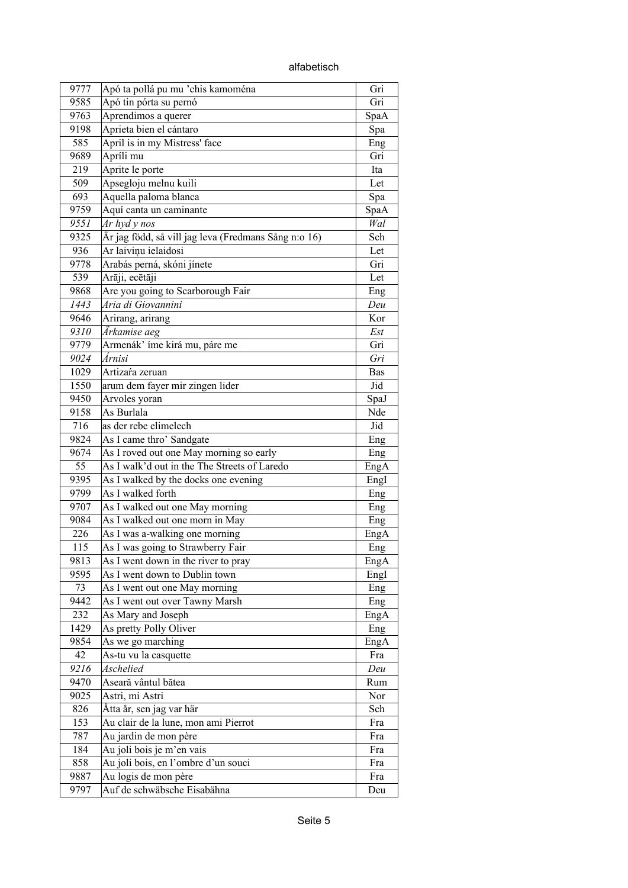alfabetisch

| | | |
|---|---|---|
| 9777 | Apó ta pollá pu mu ’chis kamoména | Gri |
| 9585 | Apó tin pórta su pernó | Gri |
| 9763 | Aprendimos a querer | SpaA |
| 9198 | Aprieta bien el cántaro | Spa |
| 585 | April is in my Mistress' face | Eng |
| 9689 | Apríli mu | Gri |
| 219 | Aprite le porte | Ita |
| 509 | Apsegloju melnu kuili | Let |
| 693 | Aquella paloma blanca | Spa |
| 9759 | Aquí canta un caminante | SpaA |
| *9551* | *Ar hyd y nos* | *Wal* |
| 9325 | Är jag född, så vill jag leva (Fredmans Sång n:o 16) | Sch |
| 936 | Ar laiviņu ielaidosi | Let |
| 9778 | Arabás perná, skóni jínete | Gri |
| 539 | Arāji, ecētāji | Let |
| 9868 | Are you going to Scarborough Fair | Eng |
| *1443* | *Aria di Giovannini* | *Deu* |
| 9646 | Arirang, arirang | Kor |
| *9310* | *Ärkamise aeg* | *Est* |
| 9779 | Armenák’ íme kirá mu, páre me | Gri |
| *9024* | *Árnisi* | *Gri* |
| 1029 | Artizaŕa zeruan | Bas |
| 1550 | arum dem fayer mir zingen lider | Jid |
| 9450 | Arvoles yoran | SpaJ |
| 9158 | As Burlala | Nde |
| 716 | as der rebe elimelech | Jid |
| 9824 | As I came thro’ Sandgate | Eng |
| 9674 | As I roved out one May morning so early | Eng |
| 55 | As I walk’d out in the The Streets of Laredo | EngA |
| 9395 | As I walked by the docks one evening | EngI |
| 9799 | As I walked forth | Eng |
| 9707 | As I walked out one May morning | Eng |
| 9084 | As I walked out one morn in May | Eng |
| 226 | As I was a-walking one morning | EngA |
| 115 | As I was going to Strawberry Fair | Eng |
| 9813 | As I went down in the river to pray | EngA |
| 9595 | As I went down to Dublin town | EngI |
| 73 | As I went out one May morning | Eng |
| 9442 | As I went out over Tawny Marsh | Eng |
| 232 | As Mary and Joseph | EngA |
| 1429 | As pretty Polly Oliver | Eng |
| 9854 | As we go marching | EngA |
| 42 | As-tu vu la casquette | Fra |
| *9216* | *Aschelied* | *Deu* |
| 9470 | Aseară vântul bătea | Rum |
| 9025 | Astri, mi Astri | Nor |
| 826 | Åtta år, sen jag var här | Sch |
| 153 | Au clair de la lune, mon ami Pierrot | Fra |
| 787 | Au jardin de mon père | Fra |
| 184 | Au joli bois je m’en vais | Fra |
| 858 | Au joli bois, en l’ombre d’un souci | Fra |
| 9887 | Au logis de mon père | Fra |
| 9797 | Auf de schwäbsche Eisabähna | Deu |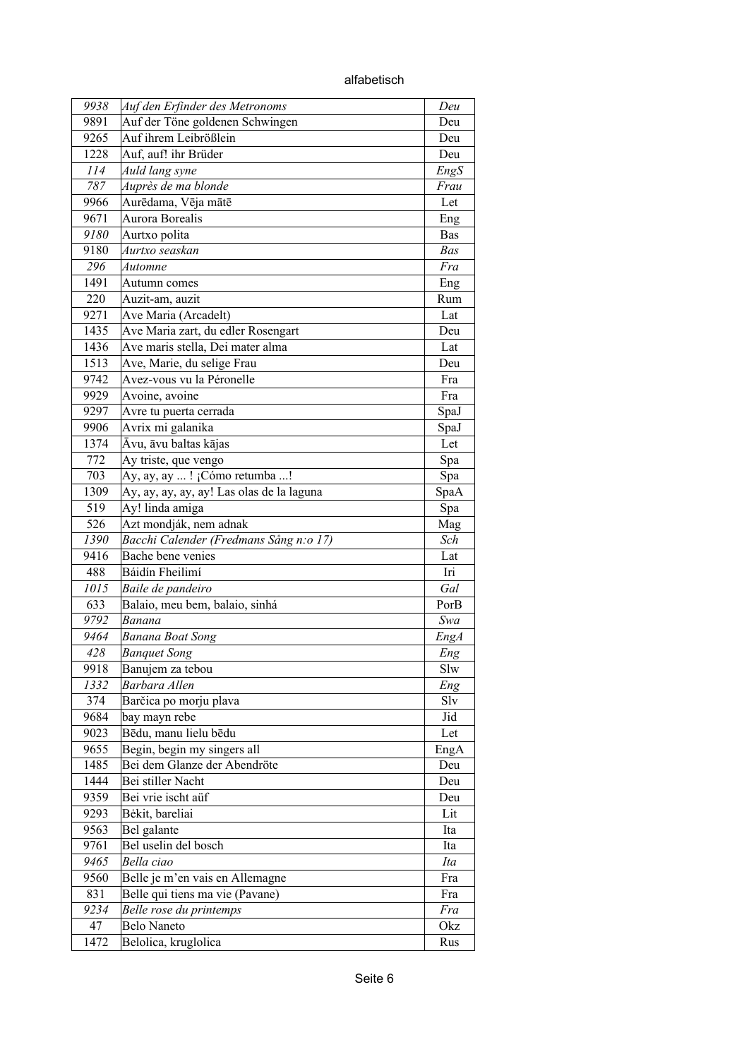alfabetisch

| | | |
|---|---|---|
| *9938* | *Auf den Erfinder des Metronoms* | *Deu* |
| 9891 | Auf der Töne goldenen Schwingen | Deu |
| 9265 | Auf ihrem Leibrößlein | Deu |
| 1228 | Auf, auf! ihr Brüder | Deu |
| *114* | *Auld lang syne* | *EngS* |
| *787* | *Auprès de ma blonde* | *Frau* |
| 9966 | Aurēdama, Vēja mātē | Let |
| 9671 | Aurora Borealis | Eng |
| *9180* | Aurtxo polita | Bas |
| 9180 | *Aurtxo seaskan* | *Bas* |
| *296* | *Automne* | *Fra* |
| 1491 | Autumn comes | Eng |
| 220 | Auzit-am, auzit | Rum |
| 9271 | Ave Maria (Arcadelt) | Lat |
| 1435 | Ave Maria zart, du edler Rosengart | Deu |
| 1436 | Ave maris stella, Dei mater alma | Lat |
| 1513 | Ave, Marie, du selige Frau | Deu |
| 9742 | Avez-vous vu la Péronelle | Fra |
| 9929 | Avoine, avoine | Fra |
| 9297 | Avre tu puerta cerrada | SpaJ |
| 9906 | Avrix mi galanika | SpaJ |
| 1374 | Āvu, āvu baltas kājas | Let |
| 772 | Ay triste, que vengo | Spa |
| 703 | Ay, ay, ay ... ! ¡Cómo retumba ...! | Spa |
| 1309 | Ay, ay, ay, ay, ay! Las olas de la laguna | SpaA |
| 519 | Ay! linda amiga | Spa |
| 526 | Azt mondják, nem adnak | Mag |
| *1390* | *Bacchi Calender (Fredmans Sång n:o 17)* | *Sch* |
| 9416 | Bache bene venies | Lat |
| 488 | Báidín Fheilimí | Iri |
| *1015* | *Baile de pandeiro* | *Gal* |
| 633 | Balaio, meu bem, balaio, sinhá | PorB |
| *9792* | *Banana* | *Swa* |
| *9464* | *Banana Boat Song* | *EngA* |
| *428* | *Banquet Song* | *Eng* |
| 9918 | Banujem za tebou | Slw |
| *1332* | *Barbara Allen* | *Eng* |
| 374 | Barčica po morju plava | Slv |
| 9684 | bay mayn rebe | Jid |
| 9023 | Bēdu, manu lielu bēdu | Let |
| 9655 | Begin, begin my singers all | EngA |
| 1485 | Bei dem Glanze der Abendröte | Deu |
| 1444 | Bei stiller Nacht | Deu |
| 9359 | Bei vrie ischt aüf | Deu |
| 9293 | Bėkit, bareliai | Lit |
| 9563 | Bel galante | Ita |
| 9761 | Bel uselin del bosch | Ita |
| *9465* | *Bella ciao* | *Ita* |
| 9560 | Belle je m'en vais en Allemagne | Fra |
| 831 | Belle qui tiens ma vie (Pavane) | Fra |
| *9234* | *Belle rose du printemps* | *Fra* |
| 47 | Belo Naneto | Okz |
| 1472 | Belolica, kruglolica | Rus |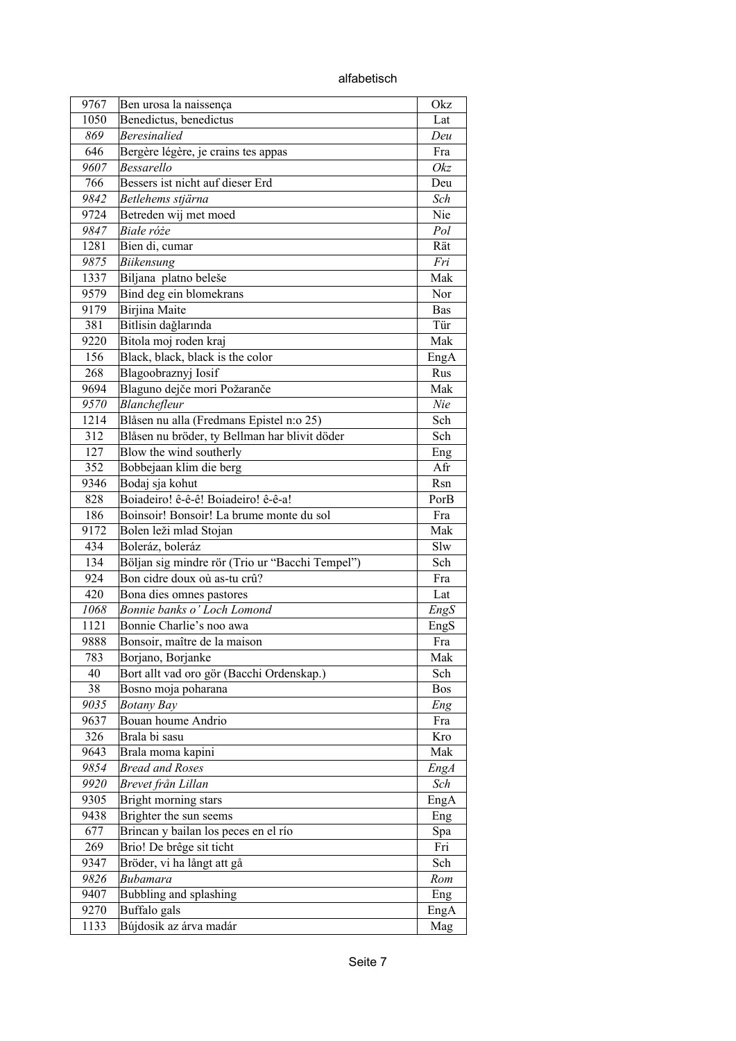alfabetisch

| | | |
|---|---|---|
| 9767 | Ben urosa la naissença | Okz |
| 1050 | Benedictus, benedictus | Lat |
| *869* | *Beresinalied* | *Deu* |
| 646 | Bergère légère, je crains tes appas | Fra |
| *9607* | *Bessarello* | *Okz* |
| 766 | Bessers ist nicht auf dieser Erd | Deu |
| *9842* | *Betlehems stjärna* | *Sch* |
| 9724 | Betreden wij met moed | Nie |
| *9847* | *Białe róże* | *Pol* |
| 1281 | Bien di, cumar | Rät |
| *9875* | *Biikensung* | *Fri* |
| 1337 | Biljana platno beleše | Mak |
| 9579 | Bind deg ein blomekrans | Nor |
| 9179 | Birjina Maite | Bas |
| 381 | Bitlisin dağlarında | Tür |
| 9220 | Bitola moj roden kraj | Mak |
| 156 | Black, black, black is the color | EngA |
| 268 | Blagoobraznyj Iosif | Rus |
| 9694 | Blaguno dejče mori Požaranče | Mak |
| *9570* | *Blanchefleur* | *Nie* |
| 1214 | Blåsen nu alla (Fredmans Epistel n:o 25) | Sch |
| 312 | Blåsen nu bröder, ty Bellman har blivit döder | Sch |
| 127 | Blow the wind southerly | Eng |
| 352 | Bobbejaan klim die berg | Afr |
| 9346 | Bodaj sja kohut | Rsn |
| 828 | Boiadeiro! ê-ê-ê! Boiadeiro! ê-ê-a! | PorB |
| 186 | Boinsoir! Bonsoir! La brume monte du sol | Fra |
| 9172 | Bolen leži mlad Stojan | Mak |
| 434 | Boleráz, boleráz | Slw |
| 134 | Böljan sig mindre rör (Trio ur "Bacchi Tempel") | Sch |
| 924 | Bon cidre doux où as-tu crû? | Fra |
| 420 | Bona dies omnes pastores | Lat |
| *1068* | *Bonnie banks o' Loch Lomond* | *EngS* |
| 1121 | Bonnie Charlie's noo awa | EngS |
| 9888 | Bonsoir, maître de la maison | Fra |
| 783 | Borjano, Borjanke | Mak |
| 40 | Bort allt vad oro gör (Bacchi Ordenskap.) | Sch |
| 38 | Bosno moja poharana | Bos |
| *9035* | *Botany Bay* | *Eng* |
| 9637 | Bouan houme Andrio | Fra |
| 326 | Brala bi sasu | Kro |
| 9643 | Brala moma kapini | Mak |
| *9854* | *Bread and Roses* | *EngA* |
| *9920* | *Brevet från Lillan* | *Sch* |
| 9305 | Bright morning stars | EngA |
| 9438 | Brighter the sun seems | Eng |
| 677 | Brincan y bailan los peces en el río | Spa |
| 269 | Brio! De brêge sit ticht | Fri |
| 9347 | Bröder, vi ha långt att gå | Sch |
| *9826* | *Bubamara* | *Rom* |
| 9407 | Bubbling and splashing | Eng |
| 9270 | Buffalo gals | EngA |
| 1133 | Bújdosik az árva madár | Mag |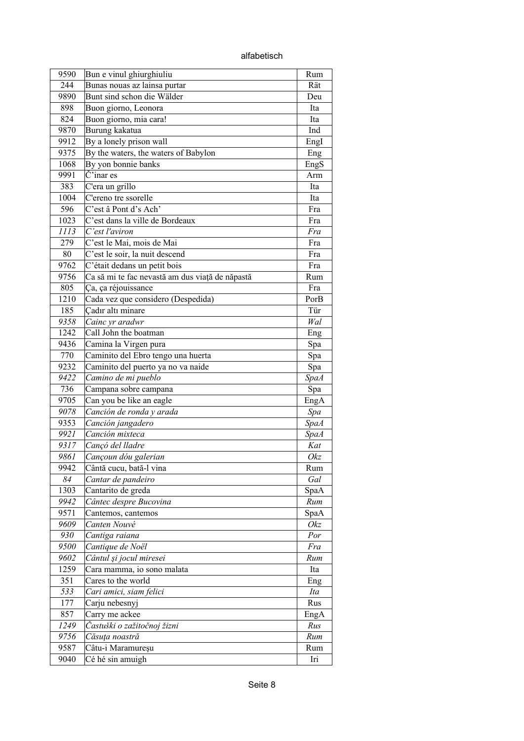alfabetisch

| 9590 | Bun e vinul ghiurghiuliu | Rum |
|---|---|---|
| 244 | Bunas nouas az lainsa purtar | Rät |
| 9890 | Bunt sind schon die Wälder | Deu |
| 898 | Buon giorno, Leonora | Ita |
| 824 | Buon giorno, mia cara! | Ita |
| 9870 | Burung kakatua | Ind |
| 9912 | By a lonely prison wall | EngI |
| 9375 | By the waters, the waters of Babylon | Eng |
| 1068 | By yon bonnie banks | EngS |
| 9991 | Č'inar es | Arm |
| 383 | C'era un grillo | Ita |
| 1004 | C'ereno tre ssorelle | Ita |
| 596 | C'est â Pont d's Ach' | Fra |
| 1023 | C'est dans la ville de Bordeaux | Fra |
| *1113* | *C'est l'aviron* | *Fra* |
| 279 | C'est le Mai, mois de Mai | Fra |
| 80 | C'est le soir, la nuit descend | Fra |
| 9762 | C'était dedans un petit bois | Fra |
| 9756 | Ca să mi te fac nevastă am dus viață de năpastă | Rum |
| 805 | Ça, ça réjouissance | Fra |
| 1210 | Cada vez que considero (Despedida) | PorB |
| 185 | Çadır altı minare | Tür |
| *9358* | *Cainc yr aradwr* | *Wal* |
| 1242 | Call John the boatman | Eng |
| 9436 | Camina la Virgen pura | Spa |
| 770 | Caminito del Ebro tengo una huerta | Spa |
| 9232 | Caminito del puerto ya no va naide | Spa |
| *9422* | *Camino de mi pueblo* | *SpaA* |
| 736 | Campana sobre campana | Spa |
| 9705 | Can you be like an eagle | EngA |
| *9078* | *Canción de ronda y arada* | *Spa* |
| 9353 | *Canción jangadero* | *SpaA* |
| *9921* | *Canción mixteca* | *SpaA* |
| *9317* | *Cançó del lladre* | *Kat* |
| *9861* | *Cançoun dóu galerian* | *Okz* |
| 9942 | Cântă cucu, bată-l vina | Rum |
| *84* | *Cantar de pandeiro* | *Gal* |
| 1303 | Cantarito de greda | SpaA |
| *9942* | *Cântec despre Bucovina* | *Rum* |
| 9571 | Cantemos, cantemos | SpaA |
| *9609* | *Canten Nouvé* | *Okz* |
| *930* | *Cantiga raiana* | *Por* |
| *9500* | *Cantique de Noël* | *Fra* |
| *9602* | *Cântul şi jocul miresei* | *Rum* |
| 1259 | Cara mamma, io sono malata | Ita |
| 351 | Cares to the world | Eng |
| *533* | *Cari amici, siam felici* | *Ita* |
| 177 | Carju nebesnyj | Rus |
| 857 | Carry me ackee | EngA |
| *1249* | *Častuški o zažitočnoj žizni* | *Rus* |
| *9756* | *Căsuţa noastră* | *Rum* |
| 9587 | Câtu-i Maramureşu | Rum |
| 9040 | Cé hé sin amuigh | Iri |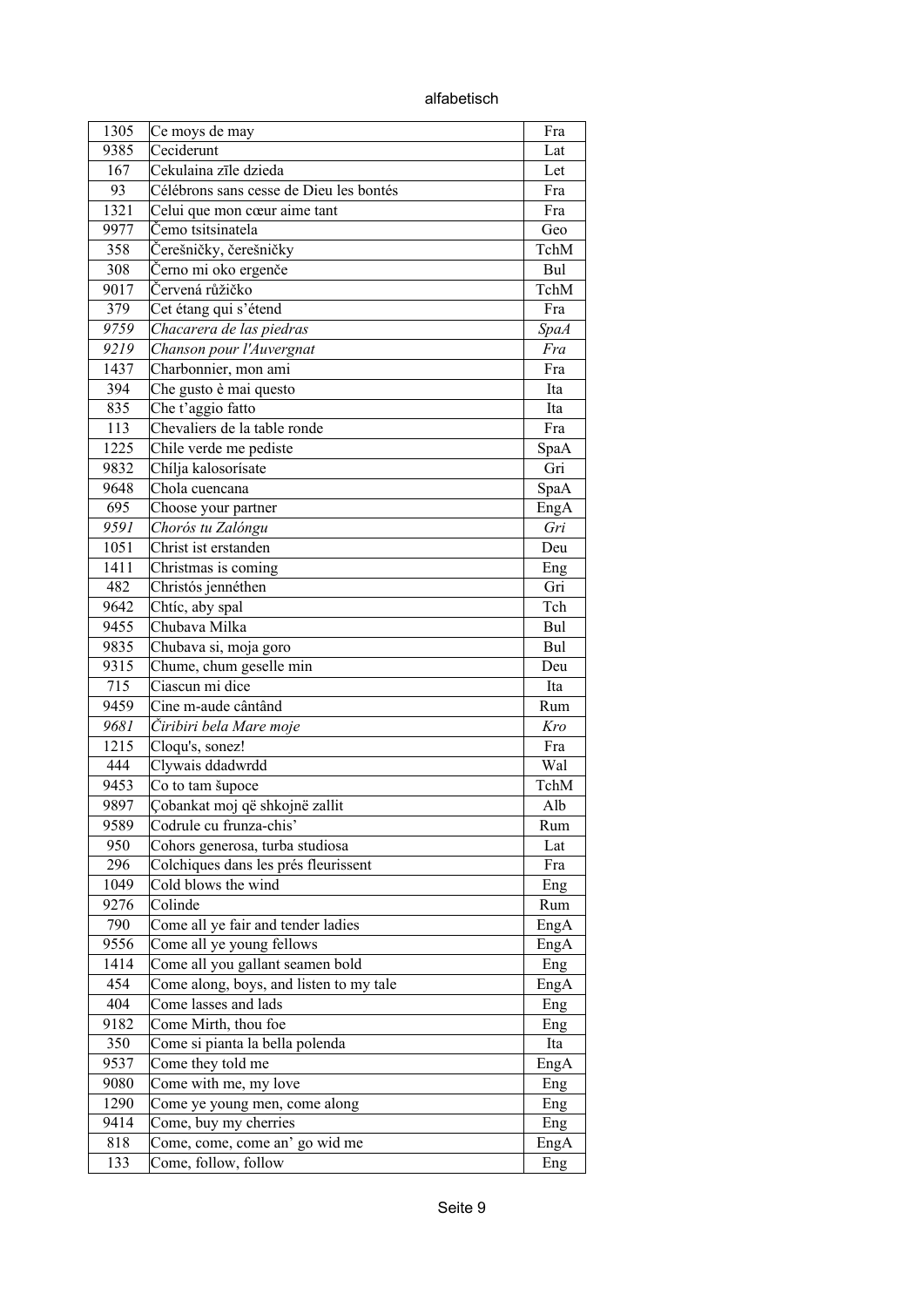| 1305 | Ce moys de may | Fra |
|---|---|---|
| 9385 | Ceciderunt | Lat |
| 167 | Cekulaina zīle dzieda | Let |
| 93 | Célébrons sans cesse de Dieu les bontés | Fra |
| 1321 | Celui que mon cœur aime tant | Fra |
| 9977 | Čemo tsitsinatela | Geo |
| 358 | Čerešničky, čerešničky | TchM |
| 308 | Černo mi oko ergenče | Bul |
| 9017 | Červená růžičko | TchM |
| 379 | Cet étang qui s'étend | Fra |
| *9759* | *Chacarera de las piedras* | *SpaA* |
| *9219* | *Chanson pour l'Auvergnat* | *Fra* |
| 1437 | Charbonnier, mon ami | Fra |
| 394 | Che gusto è mai questo | Ita |
| 835 | Che t'aggio fatto | Ita |
| 113 | Chevaliers de la table ronde | Fra |
| 1225 | Chile verde me pediste | SpaA |
| 9832 | Chílja kalosorísate | Gri |
| 9648 | Chola cuencana | SpaA |
| 695 | Choose your partner | EngA |
| *9591* | *Chorós tu Zalóngu* | *Gri* |
| 1051 | Christ ist erstanden | Deu |
| 1411 | Christmas is coming | Eng |
| 482 | Christós jennéthen | Gri |
| 9642 | Chtíc, aby spal | Tch |
| 9455 | Chubava Milka | Bul |
| 9835 | Chubava si, moja goro | Bul |
| 9315 | Chume, chum geselle min | Deu |
| 715 | Ciascun mi dice | Ita |
| 9459 | Cine m-aude cântând | Rum |
| *9681* | *Čiribiri bela Mare moje* | *Kro* |
| 1215 | Cloqu's, sonez! | Fra |
| 444 | Clywais ddadwrdd | Wal |
| 9453 | Co to tam šupoce | TchM |
| 9897 | Çobankat moj që shkojnë zallit | Alb |
| 9589 | Codrule cu frunza-chis' | Rum |
| 950 | Cohors generosa, turba studiosa | Lat |
| 296 | Colchiques dans les prés fleurissent | Fra |
| 1049 | Cold blows the wind | Eng |
| 9276 | Colinde | Rum |
| 790 | Come all ye fair and tender ladies | EngA |
| 9556 | Come all ye young fellows | EngA |
| 1414 | Come all you gallant seamen bold | Eng |
| 454 | Come along, boys, and listen to my tale | EngA |
| 404 | Come lasses and lads | Eng |
| 9182 | Come Mirth, thou foe | Eng |
| 350 | Come si pianta la bella polenda | Ita |
| 9537 | Come they told me | EngA |
| 9080 | Come with me, my love | Eng |
| 1290 | Come ye young men, come along | Eng |
| 9414 | Come, buy my cherries | Eng |
| 818 | Come, come, come an' go wid me | EngA |
| 133 | Come, follow, follow | Eng |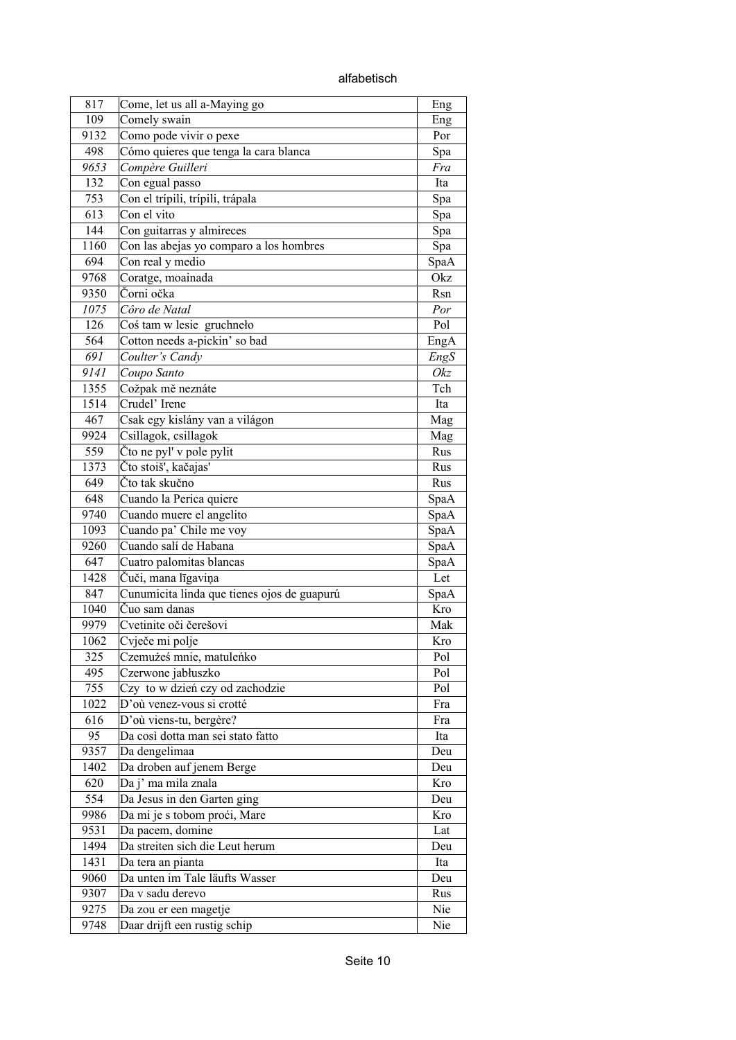| | | |
|---|---|---|
| 817 | Come, let us all a-Maying go | Eng |
| 109 | Comely swain | Eng |
| 9132 | Como pode vivir o pexe | Por |
| 498 | Cómo quieres que tenga la cara blanca | Spa |
| *9653* | *Compère Guilleri* | *Fra* |
| 132 | Con egual passo | Ita |
| 753 | Con el trípili, trípili, trápala | Spa |
| 613 | Con el vito | Spa |
| 144 | Con guitarras y almireces | Spa |
| 1160 | Con las abejas yo comparo a los hombres | Spa |
| 694 | Con real y medio | SpaA |
| 9768 | Coratge, moainada | Okz |
| 9350 | Čorni očka | Rsn |
| *1075* | *Côro de Natal* | *Por* |
| 126 | Coś tam w lesie  gruchnelo | Pol |
| 564 | Cotton needs a-pickin' so bad | EngA |
| *691* | *Coulter's Candy* | *EngS* |
| *9141* | *Coupo Santo* | *Okz* |
| 1355 | Cožpak mě neznáte | Tch |
| 1514 | Crudel' Irene | Ita |
| 467 | Csak egy kislány van a világon | Mag |
| 9924 | Csillagok, csillagok | Mag |
| 559 | Čto ne pyl' v pole pylit | Rus |
| 1373 | Čto stoiš', kačajas' | Rus |
| 649 | Čto tak skučno | Rus |
| 648 | Cuando la Perica quiere | SpaA |
| 9740 | Cuando muere el angelito | SpaA |
| 1093 | Cuando pa' Chile me voy | SpaA |
| 9260 | Cuando salí de Habana | SpaA |
| 647 | Cuatro palomitas blancas | SpaA |
| 1428 | Čuči, mana līgaviņa | Let |
| 847 | Cunumicita linda que tienes ojos de guapurú | SpaA |
| 1040 | Čuo sam danas | Kro |
| 9979 | Cvetinite oči čerešovi | Mak |
| 1062 | Cvječe mi polje | Kro |
| 325 | Czemużeś mnie, matuleńko | Pol |
| 495 | Czerwone jabłuszko | Pol |
| 755 | Czy  to w dzień czy od zachodzie | Pol |
| 1022 | D'où venez-vous si crotté | Fra |
| 616 | D'où viens-tu, bergère? | Fra |
| 95 | Da così dotta man sei stato fatto | Ita |
| 9357 | Da dengelimaa | Deu |
| 1402 | Da droben auf jenem Berge | Deu |
| 620 | Da j' ma mila znala | Kro |
| 554 | Da Jesus in den Garten ging | Deu |
| 9986 | Da mi je s tobom proći, Mare | Kro |
| 9531 | Da pacem, domine | Lat |
| 1494 | Da streiten sich die Leut herum | Deu |
| 1431 | Da tera an pianta | Ita |
| 9060 | Da unten im Tale läufts Wasser | Deu |
| 9307 | Da v sadu derevo | Rus |
| 9275 | Da zou er een magetje | Nie |
| 9748 | Daar drijft een rustig schip | Nie |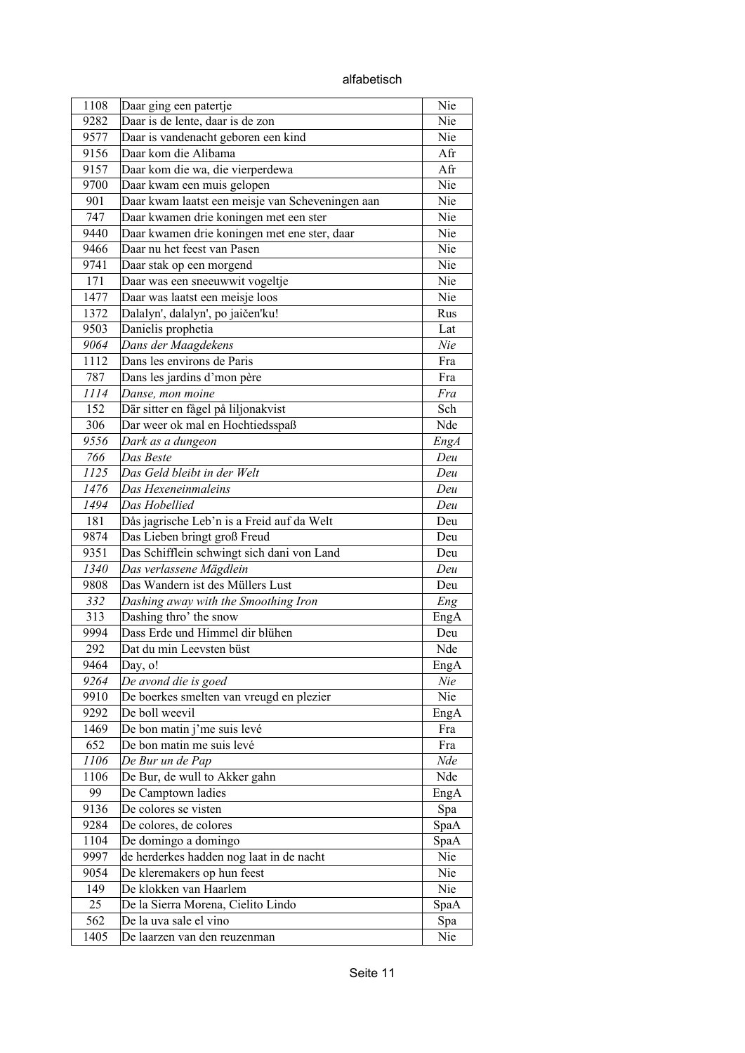alfabetisch

| | | |
|---|---|---|
| 1108 | Daar ging een patertje | Nie |
| 9282 | Daar is de lente, daar is de zon | Nie |
| 9577 | Daar is vandenacht geboren een kind | Nie |
| 9156 | Daar kom die Alibama | Afr |
| 9157 | Daar kom die wa, die vierperdewa | Afr |
| 9700 | Daar kwam een muis gelopen | Nie |
| 901 | Daar kwam laatst een meisje van Scheveningen aan | Nie |
| 747 | Daar kwamen drie koningen met een ster | Nie |
| 9440 | Daar kwamen drie koningen met ene ster, daar | Nie |
| 9466 | Daar nu het feest van Pasen | Nie |
| 9741 | Daar stak op een morgend | Nie |
| 171 | Daar was een sneeuwwit vogeltje | Nie |
| 1477 | Daar was laatst een meisje loos | Nie |
| 1372 | Dalalyn', dalalyn', po jaičen'ku! | Rus |
| 9503 | Danielis prophetia | Lat |
| *9064* | *Dans der Maagdekens* | *Nie* |
| 1112 | Dans les environs de Paris | Fra |
| 787 | Dans les jardins d'mon père | Fra |
| *1114* | *Danse, mon moine* | *Fra* |
| 152 | Där sitter en fågel på liljonakvist | Sch |
| 306 | Dar weer ok mal en Hochtiedsspaß | Nde |
| *9556* | *Dark as a dungeon* | *EngA* |
| *766* | *Das Beste* | *Deu* |
| *1125* | *Das Geld bleibt in der Welt* | *Deu* |
| *1476* | *Das Hexeneinmaleins* | *Deu* |
| *1494* | *Das Hobellied* | *Deu* |
| 181 | Dås jagrische Leb'n is a Freid auf da Welt | Deu |
| 9874 | Das Lieben bringt groß Freud | Deu |
| 9351 | Das Schifflein schwingt sich dani von Land | Deu |
| *1340* | *Das verlassene Mägdlein* | *Deu* |
| 9808 | Das Wandern ist des Müllers Lust | Deu |
| *332* | *Dashing away with the Smoothing Iron* | *Eng* |
| 313 | Dashing thro' the snow | EngA |
| 9994 | Dass Erde und Himmel dir blühen | Deu |
| 292 | Dat du min Leevsten büst | Nde |
| 9464 | Day, o! | EngA |
| *9264* | *De avond die is goed* | *Nie* |
| 9910 | De boerkes smelten van vreugd en plezier | Nie |
| 9292 | De boll weevil | EngA |
| 1469 | De bon matin j'me suis levé | Fra |
| 652 | De bon matin me suis levé | Fra |
| *1106* | *De Bur un de Pap* | *Nde* |
| 1106 | De Bur, de wull to Akker gahn | Nde |
| 99 | De Camptown ladies | EngA |
| 9136 | De colores se visten | Spa |
| 9284 | De colores, de colores | SpaA |
| 1104 | De domingo a domingo | SpaA |
| 9997 | de herderkes hadden nog laat in de nacht | Nie |
| 9054 | De kleremakers op hun feest | Nie |
| 149 | De klokken van Haarlem | Nie |
| 25 | De la Sierra Morena, Cielito Lindo | SpaA |
| 562 | De la uva sale el vino | Spa |
| 1405 | De laarzen van den reuzenman | Nie |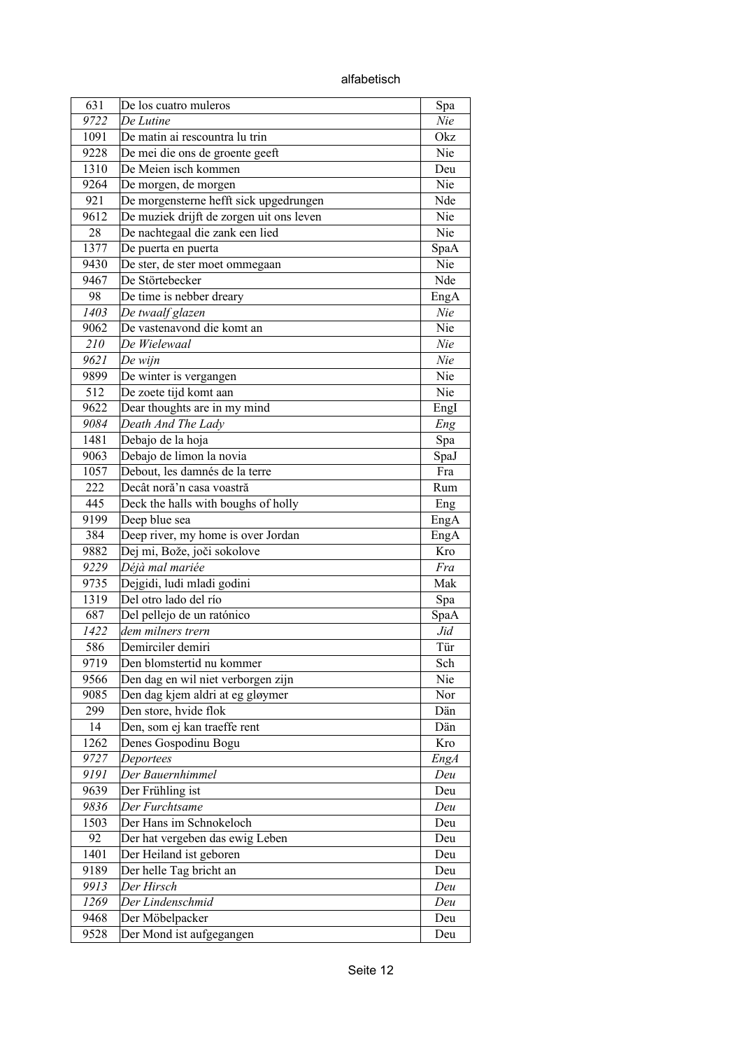| 631 | De los cuatro muleros | Spa |
|---|---|---|
| *9722* | *De Lutine* | *Nie* |
| 1091 | De matin ai rescountra lu trin | Okz |
| 9228 | De mei die ons de groente geeft | Nie |
| 1310 | De Meien isch kommen | Deu |
| 9264 | De morgen, de morgen | Nie |
| 921 | De morgensterne hefft sick upgedrungen | Nde |
| 9612 | De muziek drijft de zorgen uit ons leven | Nie |
| 28 | De nachtegaal die zank een lied | Nie |
| 1377 | De puerta en puerta | SpaA |
| 9430 | De ster, de ster moet ommegaan | Nie |
| 9467 | De Störtebecker | Nde |
| 98 | De time is nebber dreary | EngA |
| *1403* | *De twaalf glazen* | *Nie* |
| 9062 | De vastenavond die komt an | Nie |
| *210* | *De Wielewaal* | *Nie* |
| *9621* | *De wijn* | *Nie* |
| 9899 | De winter is vergangen | Nie |
| 512 | De zoete tijd komt aan | Nie |
| 9622 | Dear thoughts are in my mind | EngI |
| *9084* | *Death And The Lady* | *Eng* |
| 1481 | Debajo de la hoja | Spa |
| 9063 | Debajo de limon la novia | SpaJ |
| 1057 | Debout, les damnés de la terre | Fra |
| 222 | Decât noră'n casa voastră | Rum |
| 445 | Deck the halls with boughs of holly | Eng |
| 9199 | Deep blue sea | EngA |
| 384 | Deep river, my home is over Jordan | EngA |
| 9882 | Dej mi, Bože, joči sokolove | Kro |
| *9229* | *Déjà mal mariée* | *Fra* |
| 9735 | Dejgidi, ludi mladi godini | Mak |
| 1319 | Del otro lado del río | Spa |
| 687 | Del pellejo de un ratónico | SpaA |
| *1422* | *dem milners trern* | *Jid* |
| 586 | Demirciler demiri | Tür |
| 9719 | Den blomstertid nu kommer | Sch |
| 9566 | Den dag en wil niet verborgen zijn | Nie |
| 9085 | Den dag kjem aldri at eg gløymer | Nor |
| 299 | Den store, hvide flok | Dän |
| 14 | Den, som ej kan traeffe rent | Dän |
| 1262 | Denes Gospodinu Bogu | Kro |
| *9727* | *Deportees* | *EngA* |
| *9191* | *Der Bauernhimmel* | *Deu* |
| 9639 | Der Frühling ist | Deu |
| *9836* | *Der Furchtsame* | *Deu* |
| 1503 | Der Hans im Schnokeloch | Deu |
| 92 | Der hat vergeben das ewig Leben | Deu |
| 1401 | Der Heiland ist geboren | Deu |
| 9189 | Der helle Tag bricht an | Deu |
| *9913* | *Der Hirsch* | *Deu* |
| *1269* | *Der Lindenschmid* | *Deu* |
| 9468 | Der Möbelpacker | Deu |
| 9528 | Der Mond ist aufgegangen | Deu |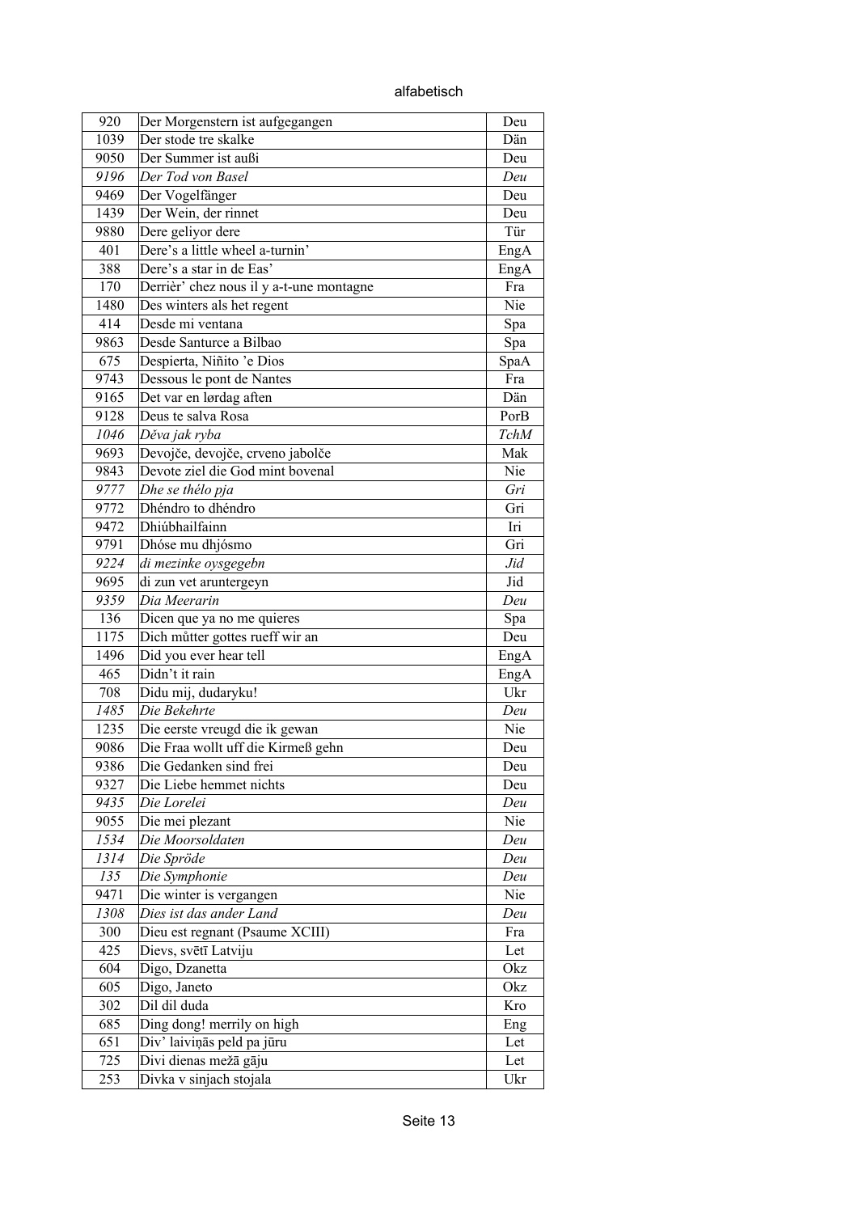alfabetisch

| | | |
|---|---|---|
| 920 | Der Morgenstern ist aufgegangen | Deu |
| 1039 | Der stode tre skalke | Dän |
| 9050 | Der Summer ist außi | Deu |
| *9196* | *Der Tod von Basel* | *Deu* |
| 9469 | Der Vogelfänger | Deu |
| 1439 | Der Wein, der rinnet | Deu |
| 9880 | Dere geliyor dere | Tür |
| 401 | Dere's a little wheel a-turnin' | EngA |
| 388 | Dere's a star in de Eas' | EngA |
| 170 | Derrièr' chez nous il y a-t-une montagne | Fra |
| 1480 | Des winters als het regent | Nie |
| 414 | Desde mi ventana | Spa |
| 9863 | Desde Santurce a Bilbao | Spa |
| 675 | Despierta, Niñito 'e Dios | SpaA |
| 9743 | Dessous le pont de Nantes | Fra |
| 9165 | Det var en lørdag aften | Dän |
| 9128 | Deus te salva Rosa | PorB |
| *1046* | *Děva jak ryba* | *TchM* |
| 9693 | Devojče, devojče, crveno jabolče | Mak |
| 9843 | Devote ziel die God mint bovenal | Nie |
| *9777* | *Dhe se thélo pja* | *Gri* |
| 9772 | Dhéndro to dhéndro | Gri |
| 9472 | Dhiúbhailfainn | Iri |
| 9791 | Dhóse mu dhjósmo | Gri |
| *9224* | *di mezinke oysgegebn* | *Jid* |
| 9695 | di zun vet aruntergeyn | Jid |
| *9359* | *Dia Meerarin* | *Deu* |
| 136 | Dicen que ya no me quieres | Spa |
| 1175 | Dich můtter gottes rueff wir an | Deu |
| 1496 | Did you ever hear tell | EngA |
| 465 | Didn't it rain | EngA |
| 708 | Didu mij, dudaryku! | Ukr |
| *1485* | *Die Bekehrte* | *Deu* |
| 1235 | Die eerste vreugd die ik gewan | Nie |
| 9086 | Die Fraa wollt uff die Kirmeß gehn | Deu |
| 9386 | Die Gedanken sind frei | Deu |
| 9327 | Die Liebe hemmet nichts | Deu |
| *9435* | *Die Lorelei* | *Deu* |
| 9055 | Die mei plezant | Nie |
| *1534* | *Die Moorsoldaten* | *Deu* |
| *1314* | *Die Spröde* | *Deu* |
| *135* | *Die Symphonie* | *Deu* |
| 9471 | Die winter is vergangen | Nie |
| *1308* | *Dies ist das ander Land* | *Deu* |
| 300 | Dieu est regnant (Psaume XCIII) | Fra |
| 425 | Dievs, svētī Latviju | Let |
| 604 | Digo, Dzanetta | Okz |
| 605 | Digo, Janeto | Okz |
| 302 | Dil dil duda | Kro |
| 685 | Ding dong! merrily on high | Eng |
| 651 | Div' laiviņās peld pa jūru | Let |
| 725 | Divi dienas mežā gāju | Let |
| 253 | Divka v sinjach stojala | Ukr |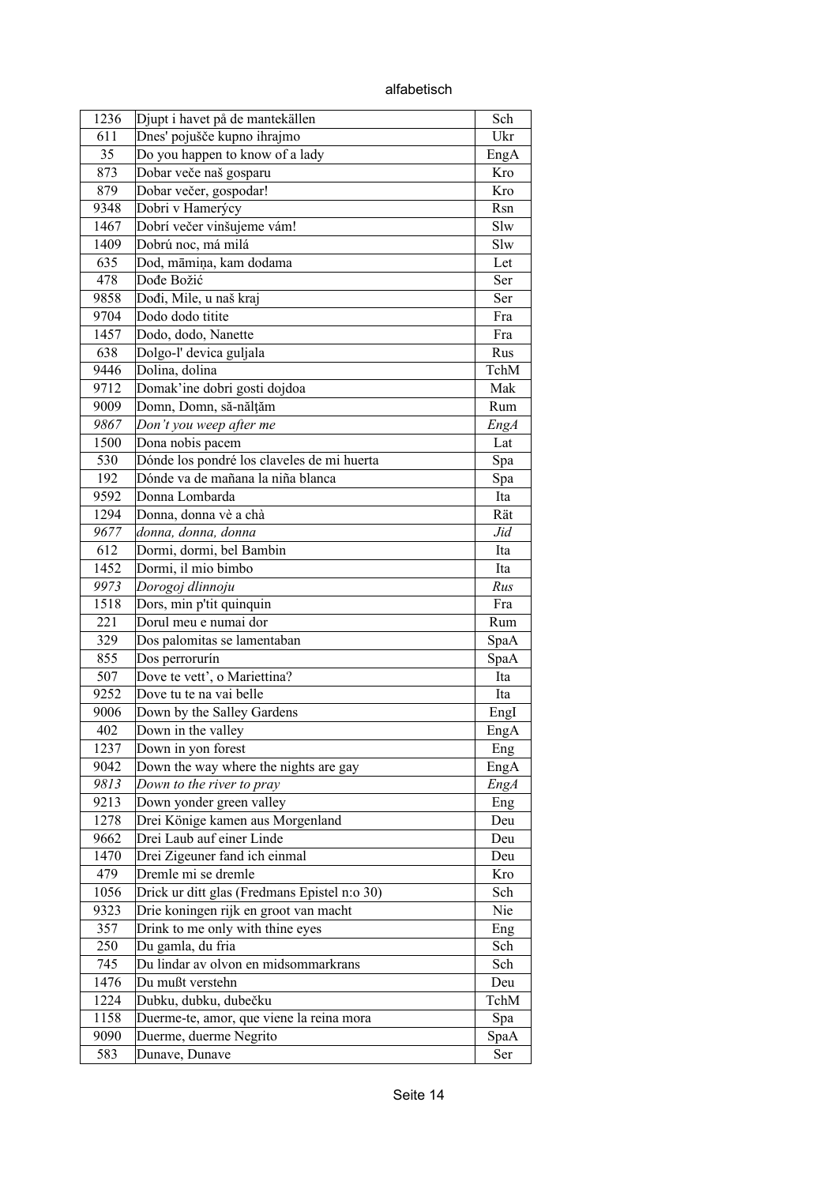alfabetisch

| | | |
|---|---|---|
| 1236 | Djupt i havet på de mantekällen | Sch |
| 611 | Dnes' pojušče kupno ihrajmo | Ukr |
| 35 | Do you happen to know of a lady | EngA |
| 873 | Dobar veče naš gosparu | Kro |
| 879 | Dobar večer, gospodar! | Kro |
| 9348 | Dobri v Hamerýcy | Rsn |
| 1467 | Dobrí večer vinšujeme vám! | Slw |
| 1409 | Dobrú noc, má milá | Slw |
| 635 | Dod, māmiņa, kam dodama | Let |
| 478 | Dođe Božić | Ser |
| 9858 | Dođi, Mile, u naš kraj | Ser |
| 9704 | Dodo dodo titite | Fra |
| 1457 | Dodo, dodo, Nanette | Fra |
| 638 | Dolgo-l' devica guljala | Rus |
| 9446 | Dolina, dolina | TchM |
| 9712 | Domak'ine dobri gosti dojdoa | Mak |
| 9009 | Domn, Domn, să-nălţăm | Rum |
| *9867* | *Don't you weep after me* | *EngA* |
| 1500 | Dona nobis pacem | Lat |
| 530 | Dónde los pondré los claveles de mi huerta | Spa |
| 192 | Dónde va de mañana la niña blanca | Spa |
| 9592 | Donna Lombarda | Ita |
| 1294 | Donna, donna vè a chà | Rät |
| *9677* | *donna, donna, donna* | *Jid* |
| 612 | Dormi, dormi, bel Bambin | Ita |
| 1452 | Dormi, il mio bimbo | Ita |
| *9973* | *Dorogoj dlinnoju* | *Rus* |
| 1518 | Dors, min p'tit quinquin | Fra |
| 221 | Dorul meu e numai dor | Rum |
| 329 | Dos palomitas se lamentaban | SpaA |
| 855 | Dos perrorurín | SpaA |
| 507 | Dove te vett', o Mariettina? | Ita |
| 9252 | Dove tu te na vai belle | Ita |
| 9006 | Down by the Salley Gardens | EngI |
| 402 | Down in the valley | EngA |
| 1237 | Down in yon forest | Eng |
| 9042 | Down the way where the nights are gay | EngA |
| *9813* | *Down to the river to pray* | *EngA* |
| 9213 | Down yonder green valley | Eng |
| 1278 | Drei Könige kamen aus Morgenland | Deu |
| 9662 | Drei Laub auf einer Linde | Deu |
| 1470 | Drei Zigeuner fand ich einmal | Deu |
| 479 | Dremle mi se dremle | Kro |
| 1056 | Drick ur ditt glas (Fredmans Epistel n:o 30) | Sch |
| 9323 | Drie koningen rijk en groot van macht | Nie |
| 357 | Drink to me only with thine eyes | Eng |
| 250 | Du gamla, du fria | Sch |
| 745 | Du lindar av olvon en midsommarkrans | Sch |
| 1476 | Du mußt verstehn | Deu |
| 1224 | Dubku, dubku, dubečku | TchM |
| 1158 | Duerme-te, amor, que viene la reina mora | Spa |
| 9090 | Duerme, duerme Negrito | SpaA |
| 583 | Dunave, Dunave | Ser |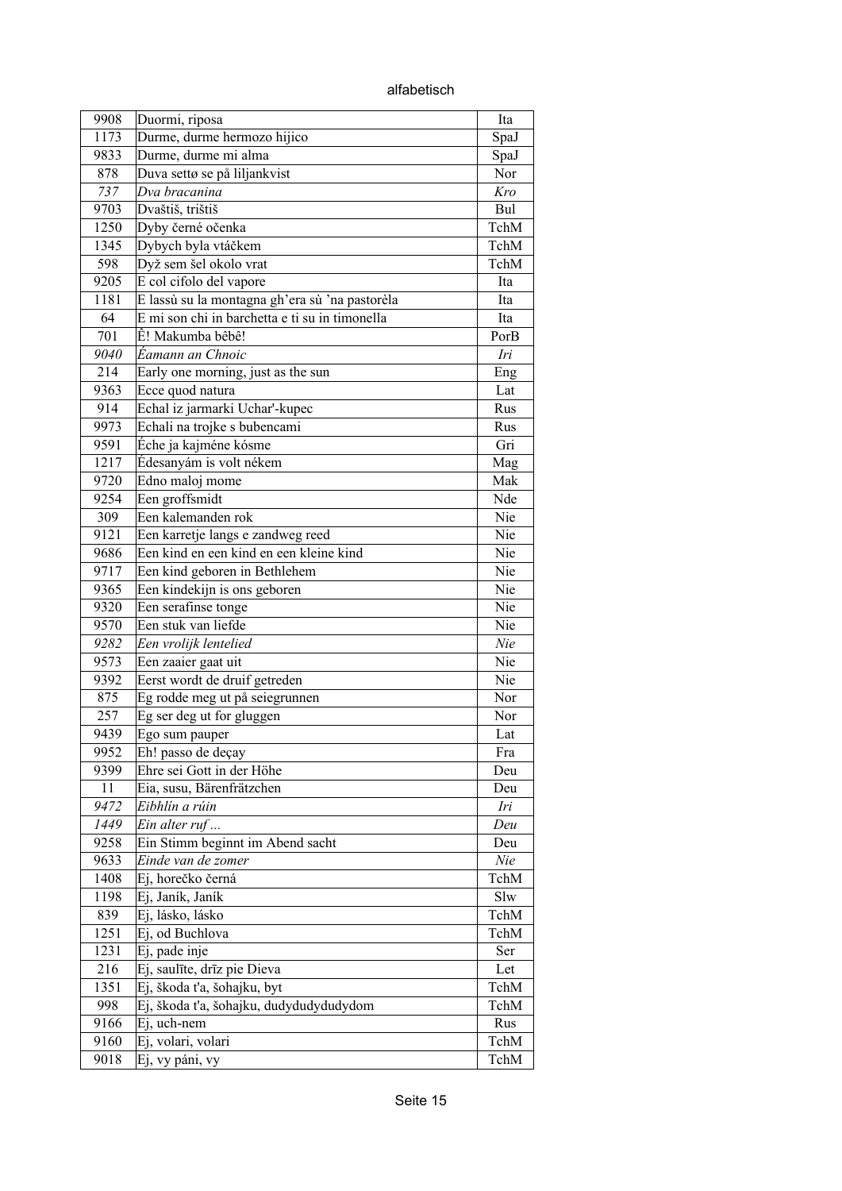alfabetisch

| | | |
|---|---|---|
| 9908 | Duormi, riposa | Ita |
| 1173 | Durme, durme hermozo hijico | SpaJ |
| 9833 | Durme, durme mi alma | SpaJ |
| 878 | Duva settø se på liljankvist | Nor |
| *737* | *Dva bracanina* | *Kro* |
| 9703 | Dvaštiš, trištiš | Bul |
| 1250 | Dyby černé očenka | TchM |
| 1345 | Dybych byla vtáčkem | TchM |
| 598 | Dyž sem šel okolo vrat | TchM |
| 9205 | E col cifolo del vapore | Ita |
| 1181 | E lassù su la montagna gh'era sù 'na pastorèla | Ita |
| 64 | E mi son chi in barchetta e ti su in timonella | Ita |
| 701 | Ê! Makumba bêbê! | PorB |
| *9040* | *Éamann an Chnoic* | *Iri* |
| 214 | Early one morning, just as the sun | Eng |
| 9363 | Ecce quod natura | Lat |
| 914 | Echal iz jarmarki Uchar'-kupec | Rus |
| 9973 | Echali na trojke s bubencami | Rus |
| 9591 | Éche ja kajméne kósme | Gri |
| 1217 | Édesanyám is volt nékem | Mag |
| 9720 | Edno maloj mome | Mak |
| 9254 | Een groffsmidt | Nde |
| 309 | Een kalemanden rok | Nie |
| 9121 | Een karretje langs e zandweg reed | Nie |
| 9686 | Een kind en een kind en een kleine kind | Nie |
| 9717 | Een kind geboren in Bethlehem | Nie |
| 9365 | Een kindekijn is ons geboren | Nie |
| 9320 | Een serafinse tonge | Nie |
| 9570 | Een stuk van liefde | Nie |
| *9282* | *Een vrolijk lentelied* | *Nie* |
| 9573 | Een zaaier gaat uit | Nie |
| 9392 | Eerst wordt de druif getreden | Nie |
| 875 | Eg rodde meg ut på seiegrunnen | Nor |
| 257 | Eg ser deg ut for gluggen | Nor |
| 9439 | Ego sum pauper | Lat |
| 9952 | Eh! passo de deçay | Fra |
| 9399 | Ehre sei Gott in der Höhe | Deu |
| 11 | Eia, susu, Bärenfrätzchen | Deu |
| *9472* | *Eibhlín a rúin* | *Iri* |
| *1449* | *Ein alter ruf ...* | *Deu* |
| 9258 | Ein Stimm beginnt im Abend sacht | Deu |
| *9633* | *Einde van de zomer* | *Nie* |
| 1408 | Ej, horečko černá | TchM |
| 1198 | Ej, Janík, Janík | Slw |
| 839 | Ej, lásko, lásko | TchM |
| 1251 | Ej, od Buchlova | TchM |
| 1231 | Ej, pade inje | Ser |
| 216 | Ej, saulīte, drīz pie Dieva | Let |
| 1351 | Ej, škoda t'a, šohajku, byt | TchM |
| 998 | Ej, škoda t'a, šohajku, dudydudydudydom | TchM |
| 9166 | Ej, uch-nem | Rus |
| 9160 | Ej, volari, volari | TchM |
| 9018 | Ej, vy páni, vy | TchM |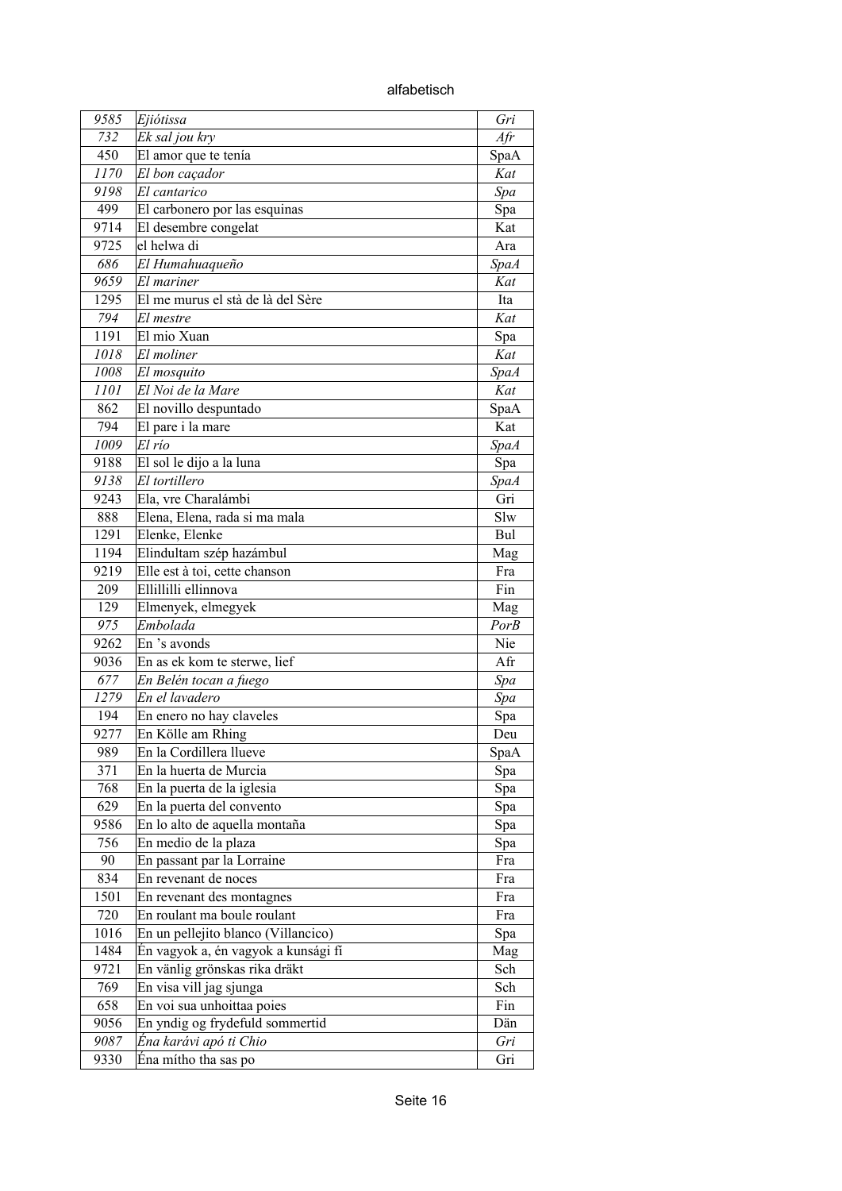alfabetisch

| | | |
|---|---|---|
| *9585* | *Ejiótissa* | *Gri* |
| *732* | *Ek sal jou kry* | *Afr* |
| 450 | El amor que te tenía | SpaA |
| *1170* | *El bon caçador* | *Kat* |
| *9198* | *El cantarico* | *Spa* |
| 499 | El carbonero por las esquinas | Spa |
| 9714 | El desembre congelat | Kat |
| 9725 | el helwa di | Ara |
| *686* | *El Humahuaqueño* | *SpaA* |
| *9659* | *El mariner* | *Kat* |
| 1295 | El me murus el stà de là del Sère | Ita |
| *794* | *El mestre* | *Kat* |
| 1191 | El mio Xuan | Spa |
| *1018* | *El moliner* | *Kat* |
| *1008* | *El mosquito* | *SpaA* |
| *1101* | *El Noi de la Mare* | *Kat* |
| 862 | El novillo despuntado | SpaA |
| 794 | El pare i la mare | Kat |
| *1009* | *El río* | *SpaA* |
| 9188 | El sol le dijo a la luna | Spa |
| *9138* | *El tortillero* | *SpaA* |
| 9243 | Ela, vre Charalámbi | Gri |
| 888 | Elena, Elena, rada si ma mala | Slw |
| 1291 | Elenke, Elenke | Bul |
| 1194 | Elindultam szép hazámbul | Mag |
| 9219 | Elle est à toi, cette chanson | Fra |
| 209 | Ellillilli ellinnova | Fin |
| 129 | Elmenyek, elmegyek | Mag |
| *975* | *Embolada* | *PorB* |
| 9262 | En 's avonds | Nie |
| 9036 | En as ek kom te sterwe, lief | Afr |
| *677* | *En Belén tocan a fuego* | *Spa* |
| *1279* | *En el lavadero* | *Spa* |
| 194 | En enero no hay claveles | Spa |
| 9277 | En Kölle am Rhing | Deu |
| 989 | En la Cordillera llueve | SpaA |
| 371 | En la huerta de Murcia | Spa |
| 768 | En la puerta de la iglesia | Spa |
| 629 | En la puerta del convento | Spa |
| 9586 | En lo alto de aquella montaña | Spa |
| 756 | En medio de la plaza | Spa |
| 90 | En passant par la Lorraine | Fra |
| 834 | En revenant de noces | Fra |
| 1501 | En revenant des montagnes | Fra |
| 720 | En roulant ma boule roulant | Fra |
| 1016 | En un pellejito blanco (Villancico) | Spa |
| 1484 | Én vagyok a, én vagyok a kunsági fi | Mag |
| 9721 | En vänlig grönskas rika dräkt | Sch |
| 769 | En visa vill jag sjunga | Sch |
| 658 | En voi sua unhoittaa poies | Fin |
| 9056 | En yndig og frydefuld sommertid | Dän |
| *9087* | *Éna karávi apó ti Chio* | *Gri* |
| 9330 | Éna mítho tha sas po | Gri |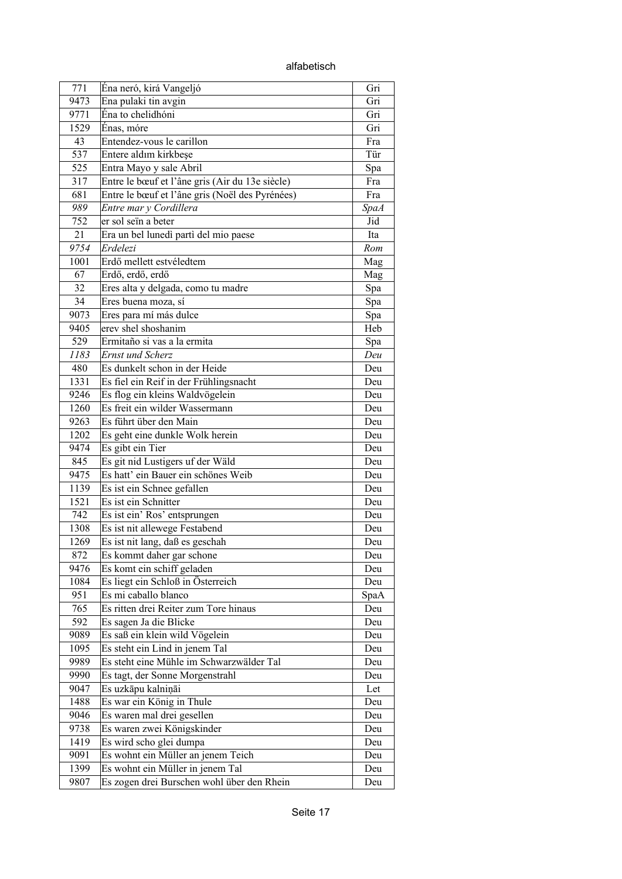alfabetisch

| | | |
|---|---|---|
| 771 | Éna neró, kirá Vangeljó | Gri |
| 9473 | Ena pulaki tin avgin | Gri |
| 9771 | Éna to chelidhóni | Gri |
| 1529 | Énas, móre | Gri |
| 43 | Entendez-vous le carillon | Fra |
| 537 | Entere aldım kirkbeşe | Tür |
| 525 | Entra Mayo y sale Abril | Spa |
| 317 | Entre le bœuf et l'âne gris (Air du 13e siècle) | Fra |
| 681 | Entre le bœuf et l'âne gris (Noël des Pyrénées) | Fra |
| *989* | *Entre mar y Cordillera* | *SpaA* |
| 752 | er sol seïn a beter | Jid |
| 21 | Era un bel lunedì partì del mio paese | Ita |
| *9754* | *Erdelezi* | *Rom* |
| 1001 | Erdő mellett estvéledtem | Mag |
| 67 | Erdő, erdő, erdő | Mag |
| 32 | Eres alta y delgada, como tu madre | Spa |
| 34 | Eres buena moza, sí | Spa |
| 9073 | Eres para mí más dulce | Spa |
| 9405 | erev shel shoshanim | Heb |
| 529 | Ermitaño si vas a la ermita | Spa |
| *1183* | *Ernst und Scherz* | *Deu* |
| 480 | Es dunkelt schon in der Heide | Deu |
| 1331 | Es fiel ein Reif in der Frühlingsnacht | Deu |
| 9246 | Es flog ein kleins Waldvögelein | Deu |
| 1260 | Es freit ein wilder Wassermann | Deu |
| 9263 | Es führt über den Main | Deu |
| 1202 | Es geht eine dunkle Wolk herein | Deu |
| 9474 | Es gibt ein Tier | Deu |
| 845 | Es git nid Lustigers uf der Wäld | Deu |
| 9475 | Es hatt' ein Bauer ein schönes Weib | Deu |
| 1139 | Es ist ein Schnee gefallen | Deu |
| 1521 | Es ist ein Schnitter | Deu |
| 742 | Es ist ein' Ros' entsprungen | Deu |
| 1308 | Es ist nit allewege Festabend | Deu |
| 1269 | Es ist nit lang, daß es geschah | Deu |
| 872 | Es kommt daher gar schone | Deu |
| 9476 | Es komt ein schiff geladen | Deu |
| 1084 | Es liegt ein Schloß in Österreich | Deu |
| 951 | Es mi caballo blanco | SpaA |
| 765 | Es ritten drei Reiter zum Tore hinaus | Deu |
| 592 | Es sagen Ja die Blicke | Deu |
| 9089 | Es saß ein klein wild Vögelein | Deu |
| 1095 | Es steht ein Lind in jenem Tal | Deu |
| 9989 | Es steht eine Mühle im Schwarzwälder Tal | Deu |
| 9990 | Es tagt, der Sonne Morgenstrahl | Deu |
| 9047 | Es uzkāpu kalniņāi | Let |
| 1488 | Es war ein König in Thule | Deu |
| 9046 | Es waren mal drei gesellen | Deu |
| 9738 | Es waren zwei Königskinder | Deu |
| 1419 | Es wird scho glei dumpa | Deu |
| 9091 | Es wohnt ein Müller an jenem Teich | Deu |
| 1399 | Es wohnt ein Müller in jenem Tal | Deu |
| 9807 | Es zogen drei Burschen wohl über den Rhein | Deu |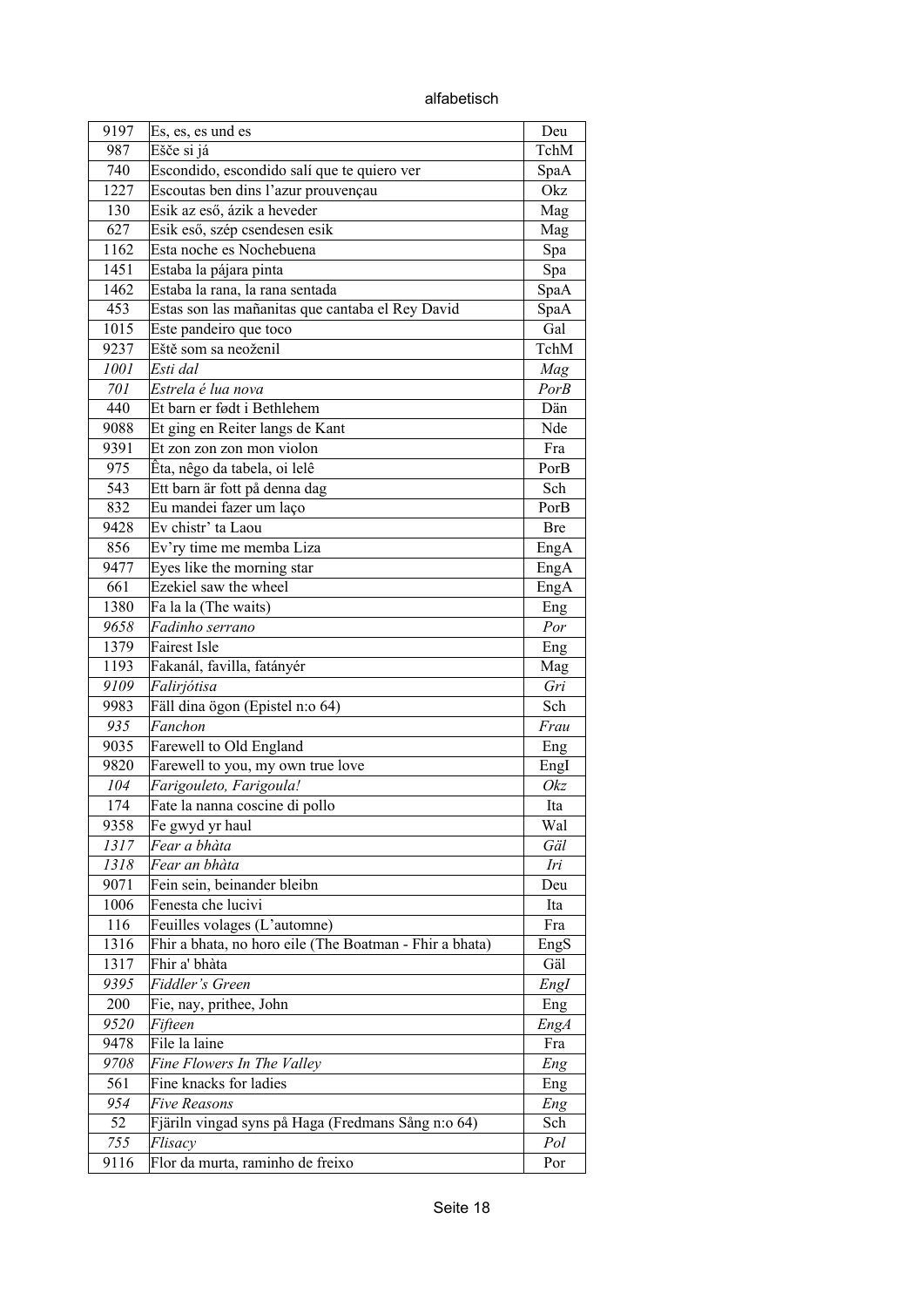alfabetisch

| | | |
|---|---|---|
| 9197 | Es, es, es und es | Deu |
| 987 | Ešče si já | TchM |
| 740 | Escondido, escondido salí que te quiero ver | SpaA |
| 1227 | Escoutas ben dins l'azur prouvençau | Okz |
| 130 | Esik az eső, ázik a heveder | Mag |
| 627 | Esik eső, szép csendesen esik | Mag |
| 1162 | Esta noche es Nochebuena | Spa |
| 1451 | Estaba la pájara pinta | Spa |
| 1462 | Estaba la rana, la rana sentada | SpaA |
| 453 | Estas son las mañanitas que cantaba el Rey David | SpaA |
| 1015 | Este pandeiro que toco | Gal |
| 9237 | Eště som sa neoženil | TchM |
| *1001* | *Esti dal* | *Mag* |
| *701* | *Estrela é lua nova* | *PorB* |
| 440 | Et barn er født i Bethlehem | Dän |
| 9088 | Et ging en Reiter langs de Kant | Nde |
| 9391 | Et zon zon zon mon violon | Fra |
| 975 | Êta, nêgo da tabela, oi lelê | PorB |
| 543 | Ett barn är fott på denna dag | Sch |
| 832 | Eu mandei fazer um laço | PorB |
| 9428 | Ev chistr' ta Laou | Bre |
| 856 | Ev'ry time me memba Liza | EngA |
| 9477 | Eyes like the morning star | EngA |
| 661 | Ezekiel saw the wheel | EngA |
| 1380 | Fa la la (The waits) | Eng |
| *9658* | *Fadinho serrano* | *Por* |
| 1379 | Fairest Isle | Eng |
| 1193 | Fakanál, favilla, fatányér | Mag |
| *9109* | *Falirjótisa* | *Gri* |
| 9983 | Fäll dina ögon (Epistel n:o 64) | Sch |
| *935* | *Fanchon* | *Frau* |
| 9035 | Farewell to Old England | Eng |
| 9820 | Farewell to you, my own true love | EngI |
| *104* | *Farigouleto, Farigoula!* | *Okz* |
| 174 | Fate la nanna coscine di pollo | Ita |
| 9358 | Fe gwyd yr haul | Wal |
| *1317* | *Fear a bhàta* | *Gäl* |
| *1318* | *Fear an bhàta* | *Iri* |
| 9071 | Fein sein, beinander bleibn | Deu |
| 1006 | Fenesta che lucivi | Ita |
| 116 | Feuilles volages (L'automne) | Fra |
| 1316 | Fhir a bhata, no horo eile (The Boatman - Fhir a bhata) | EngS |
| 1317 | Fhir a' bhàta | Gäl |
| *9395* | *Fiddler's Green* | *EngI* |
| 200 | Fie, nay, prithee, John | Eng |
| *9520* | *Fifteen* | *EngA* |
| 9478 | File la laine | Fra |
| *9708* | *Fine Flowers In The Valley* | *Eng* |
| 561 | Fine knacks for ladies | Eng |
| *954* | *Five Reasons* | *Eng* |
| 52 | Fjäriln vingad syns på Haga (Fredmans Sång n:o 64) | Sch |
| *755* | *Flisacy* | *Pol* |
| 9116 | Flor da murta, raminho de freixo | Por |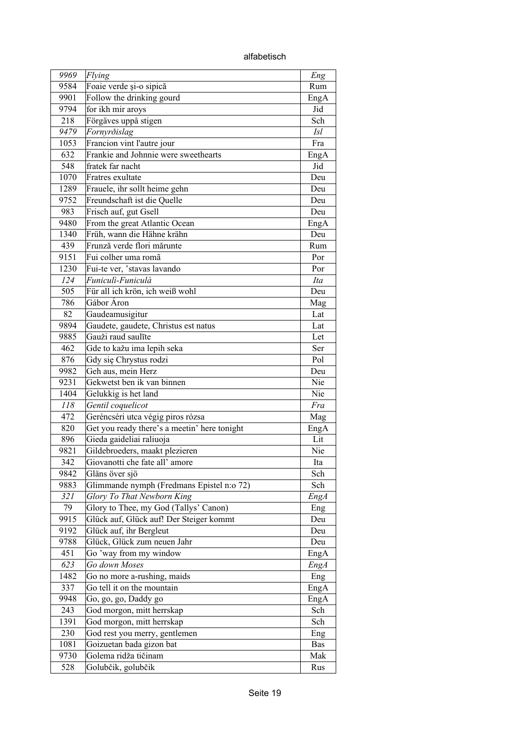alfabetisch

| | | |
|---|---|---|
| *9969* | *Flying* | *Eng* |
| 9584 | Foaie verde şi-o sipică | Rum |
| 9901 | Follow the drinking gourd | EngA |
| 9794 | for ikh mir aroys | Jid |
| 218 | Förgäves uppå stigen | Sch |
| *9479* | *Fornyrðislag* | *Isl* |
| 1053 | Francion vint l'autre jour | Fra |
| 632 | Frankie and Johnnie were sweethearts | EngA |
| 548 | fratek far nacht | Jid |
| 1070 | Fratres exultate | Deu |
| 1289 | Frauele, ihr sollt heime gehn | Deu |
| 9752 | Freundschaft ist die Quelle | Deu |
| 983 | Frisch auf, gut Gsell | Deu |
| 9480 | From the great Atlantic Ocean | EngA |
| 1340 | Früh, wann die Hähne krähn | Deu |
| 439 | Frunză verde flori mărunte | Rum |
| 9151 | Fui colher uma romã | Por |
| 1230 | Fui-te ver, 'stavas lavando | Por |
| *124* | *Funiculì-Funiculà* | *Ita* |
| 505 | Für all ich krön, ich weiß wohl | Deu |
| 786 | Gábor Áron | Mag |
| 82 | Gaudeamusigitur | Lat |
| 9894 | Gaudete, gaudete, Christus est natus | Lat |
| 9885 | Gauži raud saulīte | Let |
| 462 | Gde to kažu ima lepih seka | Ser |
| 876 | Gdy się Chrystus rodzi | Pol |
| 9982 | Geh aus, mein Herz | Deu |
| 9231 | Gekwetst ben ik van binnen | Nie |
| 1404 | Gelukkig is het land | Nie |
| *118* | *Gentil coquelicot* | *Fra* |
| 472 | Geréncséri utca végig piros rózsa | Mag |
| 820 | Get you ready there's a meetin' here tonight | EngA |
| 896 | Gieda gaideliai raliuoja | Lit |
| 9821 | Gildebroeders, maakt plezieren | Nie |
| 342 | Giovanotti che fate all' amore | Ita |
| 9842 | Gläns över sjö | Sch |
| 9883 | Glimmande nymph (Fredmans Epistel n:o 72) | Sch |
| *321* | *Glory To That Newborn King* | *EngA* |
| 79 | Glory to Thee, my God (Tallys' Canon) | Eng |
| 9915 | Glück auf, Glück auf! Der Steiger kommt | Deu |
| 9192 | Glück auf, ihr Bergleut | Deu |
| 9788 | Glück, Glück zum neuen Jahr | Deu |
| 451 | Go 'way from my window | EngA |
| *623* | *Go down Moses* | *EngA* |
| 1482 | Go no more a-rushing, maids | Eng |
| 337 | Go tell it on the mountain | EngA |
| 9948 | Go, go, go, Daddy go | EngA |
| 243 | God morgon, mitt herrskap | Sch |
| 1391 | God morgon, mitt herrskap | Sch |
| 230 | God rest you merry, gentlemen | Eng |
| 1081 | Goizuetan bada gizon bat | Bas |
| 9730 | Golema ridža tičinam | Mak |
| 528 | Golubčik, golubčik | Rus |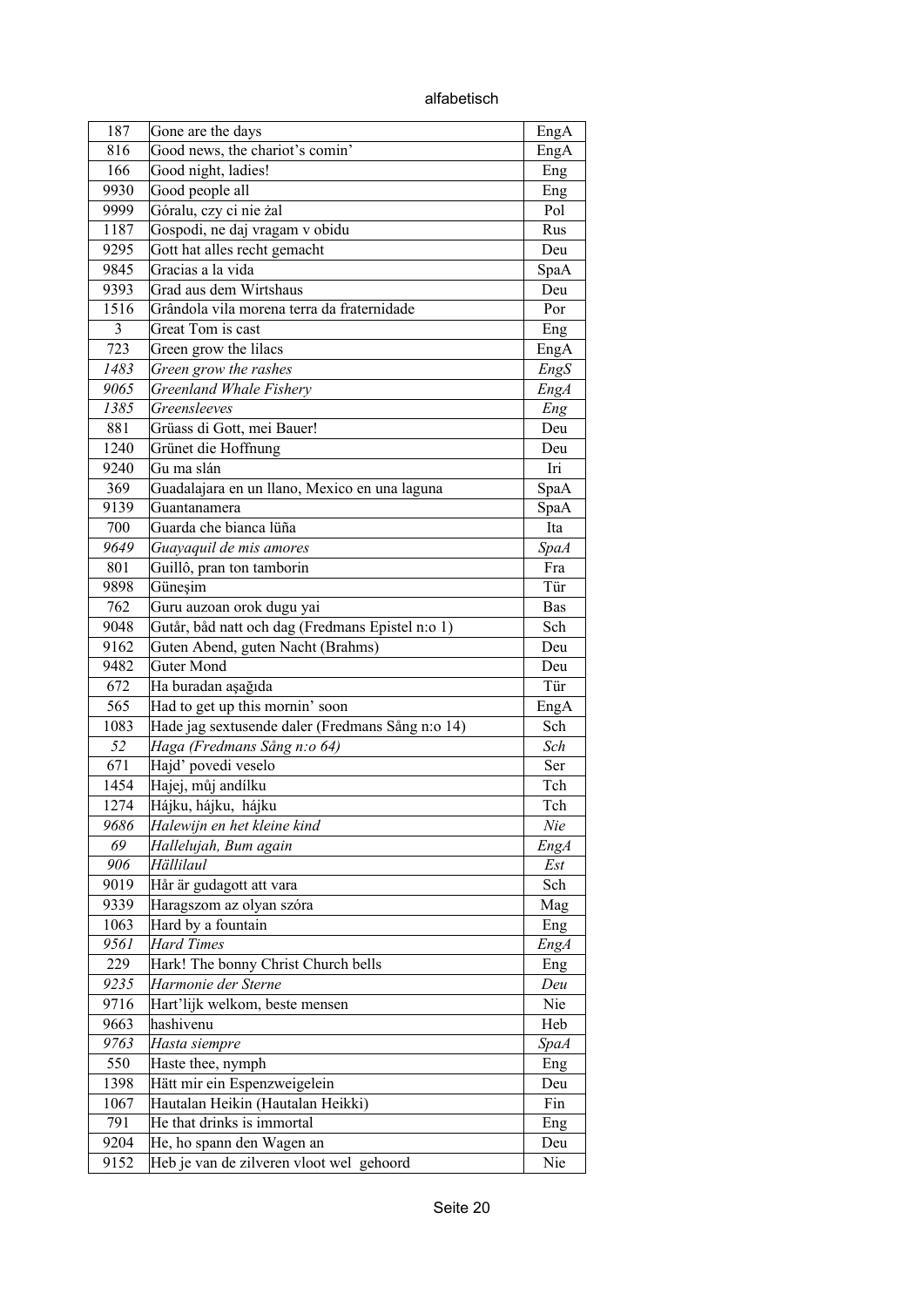alfabetisch

| | | |
|---|---|---|
| 187 | Gone are the days | EngA |
| 816 | Good news, the chariot's comin' | EngA |
| 166 | Good night, ladies! | Eng |
| 9930 | Good people all | Eng |
| 9999 | Góralu, czy ci nie żal | Pol |
| 1187 | Gospodi, ne daj vragam v obidu | Rus |
| 9295 | Gott hat alles recht gemacht | Deu |
| 9845 | Gracias a la vida | SpaA |
| 9393 | Grad aus dem Wirtshaus | Deu |
| 1516 | Grândola vila morena terra da fraternidade | Por |
| 3 | Great Tom is cast | Eng |
| 723 | Green grow the lilacs | EngA |
| *1483* | *Green grow the rashes* | *EngS* |
| *9065* | *Greenland Whale Fishery* | *EngA* |
| *1385* | *Greensleeves* | *Eng* |
| 881 | Grüass di Gott, mei Bauer! | Deu |
| 1240 | Grünet die Hoffnung | Deu |
| 9240 | Gu ma slán | Iri |
| 369 | Guadalajara en un llano, Mexico en una laguna | SpaA |
| 9139 | Guantanamera | SpaA |
| 700 | Guarda che bianca lüña | Ita |
| *9649* | *Guayaquil de mis amores* | *SpaA* |
| 801 | Guillô, pran ton tamborin | Fra |
| 9898 | Güneşim | Tür |
| 762 | Guru auzoan orok dugu yai | Bas |
| 9048 | Gutår, båd natt och dag (Fredmans Epistel n:o 1) | Sch |
| 9162 | Guten Abend, guten Nacht (Brahms) | Deu |
| 9482 | Guter Mond | Deu |
| 672 | Ha buradan aşağıda | Tür |
| 565 | Had to get up this mornin' soon | EngA |
| 1083 | Hade jag sextusende daler (Fredmans Sång n:o 14) | Sch |
| *52* | *Haga (Fredmans Sång n:o 64)* | *Sch* |
| 671 | Hajd' povedi veselo | Ser |
| 1454 | Hajej, můj andílku | Tch |
| 1274 | Hájku, hájku, hájku | Tch |
| *9686* | *Halewijn en het kleine kind* | *Nie* |
| *69* | *Hallelujah, Bum again* | *EngA* |
| *906* | *Hällilaul* | *Est* |
| 9019 | Hår är gudagott att vara | Sch |
| 9339 | Haragszom az olyan szóra | Mag |
| 1063 | Hard by a fountain | Eng |
| *9561* | *Hard Times* | *EngA* |
| 229 | Hark! The bonny Christ Church bells | Eng |
| *9235* | *Harmonie der Sterne* | *Deu* |
| 9716 | Hart'lijk welkom, beste mensen | Nie |
| 9663 | hashivenu | Heb |
| *9763* | *Hasta siempre* | *SpaA* |
| 550 | Haste thee, nymph | Eng |
| 1398 | Hätt mir ein Espenzweigelein | Deu |
| 1067 | Hautalan Heikin (Hautalan Heikki) | Fin |
| 791 | He that drinks is immortal | Eng |
| 9204 | He, ho spann den Wagen an | Deu |
| 9152 | Heb je van de zilveren vloot wel gehoord | Nie |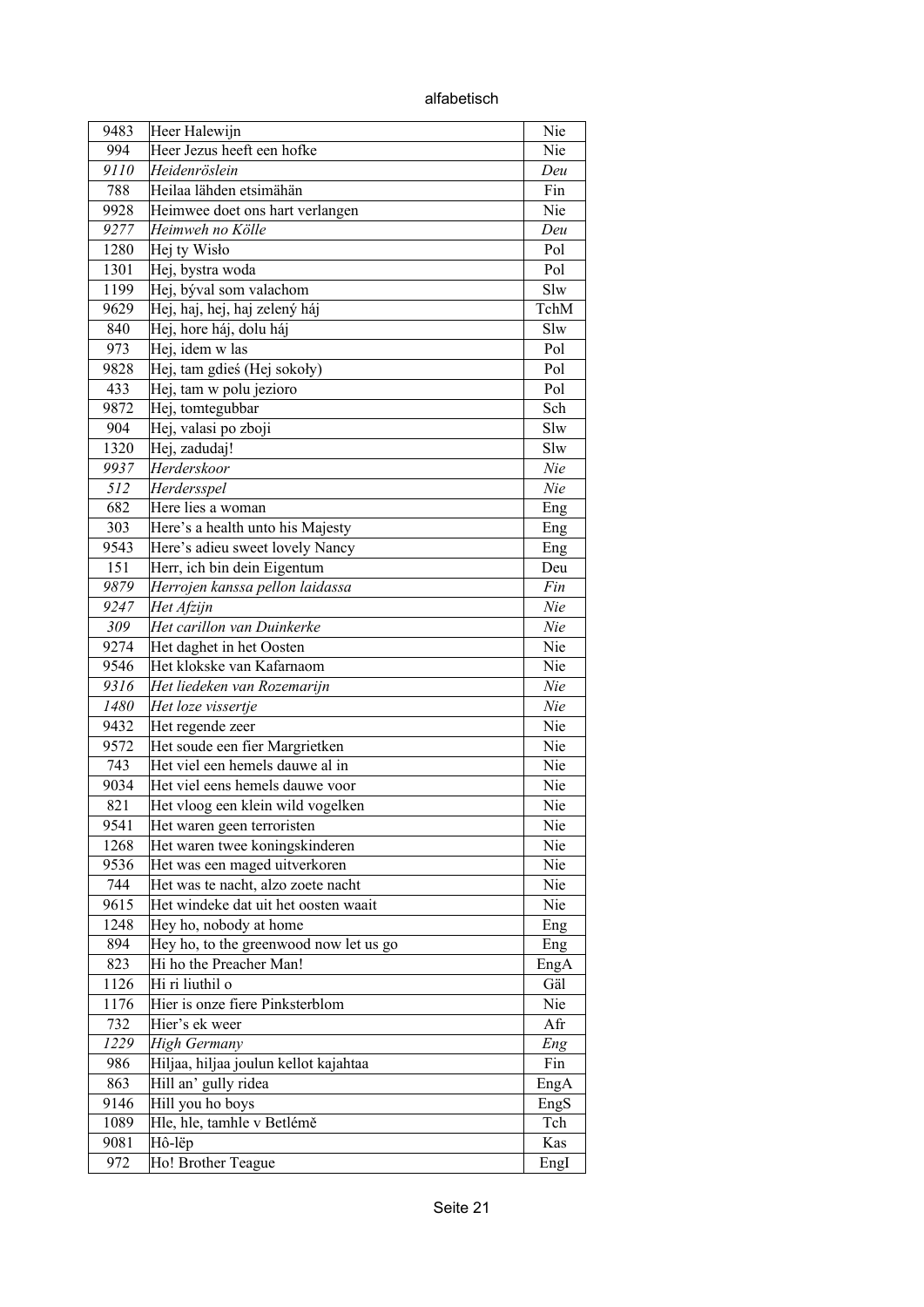| | | |
|---|---|---|
| 9483 | Heer Halewijn | Nie |
| 994 | Heer Jezus heeft een hofke | Nie |
| *9110* | *Heidenröslein* | *Deu* |
| 788 | Heilaa lähden etsimähän | Fin |
| 9928 | Heimwee doet ons hart verlangen | Nie |
| *9277* | *Heimweh no Kölle* | *Deu* |
| 1280 | Hej ty Wisło | Pol |
| 1301 | Hej, bystra woda | Pol |
| 1199 | Hej, býval som valachom | Slw |
| 9629 | Hej, haj, hej, haj zelený háj | TchM |
| 840 | Hej, hore háj, dolu háj | Slw |
| 973 | Hej, idem w las | Pol |
| 9828 | Hej, tam gdieś (Hej sokoły) | Pol |
| 433 | Hej, tam w polu jezioro | Pol |
| 9872 | Hej, tomtegubbar | Sch |
| 904 | Hej, valasi po zboji | Slw |
| 1320 | Hej, zadudaj! | Slw |
| *9937* | *Herderskoor* | *Nie* |
| *512* | *Herdersspel* | *Nie* |
| 682 | Here lies a woman | Eng |
| 303 | Here's a health unto his Majesty | Eng |
| 9543 | Here's adieu sweet lovely Nancy | Eng |
| 151 | Herr, ich bin dein Eigentum | Deu |
| *9879* | *Herrojen kanssa pellon laidassa* | *Fin* |
| *9247* | *Het Afzijn* | *Nie* |
| *309* | *Het carillon van Duinkerke* | *Nie* |
| 9274 | Het daghet in het Oosten | Nie |
| 9546 | Het klokske van Kafarnaom | Nie |
| *9316* | *Het liedeken van Rozemarijn* | *Nie* |
| *1480* | *Het loze vissertje* | *Nie* |
| 9432 | Het regende zeer | Nie |
| 9572 | Het soude een fier Margrietken | Nie |
| 743 | Het viel een hemels dauwe al in | Nie |
| 9034 | Het viel eens hemels dauwe voor | Nie |
| 821 | Het vloog een klein wild vogelken | Nie |
| 9541 | Het waren geen terroristen | Nie |
| 1268 | Het waren twee koningskinderen | Nie |
| 9536 | Het was een maged uitverkoren | Nie |
| 744 | Het was te nacht, alzo zoete nacht | Nie |
| 9615 | Het windeke dat uit het oosten waait | Nie |
| 1248 | Hey ho, nobody at home | Eng |
| 894 | Hey ho, to the greenwood now let us go | Eng |
| 823 | Hi ho the Preacher Man! | EngA |
| 1126 | Hi ri liuthil o | Gäl |
| 1176 | Hier is onze fiere Pinksterblom | Nie |
| 732 | Hier's ek weer | Afr |
| *1229* | *High Germany* | *Eng* |
| 986 | Hiljaa, hiljaa joulun kellot kajahtaa | Fin |
| 863 | Hill an' gully ridea | EngA |
| 9146 | Hill you ho boys | EngS |
| 1089 | Hle, hle, tamhle v Betlémě | Tch |
| 9081 | Hô-lëp | Kas |
| 972 | Ho! Brother Teague | EngI |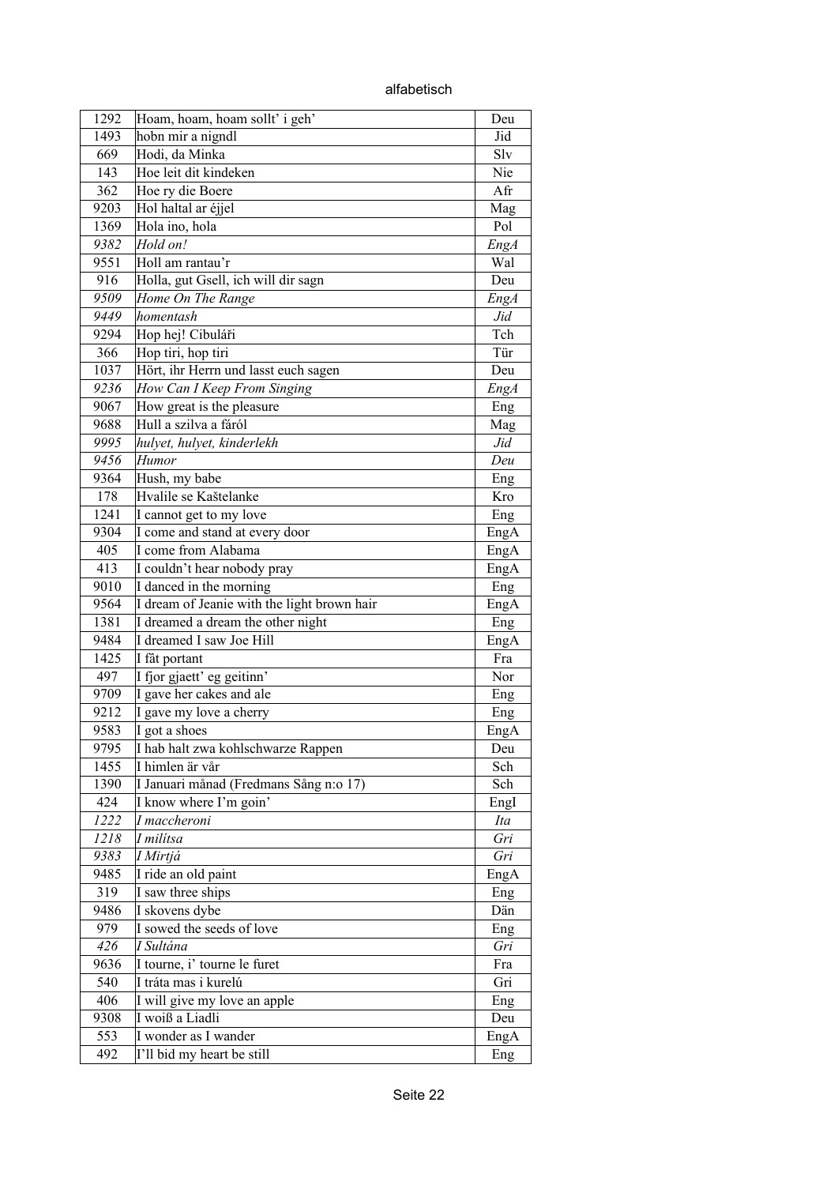alfabetisch

| | | |
|---|---|---|
| 1292 | Hoam, hoam, hoam sollt' i geh' | Deu |
| 1493 | hobn mir a nigndl | Jid |
| 669 | Hodi, da Minka | Slv |
| 143 | Hoe leit dit kindeken | Nie |
| 362 | Hoe ry die Boere | Afr |
| 9203 | Hol haltal ar éjjel | Mag |
| 1369 | Hola ino, hola | Pol |
| *9382* | *Hold on!* | *EngA* |
| 9551 | Holl am rantau'r | Wal |
| 916 | Holla, gut Gsell, ich will dir sagn | Deu |
| *9509* | *Home On The Range* | *EngA* |
| *9449* | *homentash* | *Jid* |
| 9294 | Hop hej! Cibuláři | Tch |
| 366 | Hop tiri, hop tiri | Tür |
| 1037 | Hört, ihr Herrn und lasst euch sagen | Deu |
| *9236* | *How Can I Keep From Singing* | *EngA* |
| 9067 | How great is the pleasure | Eng |
| 9688 | Hull a szilva a fáról | Mag |
| *9995* | *hulyet, hulyet, kinderlekh* | *Jid* |
| *9456* | *Humor* | *Deu* |
| 9364 | Hush, my babe | Eng |
| 178 | Hvalile se Kaštelanke | Kro |
| 1241 | I cannot get to my love | Eng |
| 9304 | I come and stand at every door | EngA |
| 405 | I come from Alabama | EngA |
| 413 | I couldn't hear nobody pray | EngA |
| 9010 | I danced in the morning | Eng |
| 9564 | I dream of Jeanie with the light brown hair | EngA |
| 1381 | I dreamed a dream the other night | Eng |
| 9484 | I dreamed I saw Joe Hill | EngA |
| 1425 | I fât portant | Fra |
| 497 | I fjor gjaett' eg geitinn' | Nor |
| 9709 | I gave her cakes and ale | Eng |
| 9212 | I gave my love a cherry | Eng |
| 9583 | I got a shoes | EngA |
| 9795 | I hab halt zwa kohlschwarze Rappen | Deu |
| 1455 | I himlen är vår | Sch |
| 1390 | I Januari månad (Fredmans Sång n:o 17) | Sch |
| 424 | I know where I'm goin' | EngI |
| *1222* | *I maccheroni* | *Ita* |
| *1218* | *I militsa* | *Gri* |
| *9383* | *I Mirtjá* | *Gri* |
| 9485 | I ride an old paint | EngA |
| 319 | I saw three ships | Eng |
| 9486 | I skovens dybe | Dän |
| 979 | I sowed the seeds of love | Eng |
| *426* | *I Sultána* | *Gri* |
| 9636 | I tourne, i' tourne le furet | Fra |
| 540 | I tráta mas i kurelú | Gri |
| 406 | I will give my love an apple | Eng |
| 9308 | I woiß a Liadli | Deu |
| 553 | I wonder as I wander | EngA |
| 492 | I'll bid my heart be still | Eng |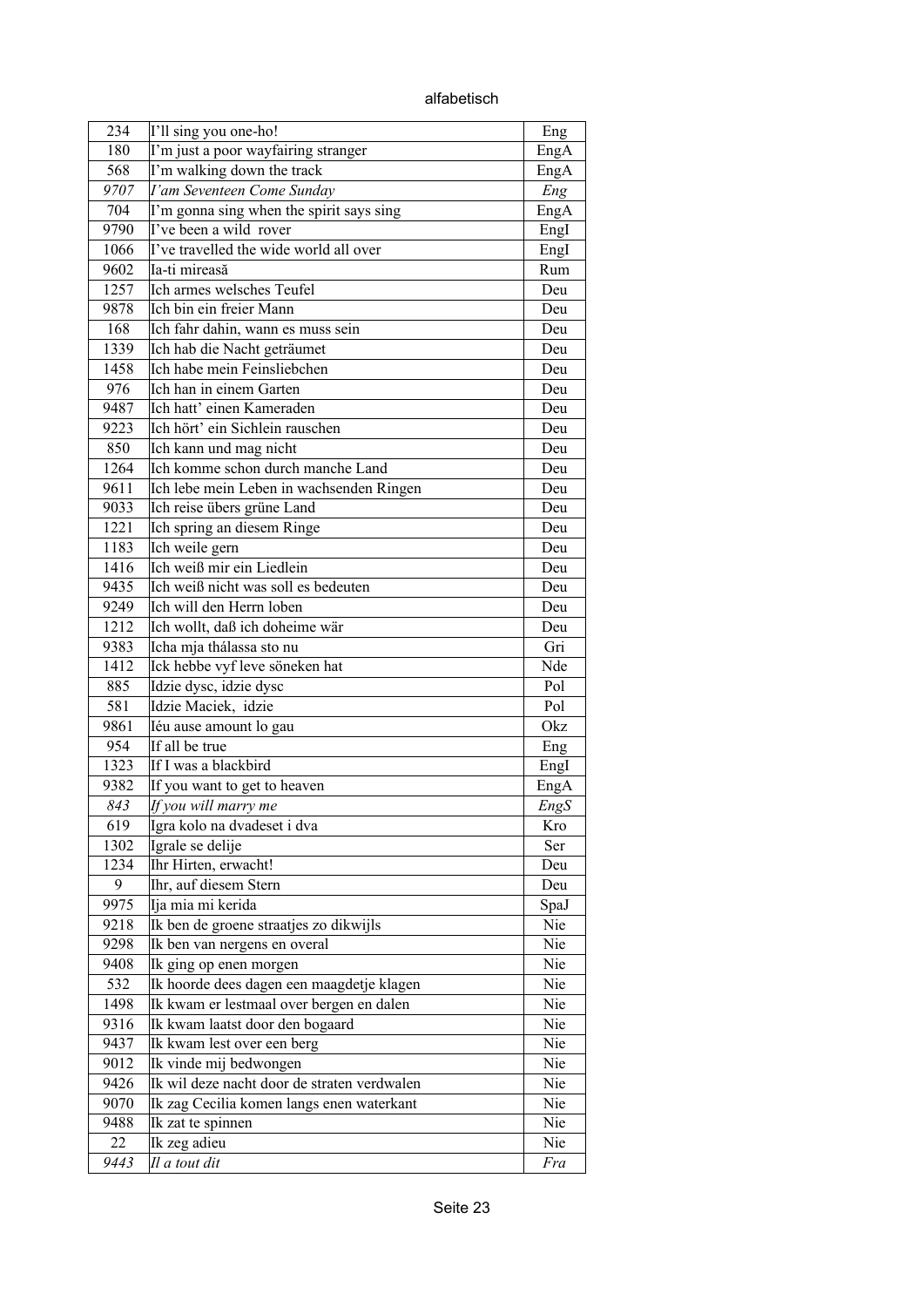alfabetisch

| | | |
|---|---|---|
| 234 | I’ll sing you one-ho! | Eng |
| 180 | I’m just a poor wayfairing stranger | EngA |
| 568 | I’m walking down the track | EngA |
| *9707* | *I’am Seventeen Come Sunday* | *Eng* |
| 704 | I’m gonna sing when the spirit says sing | EngA |
| 9790 | I’ve been a wild rover | EngI |
| 1066 | I’ve travelled the wide world all over | EngI |
| 9602 | Ia-ti mireasă | Rum |
| 1257 | Ich armes welsches Teufel | Deu |
| 9878 | Ich bin ein freier Mann | Deu |
| 168 | Ich fahr dahin, wann es muss sein | Deu |
| 1339 | Ich hab die Nacht geträumet | Deu |
| 1458 | Ich habe mein Feinsliebchen | Deu |
| 976 | Ich han in einem Garten | Deu |
| 9487 | Ich hatt’ einen Kameraden | Deu |
| 9223 | Ich hört’ ein Sichlein rauschen | Deu |
| 850 | Ich kann und mag nicht | Deu |
| 1264 | Ich komme schon durch manche Land | Deu |
| 9611 | Ich lebe mein Leben in wachsenden Ringen | Deu |
| 9033 | Ich reise übers grüne Land | Deu |
| 1221 | Ich spring an diesem Ringe | Deu |
| 1183 | Ich weile gern | Deu |
| 1416 | Ich weiß mir ein Liedlein | Deu |
| 9435 | Ich weiß nicht was soll es bedeuten | Deu |
| 9249 | Ich will den Herrn loben | Deu |
| 1212 | Ich wollt, daß ich doheime wär | Deu |
| 9383 | Icha mja thálassa sto nu | Gri |
| 1412 | Ick hebbe vyf leve söneken hat | Nde |
| 885 | Idzie dysc, idzie dysc | Pol |
| 581 | Idzie Maciek, idzie | Pol |
| 9861 | Iéu ause amount lo gau | Okz |
| 954 | If all be true | Eng |
| 1323 | If I was a blackbird | EngI |
| 9382 | If you want to get to heaven | EngA |
| *843* | *If you will marry me* | *EngS* |
| 619 | Igra kolo na dvadeset i dva | Kro |
| 1302 | Igrale se delije | Ser |
| 1234 | Ihr Hirten, erwacht! | Deu |
| 9 | Ihr, auf diesem Stern | Deu |
| 9975 | Ija mia mi kerida | SpaJ |
| 9218 | Ik ben de groene straatjes zo dikwijls | Nie |
| 9298 | Ik ben van nergens en overal | Nie |
| 9408 | Ik ging op enen morgen | Nie |
| 532 | Ik hoorde dees dagen een maagdetje klagen | Nie |
| 1498 | Ik kwam er lestmaal over bergen en dalen | Nie |
| 9316 | Ik kwam laatst door den bogaard | Nie |
| 9437 | Ik kwam lest over een berg | Nie |
| 9012 | Ik vinde mij bedwongen | Nie |
| 9426 | Ik wil deze nacht door de straten verdwalen | Nie |
| 9070 | Ik zag Cecilia komen langs enen waterkant | Nie |
| 9488 | Ik zat te spinnen | Nie |
| 22 | Ik zeg adieu | Nie |
| *9443* | *Il a tout dit* | *Fra* |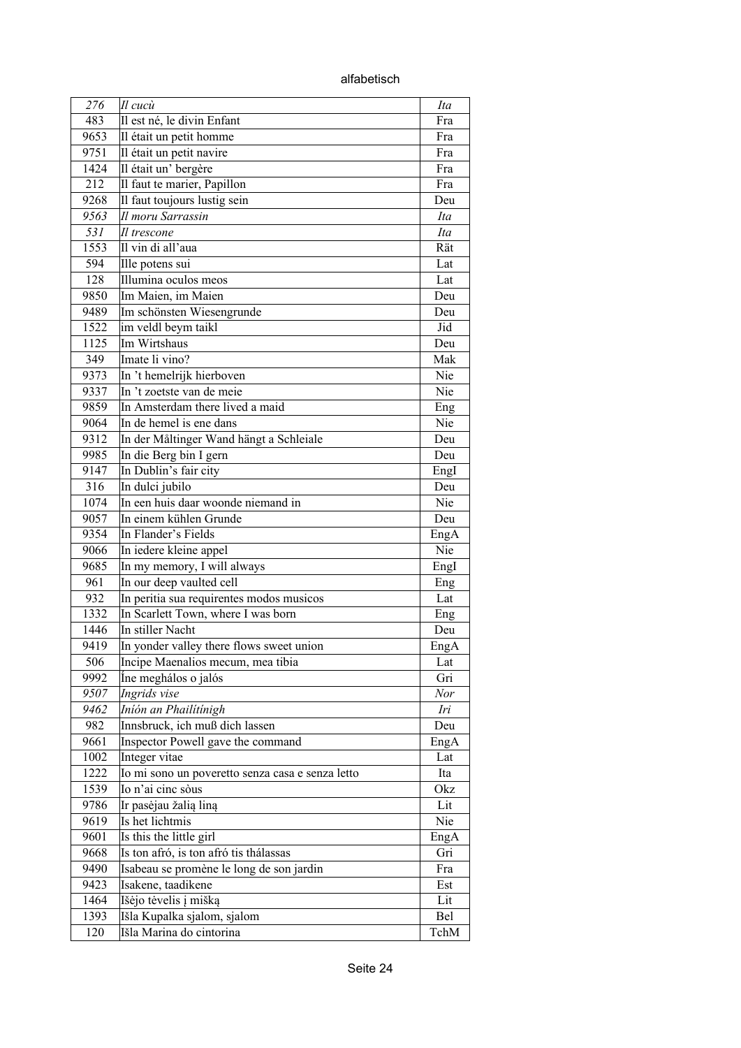alfabetisch

| | | |
|---|---|---|
| *276* | *Il cucù* | *Ita* |
| 483 | Il est né, le divin Enfant | Fra |
| 9653 | Il était un petit homme | Fra |
| 9751 | Il était un petit navire | Fra |
| 1424 | Il était un' bergère | Fra |
| 212 | Il faut te marier, Papillon | Fra |
| 9268 | Il faut toujours lustig sein | Deu |
| *9563* | *Il moru Sarrassin* | *Ita* |
| *531* | *Il trescone* | *Ita* |
| 1553 | Il vin di all'aua | Rät |
| 594 | Ille potens sui | Lat |
| 128 | Illumina oculos meos | Lat |
| 9850 | Im Maien, im Maien | Deu |
| 9489 | Im schönsten Wiesengrunde | Deu |
| 1522 | im veldl beym taikl | Jid |
| 1125 | Im Wirtshaus | Deu |
| 349 | Imate li vino? | Mak |
| 9373 | In 't hemelrijk hierboven | Nie |
| 9337 | In 't zoetste van de meie | Nie |
| 9859 | In Amsterdam there lived a maid | Eng |
| 9064 | In de hemel is ene dans | Nie |
| 9312 | In der Måltinger Wand hängt a Schleiale | Deu |
| 9985 | In die Berg bin I gern | Deu |
| 9147 | In Dublin's fair city | EngI |
| 316 | In dulci jubilo | Deu |
| 1074 | In een huis daar woonde niemand in | Nie |
| 9057 | In einem kühlen Grunde | Deu |
| 9354 | In Flander's Fields | EngA |
| 9066 | In iedere kleine appel | Nie |
| 9685 | In my memory, I will always | EngI |
| 961 | In our deep vaulted cell | Eng |
| 932 | In peritia sua requirentes modos musicos | Lat |
| 1332 | In Scarlett Town, where I was born | Eng |
| 1446 | In stiller Nacht | Deu |
| 9419 | In yonder valley there flows sweet union | EngA |
| 506 | Incipe Maenalios mecum, mea tibia | Lat |
| 9992 | Íne meghálos o jalós | Gri |
| *9507* | *Ingrids vise* | *Nor* |
| *9462* | *Inión an Phailítínigh* | *Iri* |
| 982 | Innsbruck, ich muß dich lassen | Deu |
| 9661 | Inspector Powell gave the command | EngA |
| 1002 | Integer vitae | Lat |
| 1222 | Io mi sono un poveretto senza casa e senza letto | Ita |
| 1539 | Io n'ai cinc sòus | Okz |
| 9786 | Ir pasėjau žalią liną | Lit |
| 9619 | Is het lichtmis | Nie |
| 9601 | Is this the little girl | EngA |
| 9668 | Is ton afró, is ton afró tis thálassas | Gri |
| 9490 | Isabeau se promène le long de son jardin | Fra |
| 9423 | Isakene, taadikene | Est |
| 1464 | Išėjo tėvelis į mišką | Lit |
| 1393 | Išla Kupalka sjalom, sjalom | Bel |
| 120 | Išla Marina do cintorina | TchM |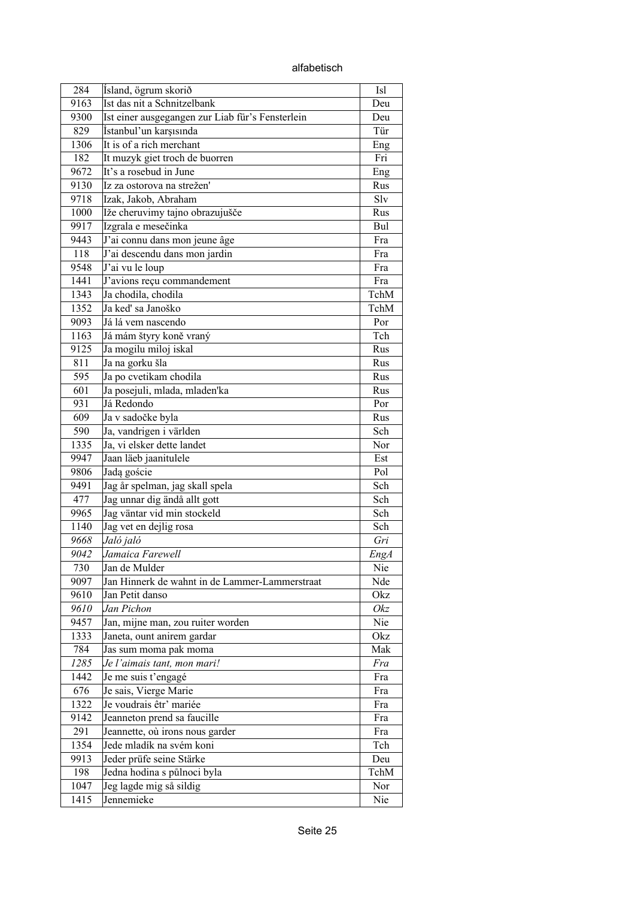alfabetisch

| | | |
|---|---|---|
| 284 | Ísland, ögrum skorið | Isl |
| 9163 | Ist das nit a Schnitzelbank | Deu |
| 9300 | Ist einer ausgegangen zur Liab für's Fensterlein | Deu |
| 829 | İstanbul'un karşısında | Tür |
| 1306 | It is of a rich merchant | Eng |
| 182 | It muzyk giet troch de buorren | Fri |
| 9672 | It's a rosebud in June | Eng |
| 9130 | Iz za ostorova na strežen' | Rus |
| 9718 | Izak, Jakob, Abraham | Slv |
| 1000 | Iže cheruvimy tajno obrazujušče | Rus |
| 9917 | Izgrala e mesečinka | Bul |
| 9443 | J'ai connu dans mon jeune âge | Fra |
| 118 | J'ai descendu dans mon jardin | Fra |
| 9548 | J'ai vu le loup | Fra |
| 1441 | J'avions reçu commandement | Fra |
| 1343 | Ja chodila, chodila | TchM |
| 1352 | Ja ked' sa Janoško | TchM |
| 9093 | Já lá vem nascendo | Por |
| 1163 | Já mám štyry koně vraný | Tch |
| 9125 | Ja mogilu miloj iskal | Rus |
| 811 | Ja na gorku šla | Rus |
| 595 | Ja po cvetikam chodila | Rus |
| 601 | Ja posejuli, mlada, mladen'ka | Rus |
| 931 | Já Redondo | Por |
| 609 | Ja v sadočke byla | Rus |
| 590 | Ja, vandrigen i världen | Sch |
| 1335 | Ja, vi elsker dette landet | Nor |
| 9947 | Jaan läeb jaanitulele | Est |
| 9806 | Jadą goście | Pol |
| 9491 | Jag år spelman, jag skall spela | Sch |
| 477 | Jag unnar dig ändå allt gott | Sch |
| 9965 | Jag väntar vid min stockeld | Sch |
| 1140 | Jag vet en dejlig rosa | Sch |
| *9668* | *Jaló jaló* | *Gri* |
| *9042* | *Jamaica Farewell* | *EngA* |
| 730 | Jan de Mulder | Nie |
| 9097 | Jan Hinnerk de wahnt in de Lammer-Lammerstraat | Nde |
| 9610 | Jan Petit danso | Okz |
| *9610* | *Jan Pichon* | *Okz* |
| 9457 | Jan, mijne man, zou ruiter worden | Nie |
| 1333 | Janeta, ount anirem gardar | Okz |
| 784 | Jas sum moma pak moma | Mak |
| *1285* | *Je l'aimais tant, mon mari!* | *Fra* |
| 1442 | Je me suis t'engagé | Fra |
| 676 | Je sais, Vierge Marie | Fra |
| 1322 | Je voudrais êtr' mariée | Fra |
| 9142 | Jeanneton prend sa faucille | Fra |
| 291 | Jeannette, où irons nous garder | Fra |
| 1354 | Jede mladík na svém koni | Tch |
| 9913 | Jeder prüfe seine Stärke | Deu |
| 198 | Jedna hodina s půlnoci byla | TchM |
| 1047 | Jeg lagde mig så sildig | Nor |
| 1415 | Jennemieke | Nie |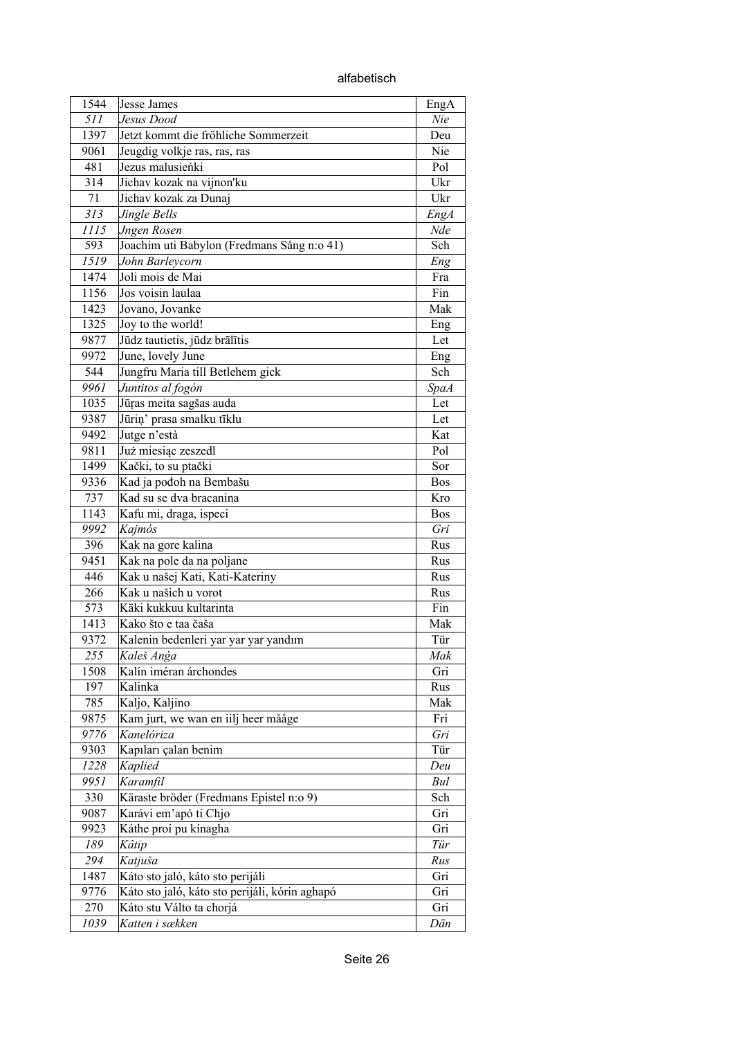alfabetisch

| | | |
|---|---|---|
| 1544 | Jesse James | EngA |
| *511* | *Jesus Dood* | *Nie* |
| 1397 | Jetzt kommt die fröhliche Sommerzeit | Deu |
| 9061 | Jeugdig volkje ras, ras, ras | Nie |
| 481 | Jezus malusieńki | Pol |
| 314 | Jichav kozak na vijnon'ku | Ukr |
| 71 | Jichav kozak za Dunaj | Ukr |
| *313* | *Jingle Bells* | *EngA* |
| *1115* | *Jngen Rosen* | *Nde* |
| 593 | Joachim uti Babylon (Fredmans Sång n:o 41) | Sch |
| *1519* | *John Barleycorn* | *Eng* |
| 1474 | Joli mois de Mai | Fra |
| 1156 | Jos voisin laulaa | Fin |
| 1423 | Jovano, Jovanke | Mak |
| 1325 | Joy to the world! | Eng |
| 9877 | Jūdz tautietis, jūdz brālītis | Let |
| 9972 | June, lovely June | Eng |
| 544 | Jungfru Maria till Betlehem gick | Sch |
| *9961* | *Juntitos al fogón* | *SpaA* |
| 1035 | Jūŗas meita sagšas auda | Let |
| 9387 | Jūriņ' prasa smalku tīklu | Let |
| 9492 | Jutge n'està | Kat |
| 9811 | Już miesiąc zeszedl | Pol |
| 1499 | Kački, to su ptački | Sor |
| 9336 | Kad ja pođoh na Bembašu | Bos |
| 737 | Kad su se dva bracanina | Kro |
| 1143 | Kafu mi, draga, ispeci | Bos |
| *9992* | *Kajmós* | *Gri* |
| 396 | Kak na gore kalina | Rus |
| 9451 | Kak na pole da na poljane | Rus |
| 446 | Kak u našej Kati, Kati-Kateriny | Rus |
| 266 | Kak u našich u vorot | Rus |
| 573 | Käki kukkuu kultarinta | Fin |
| 1413 | Kako što e taa čaša | Mak |
| 9372 | Kalenin bedenleri yar yar yar yandım | Tür |
| *255* | *Kaleš Anǵa* | *Mak* |
| 1508 | Kalín iméran árchondes | Gri |
| 197 | Kalinka | Rus |
| 785 | Kaljo, Kaljino | Mak |
| 9875 | Kam jurt, we wan en iilj heer mååge | Fri |
| *9776* | *Kanelóriza* | *Gri* |
| 9303 | Kapıları çalan benim | Tür |
| *1228* | *Kaplied* | *Deu* |
| *9951* | *Karamfil* | *Bul* |
| 330 | Käraste bröder (Fredmans Epistel n:o 9) | Sch |
| 9087 | Karávi em'apó ti Chjo | Gri |
| 9923 | Káthe proí pu kínagha | Gri |
| *189* | *Kâtip* | *Tür* |
| *294* | *Katjuša* | *Rus* |
| 1487 | Káto sto jaló, káto sto perijáli | Gri |
| 9776 | Káto sto jaló, káto sto perijáli, kórin aghapó | Gri |
| 270 | Káto stu Válto ta chorjá | Gri |
| *1039* | *Katten i sækken* | *Dän* |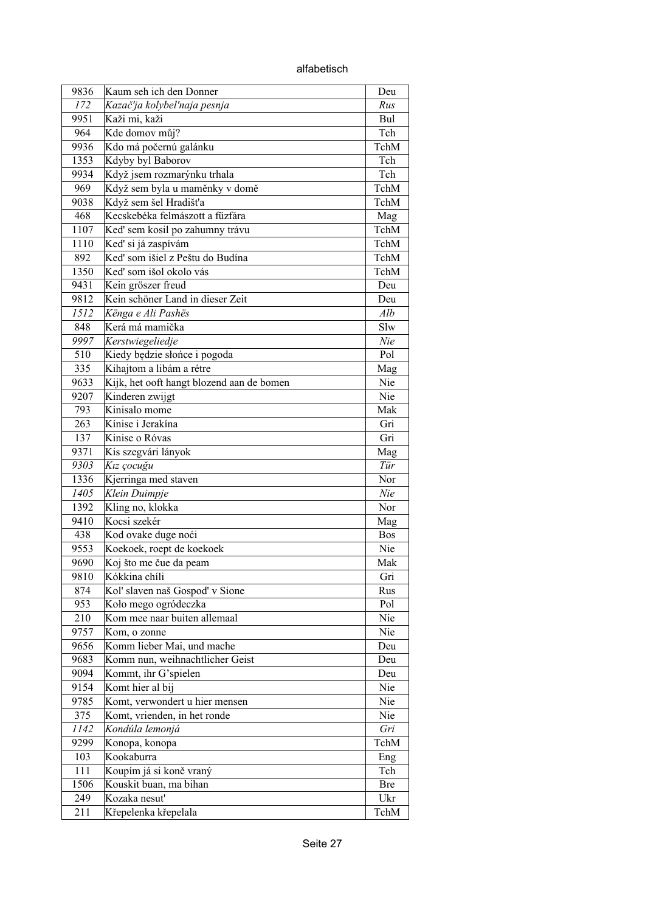| 9836 | Kaum seh ich den Donner | Deu |
|---|---|---|
| *172* | *Kazač'ja kolybel'naja pesnja* | *Rus* |
| 9951 | Kaži mi, kaži | Bul |
| 964 | Kde domov můj? | Tch |
| 9936 | Kdo má počernú galánku | TchM |
| 1353 | Kdyby byl Baborov | Tch |
| 9934 | Když jsem rozmarýnku trhala | Tch |
| 969 | Když sem byla u maměnky v domě | TchM |
| 9038 | Když sem šel Hradišt'a | TchM |
| 468 | Kecskebéka felmászott a fűzfára | Mag |
| 1107 | Ked' sem kosil po zahumny trávu | TchM |
| 1110 | Ked' si já zaspívám | TchM |
| 892 | Ked' som išiel z Peštu do Budína | TchM |
| 1350 | Ked' som išol okolo vás | TchM |
| 9431 | Kein gröszer freud | Deu |
| 9812 | Kein schöner Land in dieser Zeit | Deu |
| *1512* | *Kënga e Ali Pashës* | *Alb* |
| 848 | Kerá má mamička | Slw |
| *9997* | *Kerstwiegeliedje* | *Nie* |
| 510 | Kiedy będzie słońce i pogoda | Pol |
| 335 | Kihajtom a libám a rétre | Mag |
| 9633 | Kijk, het ooft hangt blozend aan de bomen | Nie |
| 9207 | Kinderen zwijgt | Nie |
| 793 | Kinisalo mome | Mak |
| 263 | Kínise i Jerakína | Gri |
| 137 | Kinise o Róvas | Gri |
| 9371 | Kis szegvári lányok | Mag |
| *9303* | *Kız çocuğu* | *Tür* |
| 1336 | Kjerringa med staven | Nor |
| *1405* | *Klein Duimpje* | *Nie* |
| 1392 | Kling no, klokka | Nor |
| 9410 | Kocsi szekér | Mag |
| 438 | Kod ovake duge noći | Bos |
| 9553 | Koekoek, roept de koekoek | Nie |
| 9690 | Koj što me čue da peam | Mak |
| 9810 | Kókkina chíli | Gri |
| 874 | Kol' slaven naš Gospod' v Sione | Rus |
| 953 | Koło mego ogródeczka | Pol |
| 210 | Kom mee naar buiten allemaal | Nie |
| 9757 | Kom, o zonne | Nie |
| 9656 | Komm lieber Mai, und mache | Deu |
| 9683 | Komm nun, weihnachtlicher Geist | Deu |
| 9094 | Kommt, ihr G'spielen | Deu |
| 9154 | Komt hier al bij | Nie |
| 9785 | Komt, verwondert u hier mensen | Nie |
| 375 | Komt, vrienden, in het ronde | Nie |
| *1142* | *Kondúla lemonjá* | *Gri* |
| 9299 | Konopa, konopa | TchM |
| 103 | Kookaburra | Eng |
| 111 | Koupím já si koně vraný | Tch |
| 1506 | Kouskit buan, ma bihan | Bre |
| 249 | Kozaka nesut' | Ukr |
| 211 | Křepelenka křepelala | TchM |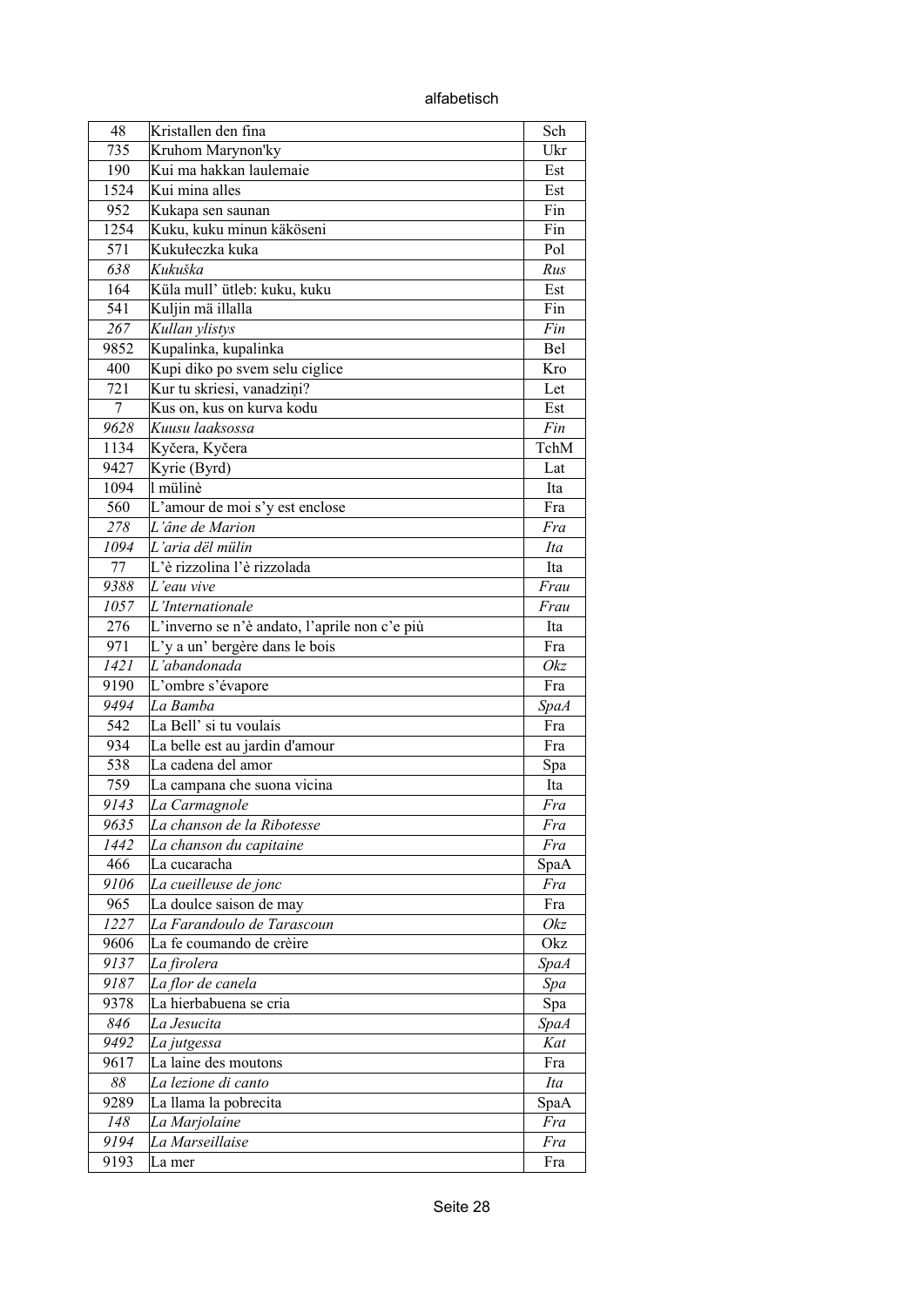alfabetisch

| 48 | Kristallen den fina | Sch |
|---|---|---|
| 735 | Kruhom Marynon'ky | Ukr |
| 190 | Kui ma hakkan laulemaie | Est |
| 1524 | Kui mina alles | Est |
| 952 | Kukapa sen saunan | Fin |
| 1254 | Kuku, kuku minun käköseni | Fin |
| 571 | Kukułeczka kuka | Pol |
| *638* | *Kukuška* | *Rus* |
| 164 | Küla mull' ütleb: kuku, kuku | Est |
| 541 | Kuljin mä illalla | Fin |
| *267* | *Kullan ylistys* | *Fin* |
| 9852 | Kupalinka, kupalinka | Bel |
| 400 | Kupi diko po svem selu ciglice | Kro |
| 721 | Kur tu skriesi, vanadziņi? | Let |
| 7 | Kus on, kus on kurva kodu | Est |
| *9628* | *Kuusu laaksossa* | *Fin* |
| 1134 | Kyčera, Kyčera | TchM |
| 9427 | Kyrie (Byrd) | Lat |
| 1094 | l mülinè | Ita |
| 560 | L'amour de moi s'y est enclose | Fra |
| *278* | *L'âne de Marion* | *Fra* |
| *1094* | *L'aria dël mülin* | *Ita* |
| 77 | L'è rizzolina l'è rizzolada | Ita |
| *9388* | *L'eau vive* | *Frau* |
| *1057* | *L'Internationale* | *Frau* |
| 276 | L'inverno se n'è andato, l'aprile non c'e più | Ita |
| 971 | L'y a un' bergère dans le bois | Fra |
| *1421* | *L'abandonada* | *Okz* |
| 9190 | L'ombre s'évapore | Fra |
| *9494* | *La Bamba* | *SpaA* |
| 542 | La Bell' si tu voulais | Fra |
| 934 | La belle est au jardin d'amour | Fra |
| 538 | La cadena del amor | Spa |
| 759 | La campana che suona vicina | Ita |
| *9143* | *La Carmagnole* | *Fra* |
| *9635* | *La chanson de la Ribotesse* | *Fra* |
| *1442* | *La chanson du capitaine* | *Fra* |
| 466 | La cucaracha | SpaA |
| *9106* | *La cueilleuse de jonc* | *Fra* |
| 965 | La doulce saison de may | Fra |
| *1227* | *La Farandoulo de Tarascoun* | *Okz* |
| 9606 | La fe coumando de crèire | Okz |
| *9137* | *La firolera* | *SpaA* |
| *9187* | *La flor de canela* | *Spa* |
| 9378 | La hierbabuena se cria | Spa |
| *846* | *La Jesucita* | *SpaA* |
| *9492* | *La jutgessa* | *Kat* |
| 9617 | La laine des moutons | Fra |
| *88* | *La lezione di canto* | *Ita* |
| 9289 | La llama la pobrecita | SpaA |
| *148* | *La Marjolaine* | *Fra* |
| *9194* | *La Marseillaise* | *Fra* |
| 9193 | La mer | Fra |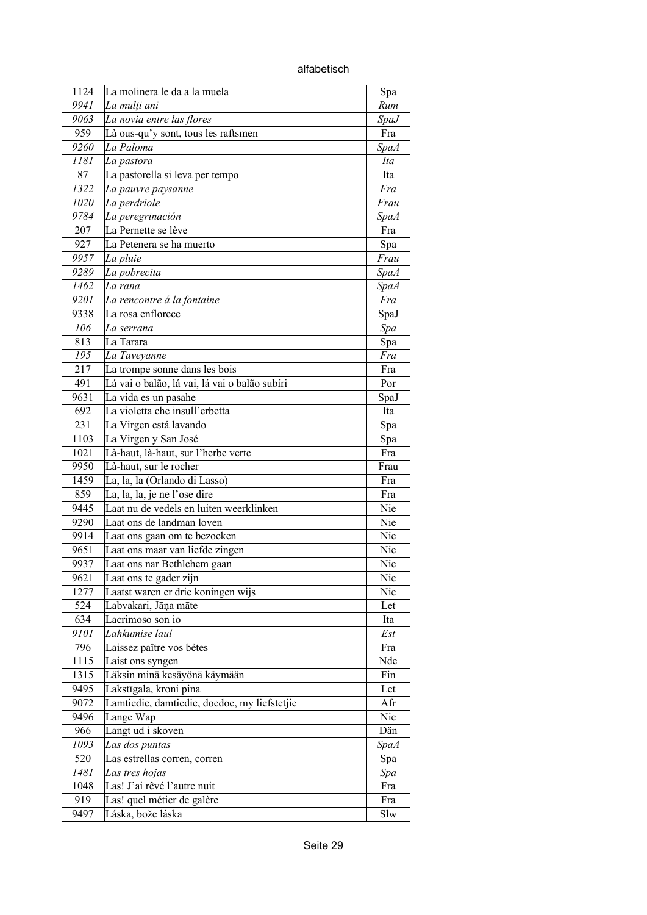alfabetisch

| | | |
|---|---|---|
| 1124 | La molinera le da a la muela | Spa |
| *9941* | *La mulți ani* | *Rum* |
| *9063* | *La novia entre las flores* | *SpaJ* |
| 959 | Là ous-qu'y sont, tous les raftsmen | Fra |
| *9260* | *La Paloma* | *SpaA* |
| *1181* | *La pastora* | *Ita* |
| 87 | La pastorella si leva per tempo | Ita |
| *1322* | *La pauvre paysanne* | *Fra* |
| *1020* | *La perdriole* | *Frau* |
| *9784* | *La peregrinación* | *SpaA* |
| 207 | La Pernette se lève | Fra |
| 927 | La Petenera se ha muerto | Spa |
| *9957* | *La pluie* | *Frau* |
| *9289* | *La pobrecita* | *SpaA* |
| *1462* | *La rana* | *SpaA* |
| *9201* | *La rencontre á la fontaine* | *Fra* |
| 9338 | La rosa enflorece | SpaJ |
| *106* | *La serrana* | *Spa* |
| 813 | La Tarara | Spa |
| *195* | *La Taveyanne* | *Fra* |
| 217 | La trompe sonne dans les bois | Fra |
| 491 | Lá vai o balão, lá vai, lá vai o balão subíri | Por |
| 9631 | La vida es un pasahe | SpaJ |
| 692 | La violetta che insull'erbetta | Ita |
| 231 | La Virgen está lavando | Spa |
| 1103 | La Virgen y San José | Spa |
| 1021 | Là-haut, là-haut, sur l'herbe verte | Fra |
| 9950 | Là-haut, sur le rocher | Frau |
| 1459 | La, la, la (Orlando di Lasso) | Fra |
| 859 | La, la, la, je ne l'ose dire | Fra |
| 9445 | Laat nu de vedels en luiten weerklinken | Nie |
| 9290 | Laat ons de landman loven | Nie |
| 9914 | Laat ons gaan om te bezoeken | Nie |
| 9651 | Laat ons maar van liefde zingen | Nie |
| 9937 | Laat ons nar Bethlehem gaan | Nie |
| 9621 | Laat ons te gader zijn | Nie |
| 1277 | Laatst waren er drie koningen wijs | Nie |
| 524 | Labvakari, Jāņa māte | Let |
| 634 | Lacrimoso son io | Ita |
| *9101* | *Lahkumise laul* | *Est* |
| 796 | Laissez paître vos bêtes | Fra |
| 1115 | Laist ons syngen | Nde |
| 1315 | Läksin minä kesäyönä käymään | Fin |
| 9495 | Lakstīgala, kroni pina | Let |
| 9072 | Lamtiedie, damtiedie, doedoe, my liefstetjie | Afr |
| 9496 | Lange Wap | Nie |
| 966 | Langt ud i skoven | Dän |
| *1093* | *Las dos puntas* | *SpaA* |
| 520 | Las estrellas corren, corren | Spa |
| *1481* | *Las tres hojas* | *Spa* |
| 1048 | Las! J'ai rêvé l'autre nuit | Fra |
| 919 | Las! quel métier de galère | Fra |
| 9497 | Láska, bože láska | Slw |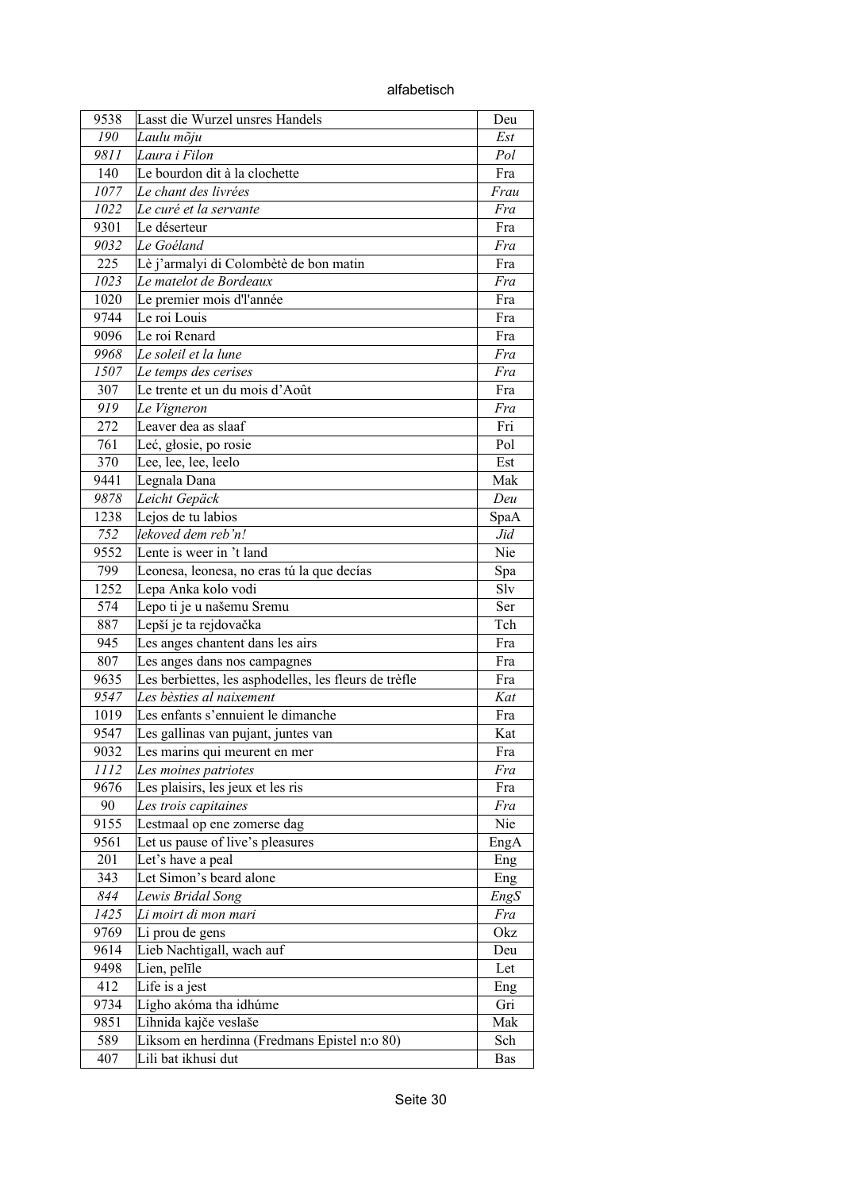| | | |
|---|---|---|
| 9538 | Lasst die Wurzel unsres Handels | Deu |
| *190* | *Laulu mõju* | *Est* |
| *9811* | *Laura i Filon* | *Pol* |
| 140 | Le bourdon dit à la clochette | Fra |
| *1077* | *Le chant des livrées* | *Frau* |
| *1022* | *Le curé et la servante* | *Fra* |
| 9301 | Le déserteur | Fra |
| *9032* | *Le Goéland* | *Fra* |
| 225 | Lè j'armalyi di Colombètè de bon matin | Fra |
| *1023* | *Le matelot de Bordeaux* | *Fra* |
| 1020 | Le premier mois d'l'année | Fra |
| 9744 | Le roi Louis | Fra |
| 9096 | Le roi Renard | Fra |
| *9968* | *Le soleil et la lune* | *Fra* |
| *1507* | *Le temps des cerises* | *Fra* |
| 307 | Le trente et un du mois d'Août | Fra |
| *919* | *Le Vigneron* | *Fra* |
| 272 | Leaver dea as slaaf | Fri |
| 761 | Leć, głosie, po rosie | Pol |
| 370 | Lee, lee, lee, leelo | Est |
| 9441 | Legnala Dana | Mak |
| *9878* | *Leicht Gepäck* | *Deu* |
| 1238 | Lejos de tu labios | SpaA |
| *752* | *lekoved dem reb'n!* | *Jid* |
| 9552 | Lente is weer in 't land | Nie |
| 799 | Leonesa, leonesa, no eras tú la que decías | Spa |
| 1252 | Lepa Anka kolo vodi | Slv |
| 574 | Lepo ti je u našemu Sremu | Ser |
| 887 | Lepší je ta rejdovačka | Tch |
| 945 | Les anges chantent dans les airs | Fra |
| 807 | Les anges dans nos campagnes | Fra |
| 9635 | Les berbiettes, les asphodelles, les fleurs de trèfle | Fra |
| *9547* | *Les bèsties al naixement* | *Kat* |
| 1019 | Les enfants s'ennuient le dimanche | Fra |
| 9547 | Les gallinas van pujant, juntes van | Kat |
| 9032 | Les marins qui meurent en mer | Fra |
| *1112* | *Les moines patriotes* | *Fra* |
| 9676 | Les plaisirs, les jeux et les ris | Fra |
| *90* | *Les trois capitaines* | *Fra* |
| 9155 | Lestmaal op ene zomerse dag | Nie |
| 9561 | Let us pause of live's pleasures | EngA |
| 201 | Let's have a peal | Eng |
| 343 | Let Simon's beard alone | Eng |
| *844* | *Lewis Bridal Song* | *EngS* |
| *1425* | *Li moirt di mon mari* | *Fra* |
| 9769 | Li prou de gens | Okz |
| 9614 | Lieb Nachtigall, wach auf | Deu |
| 9498 | Lien, pelīle | Let |
| 412 | Life is a jest | Eng |
| 9734 | Lígho akóma tha idhúme | Gri |
| 9851 | Lihnida kajče veslaše | Mak |
| 589 | Liksom en herdinna (Fredmans Epistel n:o 80) | Sch |
| 407 | Lili bat ikhusi dut | Bas |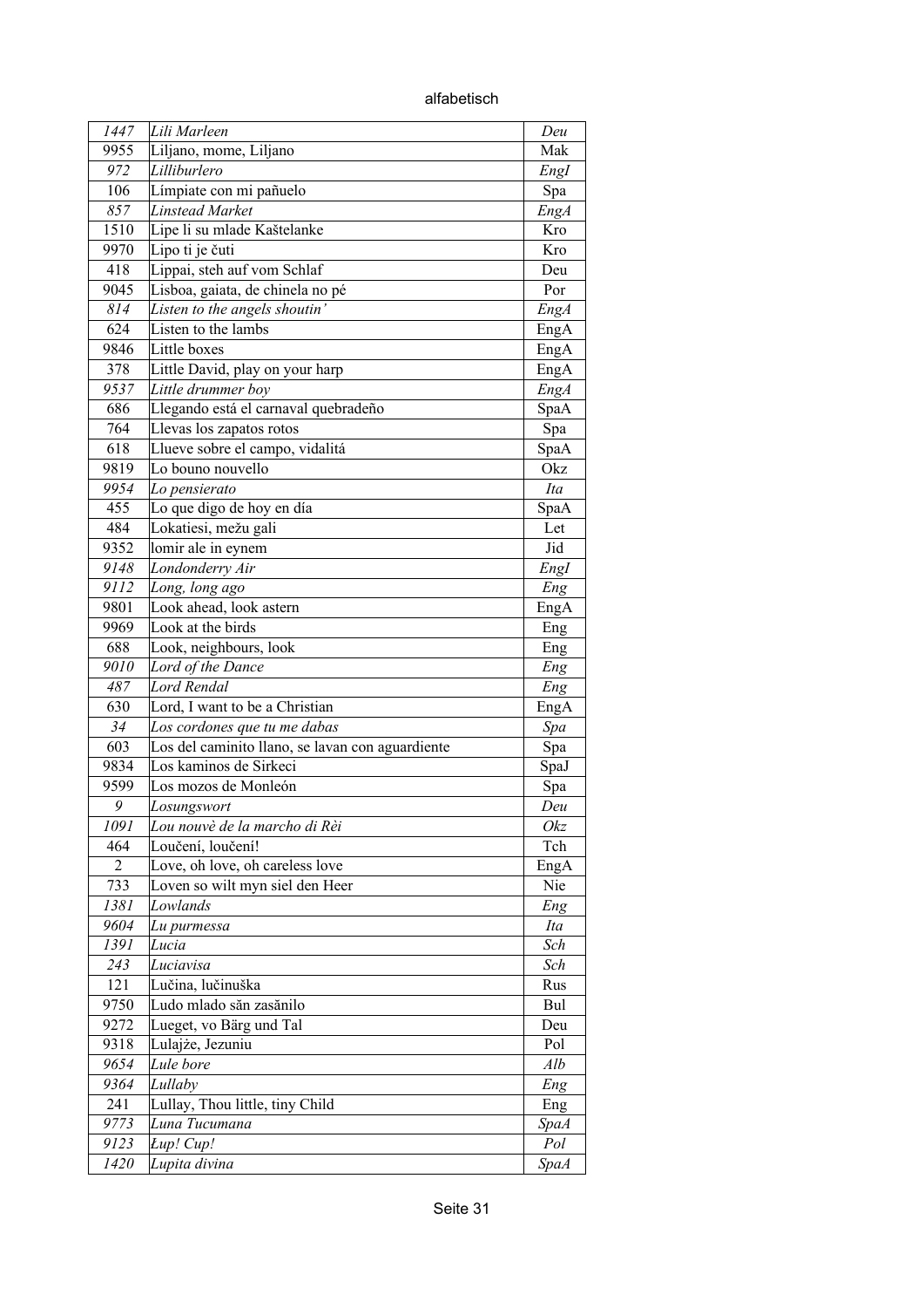alfabetisch

| | | |
|---|---|---|
| *1447* | *Lili Marleen* | *Deu* |
| 9955 | Liljano, mome, Liljano | Mak |
| *972* | *Lilliburlero* | *EngI* |
| 106 | Límpiate con mi pañuelo | Spa |
| *857* | *Linstead Market* | *EngA* |
| 1510 | Lipe li su mlade Kaštelanke | Kro |
| 9970 | Lipo ti je čuti | Kro |
| 418 | Lippai, steh auf vom Schlaf | Deu |
| 9045 | Lisboa, gaiata, de chinela no pé | Por |
| *814* | *Listen to the angels shoutin'* | *EngA* |
| 624 | Listen to the lambs | EngA |
| 9846 | Little boxes | EngA |
| 378 | Little David, play on your harp | EngA |
| *9537* | *Little drummer boy* | *EngA* |
| 686 | Llegando está el carnaval quebradeño | SpaA |
| 764 | Llevas los zapatos rotos | Spa |
| 618 | Llueve sobre el campo, vidalitá | SpaA |
| 9819 | Lo bouno nouvello | Okz |
| *9954* | *Lo pensierato* | *Ita* |
| 455 | Lo que digo de hoy en día | SpaA |
| 484 | Lokatiesi, mežu gali | Let |
| 9352 | lomir ale in eynem | Jid |
| *9148* | *Londonderry Air* | *EngI* |
| *9112* | *Long, long ago* | *Eng* |
| 9801 | Look ahead, look astern | EngA |
| 9969 | Look at the birds | Eng |
| 688 | Look, neighbours, look | Eng |
| *9010* | *Lord of the Dance* | *Eng* |
| *487* | *Lord Rendal* | *Eng* |
| 630 | Lord, I want to be a Christian | EngA |
| *34* | *Los cordones que tu me dabas* | *Spa* |
| 603 | Los del caminito llano, se lavan con aguardiente | Spa |
| 9834 | Los kaminos de Sirkeci | SpaJ |
| 9599 | Los mozos de Monleón | Spa |
| *9* | *Losungswort* | *Deu* |
| *1091* | *Lou nouvè de la marcho di Rèi* | *Okz* |
| 464 | Loučení, loučení! | Tch |
| 2 | Love, oh love, oh careless love | EngA |
| 733 | Loven so wilt myn siel den Heer | Nie |
| *1381* | *Lowlands* | *Eng* |
| *9604* | *Lu purmessa* | *Ita* |
| *1391* | *Lucia* | *Sch* |
| *243* | *Luciavisa* | *Sch* |
| 121 | Lučina, lučinuška | Rus |
| 9750 | Ludo mlado săn zasănilo | Bul |
| 9272 | Lueget, vo Bärg und Tal | Deu |
| 9318 | Lulajże, Jezuniu | Pol |
| *9654* | *Lule bore* | *Alb* |
| *9364* | *Lullaby* | *Eng* |
| 241 | Lullay, Thou little, tiny Child | Eng |
| *9773* | *Luna Tucumana* | *SpaA* |
| *9123* | *Łup! Cup!* | *Pol* |
| *1420* | *Lupita divina* | *SpaA* |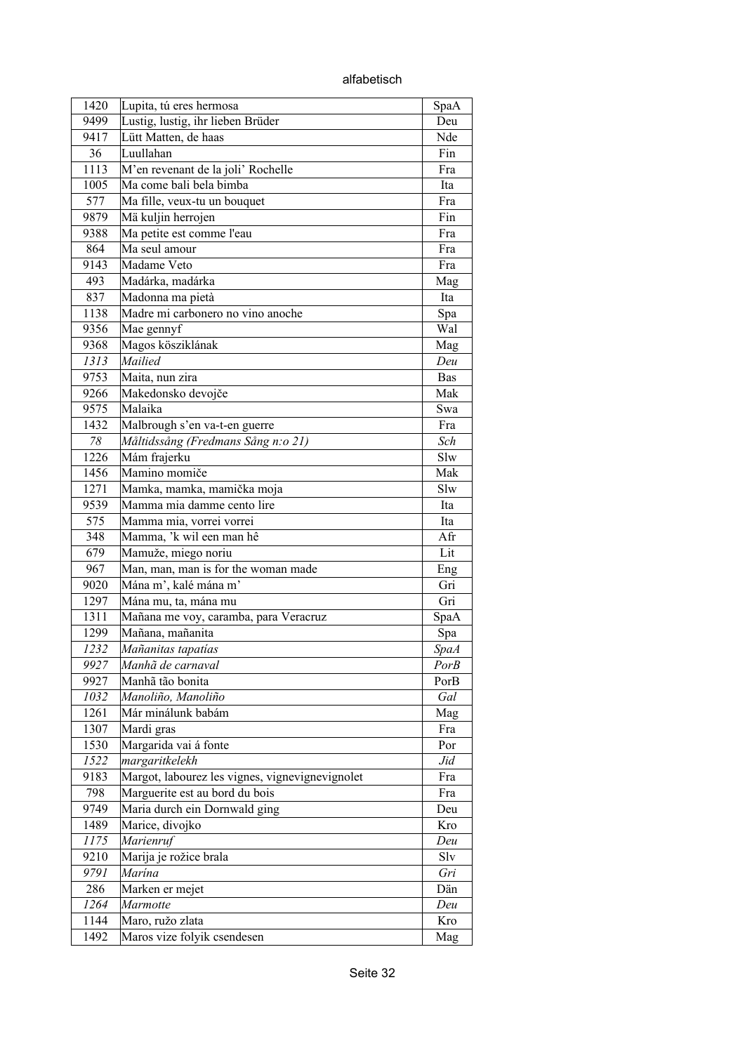alfabetisch

| 1420 | Lupita, tú eres hermosa | SpaA |
|---|---|---|
| 9499 | Lustig, lustig, ihr lieben Brüder | Deu |
| 9417 | Lütt Matten, de haas | Nde |
| 36 | Luullahan | Fin |
| 1113 | M'en revenant de la joli' Rochelle | Fra |
| 1005 | Ma come bali bela bimba | Ita |
| 577 | Ma fille, veux-tu un bouquet | Fra |
| 9879 | Mä kuljin herrojen | Fin |
| 9388 | Ma petite est comme l'eau | Fra |
| 864 | Ma seul amour | Fra |
| 9143 | Madame Veto | Fra |
| 493 | Madárka, madárka | Mag |
| 837 | Madonna ma pietà | Ita |
| 1138 | Madre mi carbonero no vino anoche | Spa |
| 9356 | Mae gennyf | Wal |
| 9368 | Magos köszikának | Mag |
| *1313* | *Mailied* | *Deu* |
| 9753 | Maita, nun zira | Bas |
| 9266 | Makedonsko devojče | Mak |
| 9575 | Malaika | Swa |
| 1432 | Malbrough s'en va-t-en guerre | Fra |
| *78* | *Måltidssång (Fredmans Sång n:o 21)* | *Sch* |
| 1226 | Mám frajerku | Slw |
| 1456 | Mamino momiče | Mak |
| 1271 | Mamka, mamka, mamička moja | Slw |
| 9539 | Mamma mia damme cento lire | Ita |
| 575 | Mamma mia, vorrei vorrei | Ita |
| 348 | Mamma, 'k wil een man hê | Afr |
| 679 | Mamuže, miego noriu | Lit |
| 967 | Man, man, man is for the woman made | Eng |
| 9020 | Mána m', kalé mána m' | Gri |
| 1297 | Mána mu, ta, mána mu | Gri |
| 1311 | Mañana me voy, caramba, para Veracruz | SpaA |
| 1299 | Mañana, mañanita | Spa |
| *1232* | *Mañanitas tapatías* | *SpaA* |
| *9927* | *Manhã de carnaval* | *PorB* |
| 9927 | Manhã tão bonita | PorB |
| *1032* | *Manoliño, Manoliño* | *Gal* |
| 1261 | Már minálunk babám | Mag |
| 1307 | Mardi gras | Fra |
| 1530 | Margarida vai á fonte | Por |
| *1522* | *margaritkelekh* | *Jid* |
| 9183 | Margot, labourez les vignes, vignevignevignolet | Fra |
| 798 | Marguerite est au bord du bois | Fra |
| 9749 | Maria durch ein Dornwald ging | Deu |
| 1489 | Marice, divojko | Kro |
| *1175* | *Marienruf* | *Deu* |
| 9210 | Marija je rožice brala | Slv |
| *9791* | *Marína* | *Gri* |
| 286 | Marken er mejet | Dän |
| *1264* | *Marmotte* | *Deu* |
| 1144 | Maro, ružo zlata | Kro |
| 1492 | Maros vize folyik csendesen | Mag |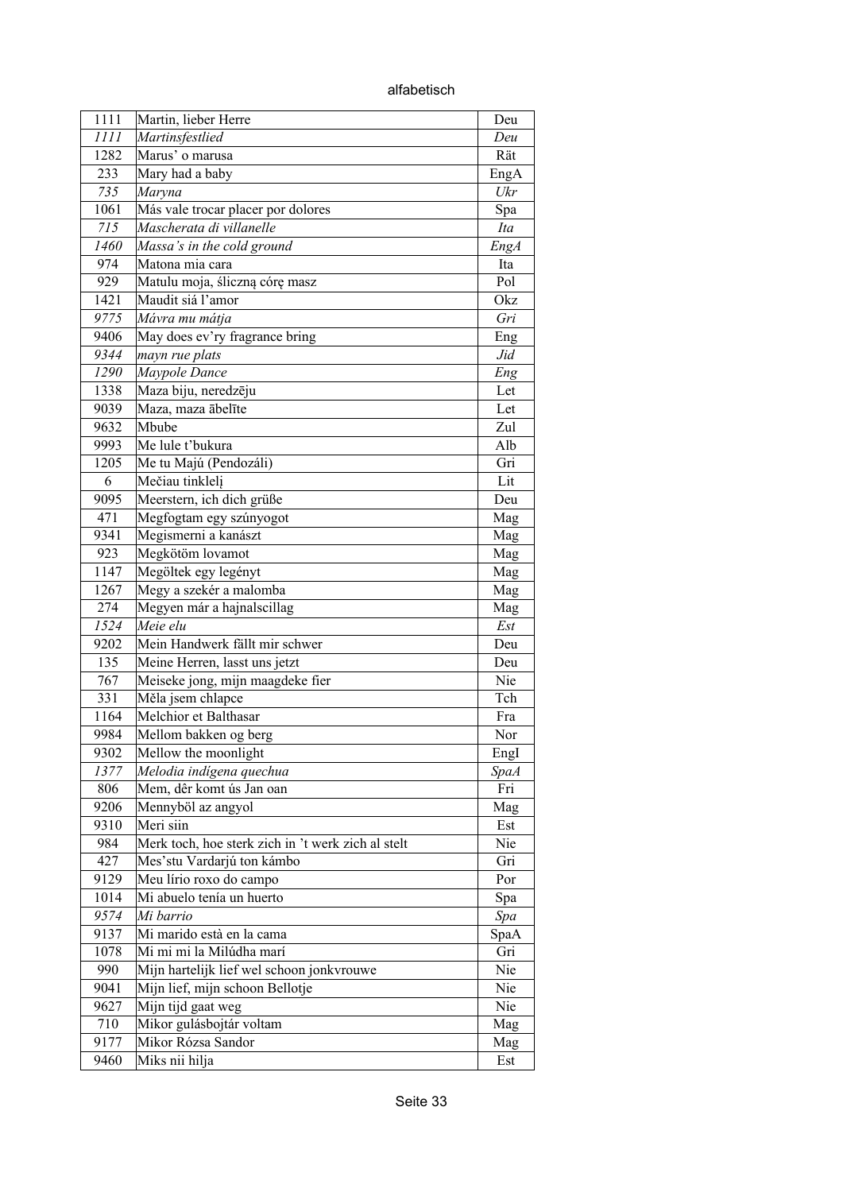alfabetisch

| | | |
|---|---|---|
| 1111 | Martin, lieber Herre | Deu |
| *1111* | *Martinsfestlied* | *Deu* |
| 1282 | Marus' o marusa | Rät |
| 233 | Mary had a baby | EngA |
| *735* | *Maryna* | *Ukr* |
| 1061 | Más vale trocar placer por dolores | Spa |
| *715* | *Mascherata di villanelle* | *Ita* |
| *1460* | *Massa's in the cold ground* | *EngA* |
| 974 | Matona mia cara | Ita |
| 929 | Matulu moja, śliczną córę masz | Pol |
| 1421 | Maudit siá l'amor | Okz |
| *9775* | *Mávra mu mátja* | *Gri* |
| 9406 | May does ev'ry fragrance bring | Eng |
| *9344* | *mayn rue plats* | *Jid* |
| *1290* | *Maypole Dance* | *Eng* |
| 1338 | Maza biju, neredzēju | Let |
| 9039 | Maza, maza ābelīte | Let |
| 9632 | Mbube | Zul |
| 9993 | Me lule t'bukura | Alb |
| 1205 | Me tu Majú (Pendozáli) | Gri |
| 6 | Mečiau tinklelį | Lit |
| 9095 | Meerstern, ich dich grüße | Deu |
| 471 | Megfogtam egy szúnyogot | Mag |
| 9341 | Megismerni a kanászt | Mag |
| 923 | Megkötöm lovamot | Mag |
| 1147 | Megöltek egy legényt | Mag |
| 1267 | Megy a szekér a malomba | Mag |
| 274 | Megyen már a hajnalscillag | Mag |
| *1524* | *Meie elu* | *Est* |
| 9202 | Mein Handwerk fällt mir schwer | Deu |
| 135 | Meine Herren, lasst uns jetzt | Deu |
| 767 | Meiseke jong, mijn maagdeke fier | Nie |
| 331 | Měla jsem chlapce | Tch |
| 1164 | Melchior et Balthasar | Fra |
| 9984 | Mellom bakken og berg | Nor |
| 9302 | Mellow the moonlight | EngI |
| *1377* | *Melodia indígena quechua* | *SpaA* |
| 806 | Mem, dêr komt ús Jan oan | Fri |
| 9206 | Mennyböl az angyol | Mag |
| 9310 | Meri siin | Est |
| 984 | Merk toch, hoe sterk zich in 't werk zich al stelt | Nie |
| 427 | Mes'stu Vardarjú ton kámbo | Gri |
| 9129 | Meu lírio roxo do campo | Por |
| 1014 | Mi abuelo tenía un huerto | Spa |
| *9574* | *Mi barrio* | *Spa* |
| 9137 | Mi marido està en la cama | SpaA |
| 1078 | Mi mi mi la Milúdha marí | Gri |
| 990 | Mijn hartelijk lief wel schoon jonkvrouwe | Nie |
| 9041 | Mijn lief, mijn schoon Bellotje | Nie |
| 9627 | Mijn tijd gaat weg | Nie |
| 710 | Mikor gulásbojtár voltam | Mag |
| 9177 | Mikor Rózsa Sandor | Mag |
| 9460 | Miks nii hilja | Est |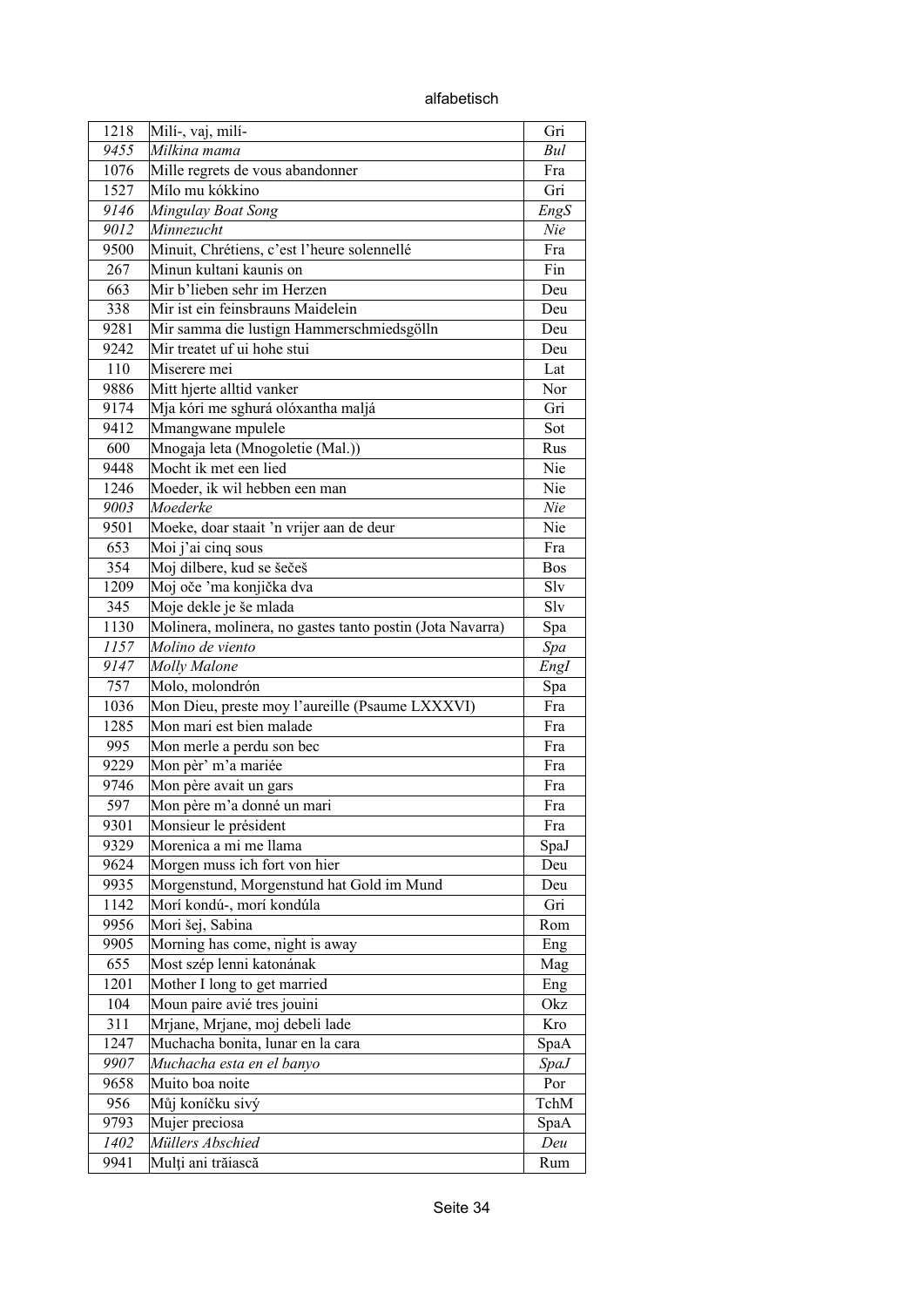| | | |
|---|---|---|
| 1218 | Milí-, vaj, milí- | Gri |
| *9455* | *Milkina mama* | *Bul* |
| 1076 | Mille regrets de vous abandonner | Fra |
| 1527 | Mílo mu kókkino | Gri |
| *9146* | *Mingulay Boat Song* | *EngS* |
| *9012* | *Minnezucht* | *Nie* |
| 9500 | Minuit, Chrétiens, c'est l'heure solennellé | Fra |
| 267 | Minun kultani kaunis on | Fin |
| 663 | Mir b'lieben sehr im Herzen | Deu |
| 338 | Mir ist ein feinsbrauns Maidelein | Deu |
| 9281 | Mir samma die lustign Hammerschmiedsgölln | Deu |
| 9242 | Mir treatet uf ui hohe stui | Deu |
| 110 | Miserere mei | Lat |
| 9886 | Mitt hjerte alltid vanker | Nor |
| 9174 | Mja kóri me sghurá olóxantha maljá | Gri |
| 9412 | Mmangwane mpulele | Sot |
| 600 | Mnogaja leta (Mnogoletie (Mal.)) | Rus |
| 9448 | Mocht ik met een lied | Nie |
| 1246 | Moeder, ik wil hebben een man | Nie |
| *9003* | *Moederke* | *Nie* |
| 9501 | Moeke, doar staait 'n vrijer aan de deur | Nie |
| 653 | Moi j'ai cinq sous | Fra |
| 354 | Moj dilbere, kud se šečeš | Bos |
| 1209 | Moj oče 'ma konjička dva | Slv |
| 345 | Moje dekle je še mlada | Slv |
| 1130 | Molinera, molinera, no gastes tanto postin (Jota Navarra) | Spa |
| *1157* | *Molino de viento* | *Spa* |
| *9147* | *Molly Malone* | *EngI* |
| 757 | Molo, molondrón | Spa |
| 1036 | Mon Dieu, preste moy l'aureille (Psaume LXXXVI) | Fra |
| 1285 | Mon mari est bien malade | Fra |
| 995 | Mon merle a perdu son bec | Fra |
| 9229 | Mon pèr' m'a mariée | Fra |
| 9746 | Mon père avait un gars | Fra |
| 597 | Mon père m'a donné un mari | Fra |
| 9301 | Monsieur le président | Fra |
| 9329 | Morenica a mi me llama | SpaJ |
| 9624 | Morgen muss ich fort von hier | Deu |
| 9935 | Morgenstund, Morgenstund hat Gold im Mund | Deu |
| 1142 | Morí kondú-, morí kondúla | Gri |
| 9956 | Mori šej, Sabina | Rom |
| 9905 | Morning has come, night is away | Eng |
| 655 | Most szép lenni katonának | Mag |
| 1201 | Mother I long to get married | Eng |
| 104 | Moun paire avié tres jouini | Okz |
| 311 | Mrjane, Mrjane, moj debeli lade | Kro |
| 1247 | Muchacha bonita, lunar en la cara | SpaA |
| *9907* | *Muchacha esta en el banyo* | *SpaJ* |
| 9658 | Muito boa noite | Por |
| 956 | Můj koníčku sivý | TchM |
| 9793 | Mujer preciosa | SpaA |
| *1402* | *Müllers Abschied* | *Deu* |
| 9941 | Mulți ani trăiască | Rum |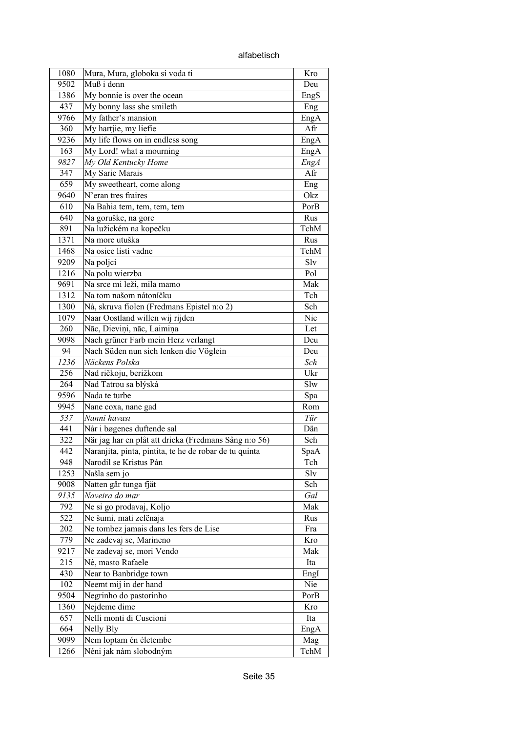alfabetisch

| | | |
|---|---|---|
| 1080 | Mura, Mura, globoka si voda ti | Kro |
| 9502 | Muß i denn | Deu |
| 1386 | My bonnie is over the ocean | EngS |
| 437 | My bonny lass she smileth | Eng |
| 9766 | My father's mansion | EngA |
| 360 | My hartjie, my liefie | Afr |
| 9236 | My life flows on in endless song | EngA |
| 163 | My Lord! what a mourning | EngA |
| *9827* | *My Old Kentucky Home* | *EngA* |
| 347 | My Sarie Marais | Afr |
| 659 | My sweetheart, come along | Eng |
| 9640 | N'eran tres fraires | Okz |
| 610 | Na Bahia tem, tem, tem, tem | PorB |
| 640 | Na goruške, na gore | Rus |
| 891 | Na lužickém na kopečku | TchM |
| 1371 | Na more utuška | Rus |
| 1468 | Na osice listí vadne | TchM |
| 9209 | Na poljci | Slv |
| 1216 | Na polu wierzba | Pol |
| 9691 | Na srce mi leži, mila mamo | Mak |
| 1312 | Na tom našom nátoníčku | Tch |
| 1300 | Nå, skruva fiolen (Fredmans Epistel n:o 2) | Sch |
| 1079 | Naar Oostland willen wij rijden | Nie |
| 260 | Nāc, Dieviņi, nāc, Laimiņa | Let |
| 9098 | Nach grüner Farb mein Herz verlangt | Deu |
| 94 | Nach Süden nun sich lenken die Vöglein | Deu |
| *1236* | *Näckens Polska* | *Sch* |
| 256 | Nad ričkoju, berižkom | Ukr |
| 264 | Nad Tatrou sa blýská | Slw |
| 9596 | Nada te turbe | Spa |
| 9945 | Nane coxa, nane gad | Rom |
| *537* | *Nanni havası* | *Tür* |
| 441 | Når i bøgenes duftende sal | Dän |
| 322 | När jag har en plåt att dricka (Fredmans Sång n:o 56) | Sch |
| 442 | Naranjita, pinta, pintita, te he de robar de tu quinta | SpaA |
| 948 | Narodil se Kristus Pán | Tch |
| 1253 | Našla sem jo | Slv |
| 9008 | Natten går tunga fjät | Sch |
| *9135* | *Naveira do mar* | *Gal* |
| 792 | Ne si go prodavaj, Koljo | Mak |
| 522 | Ne šumi, mati zelënaja | Rus |
| 202 | Ne tombez jamais dans les fers de Lise | Fra |
| 779 | Ne zadevaj se, Marineno | Kro |
| 9217 | Ne zadevaj se, mori Vendo | Mak |
| 215 | Nè, masto Rafaele | Ita |
| 430 | Near to Banbridge town | EngI |
| 102 | Neemt mij in der hand | Nie |
| 9504 | Negrinho do pastorinho | PorB |
| 1360 | Nejdeme dime | Kro |
| 657 | Nelli monti di Cuscioni | Ita |
| 664 | Nelly Bly | EngA |
| 9099 | Nem loptam én életembe | Mag |
| 1266 | Néni jak nám slobodným | TchM |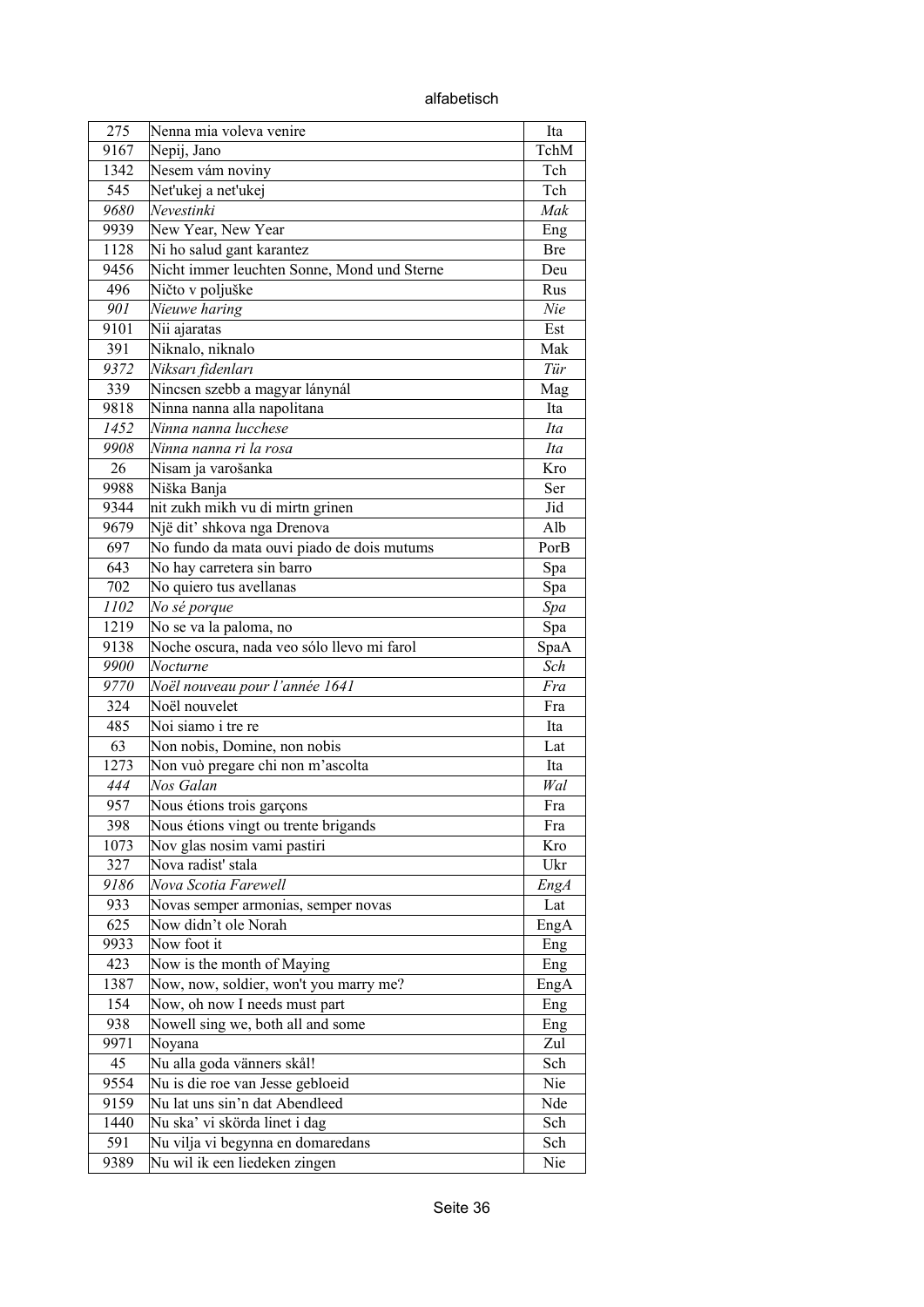| 275 | Nenna mia voleva venire | Ita |
|---|---|---|
| 9167 | Nepij, Jano | TchM |
| 1342 | Nesem vám noviny | Tch |
| 545 | Net'ukej a net'ukej | Tch |
| *9680* | *Nevestinki* | *Mak* |
| 9939 | New Year, New Year | Eng |
| 1128 | Ni ho salud gant karantez | Bre |
| 9456 | Nicht immer leuchten Sonne, Mond und Sterne | Deu |
| 496 | Ničto v poljuške | Rus |
| *901* | *Nieuwe haring* | *Nie* |
| 9101 | Nii ajaratas | Est |
| 391 | Niknalo, niknalo | Mak |
| *9372* | *Niksarı fidenları* | *Tür* |
| 339 | Nincsen szebb a magyar lánynál | Mag |
| 9818 | Ninna nanna alla napolitana | Ita |
| *1452* | *Ninna nanna lucchese* | *Ita* |
| *9908* | *Ninna nanna ri la rosa* | *Ita* |
| 26 | Nisam ja varošanka | Kro |
| 9988 | Niška Banja | Ser |
| 9344 | nit zukh mikh vu di mirtn grinen | Jid |
| 9679 | Një dit' shkova nga Drenova | Alb |
| 697 | No fundo da mata ouvi piado de dois mutums | PorB |
| 643 | No hay carretera sin barro | Spa |
| 702 | No quiero tus avellanas | Spa |
| *1102* | *No sé porque* | *Spa* |
| 1219 | No se va la paloma, no | Spa |
| 9138 | Noche oscura, nada veo sólo llevo mi farol | SpaA |
| *9900* | *Nocturne* | *Sch* |
| *9770* | *Noël nouveau pour l'année 1641* | *Fra* |
| 324 | Noël nouvelet | Fra |
| 485 | Noi siamo i tre re | Ita |
| 63 | Non nobis, Domine, non nobis | Lat |
| 1273 | Non vuò pregare chi non m'ascolta | Ita |
| *444* | *Nos Galan* | *Wal* |
| 957 | Nous étions trois garçons | Fra |
| 398 | Nous étions vingt ou trente brigands | Fra |
| 1073 | Nov glas nosim vami pastiri | Kro |
| 327 | Nova radist' stala | Ukr |
| *9186* | *Nova Scotia Farewell* | *EngA* |
| 933 | Novas semper armonias, semper novas | Lat |
| 625 | Now didn't ole Norah | EngA |
| 9933 | Now foot it | Eng |
| 423 | Now is the month of Maying | Eng |
| 1387 | Now, now, soldier, won't you marry me? | EngA |
| 154 | Now, oh now I needs must part | Eng |
| 938 | Nowell sing we, both all and some | Eng |
| 9971 | Noyana | Zul |
| 45 | Nu alla goda vänners skål! | Sch |
| 9554 | Nu is die roe van Jesse gebloeid | Nie |
| 9159 | Nu lat uns sin'n dat Abendleed | Nde |
| 1440 | Nu ska' vi skörda linet i dag | Sch |
| 591 | Nu vilja vi begynna en domaredans | Sch |
| 9389 | Nu wil ik een liedeken zingen | Nie |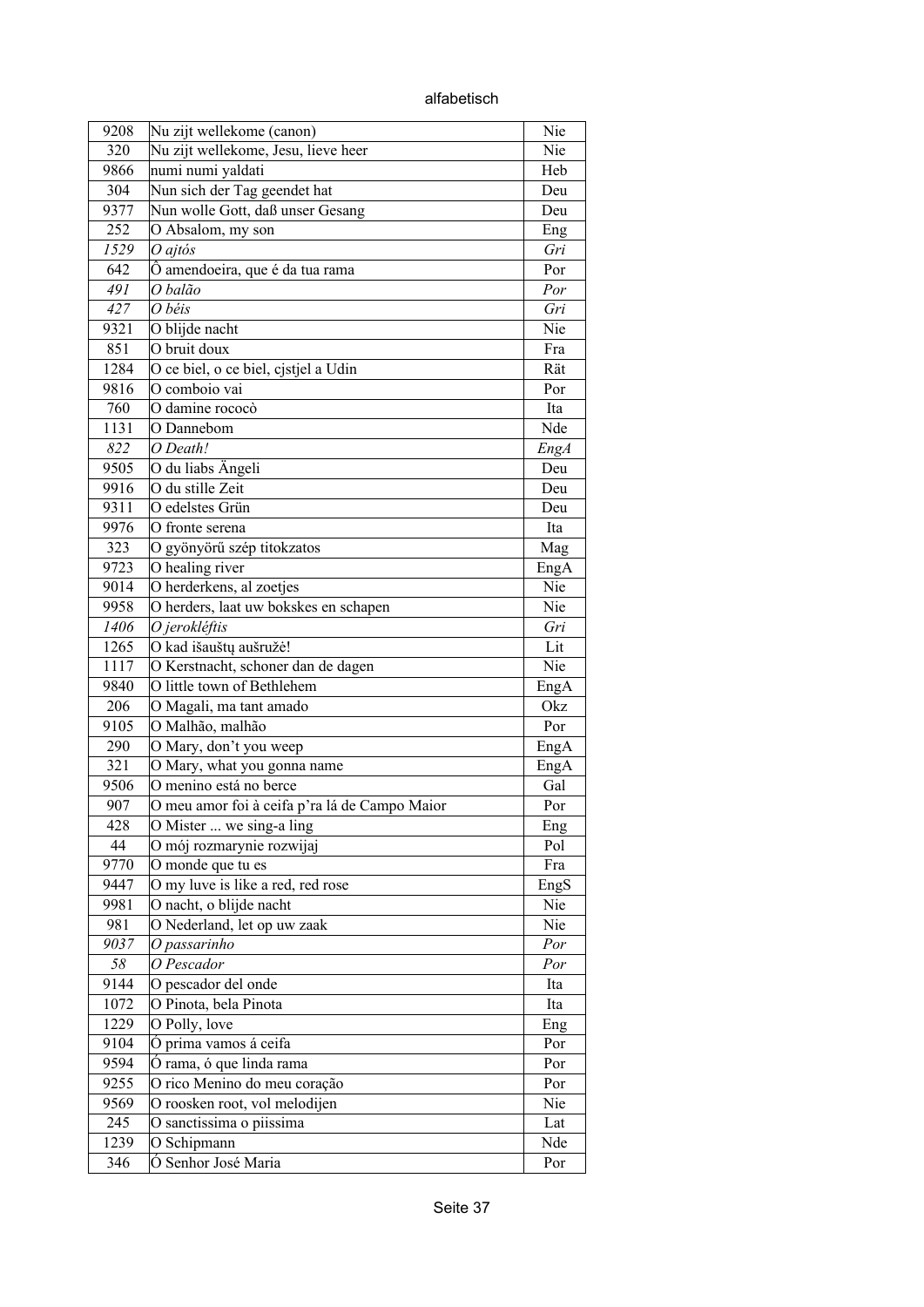alfabetisch

| | | |
|---|---|---|
| 9208 | Nu zijt wellekome (canon) | Nie |
| 320 | Nu zijt wellekome, Jesu, lieve heer | Nie |
| 9866 | numi numi yaldati | Heb |
| 304 | Nun sich der Tag geendet hat | Deu |
| 9377 | Nun wolle Gott, daß unser Gesang | Deu |
| 252 | O Absalom, my son | Eng |
| *1529* | *O ajtós* | *Gri* |
| 642 | Ô amendoeira, que é da tua rama | Por |
| *491* | *O balão* | *Por* |
| *427* | *O béis* | *Gri* |
| 9321 | O blijde nacht | Nie |
| 851 | O bruit doux | Fra |
| 1284 | O ce biel, o ce biel, cjstjel a Udin | Rät |
| 9816 | O comboio vai | Por |
| 760 | O damine rococò | Ita |
| 1131 | O Dannebom | Nde |
| *822* | *O Death!* | *EngA* |
| 9505 | O du liabs Ängeli | Deu |
| 9916 | O du stille Zeit | Deu |
| 9311 | O edelstes Grün | Deu |
| 9976 | O fronte serena | Ita |
| 323 | O gyönyörű szép titokzatos | Mag |
| 9723 | O healing river | EngA |
| 9014 | O herderkens, al zoetjes | Nie |
| 9958 | O herders, laat uw bokskes en schapen | Nie |
| *1406* | *O jerokléftis* | *Gri* |
| 1265 | O kad išauštų aušružė! | Lit |
| 1117 | O Kerstnacht, schoner dan de dagen | Nie |
| 9840 | O little town of Bethlehem | EngA |
| 206 | O Magali, ma tant amado | Okz |
| 9105 | O Malhão, malhão | Por |
| 290 | O Mary, don't you weep | EngA |
| 321 | O Mary, what you gonna name | EngA |
| 9506 | O menino está no berce | Gal |
| 907 | O meu amor foi à ceifa p'ra lá de Campo Maior | Por |
| 428 | O Mister ... we sing-a ling | Eng |
| 44 | O mój rozmarynie rozwijaj | Pol |
| 9770 | O monde que tu es | Fra |
| 9447 | O my luve is like a red, red rose | EngS |
| 9981 | O nacht, o blijde nacht | Nie |
| 981 | O Nederland, let op uw zaak | Nie |
| *9037* | *O passarinho* | *Por* |
| *58* | *O Pescador* | *Por* |
| 9144 | O pescador del onde | Ita |
| 1072 | O Pinota, bela Pinota | Ita |
| 1229 | O Polly, love | Eng |
| 9104 | Ó prima vamos á ceifa | Por |
| 9594 | Ó rama, ó que linda rama | Por |
| 9255 | O rico Menino do meu coração | Por |
| 9569 | O roosken root, vol melodijen | Nie |
| 245 | O sanctissima o piissima | Lat |
| 1239 | O Schipmann | Nde |
| 346 | Ó Senhor José Maria | Por |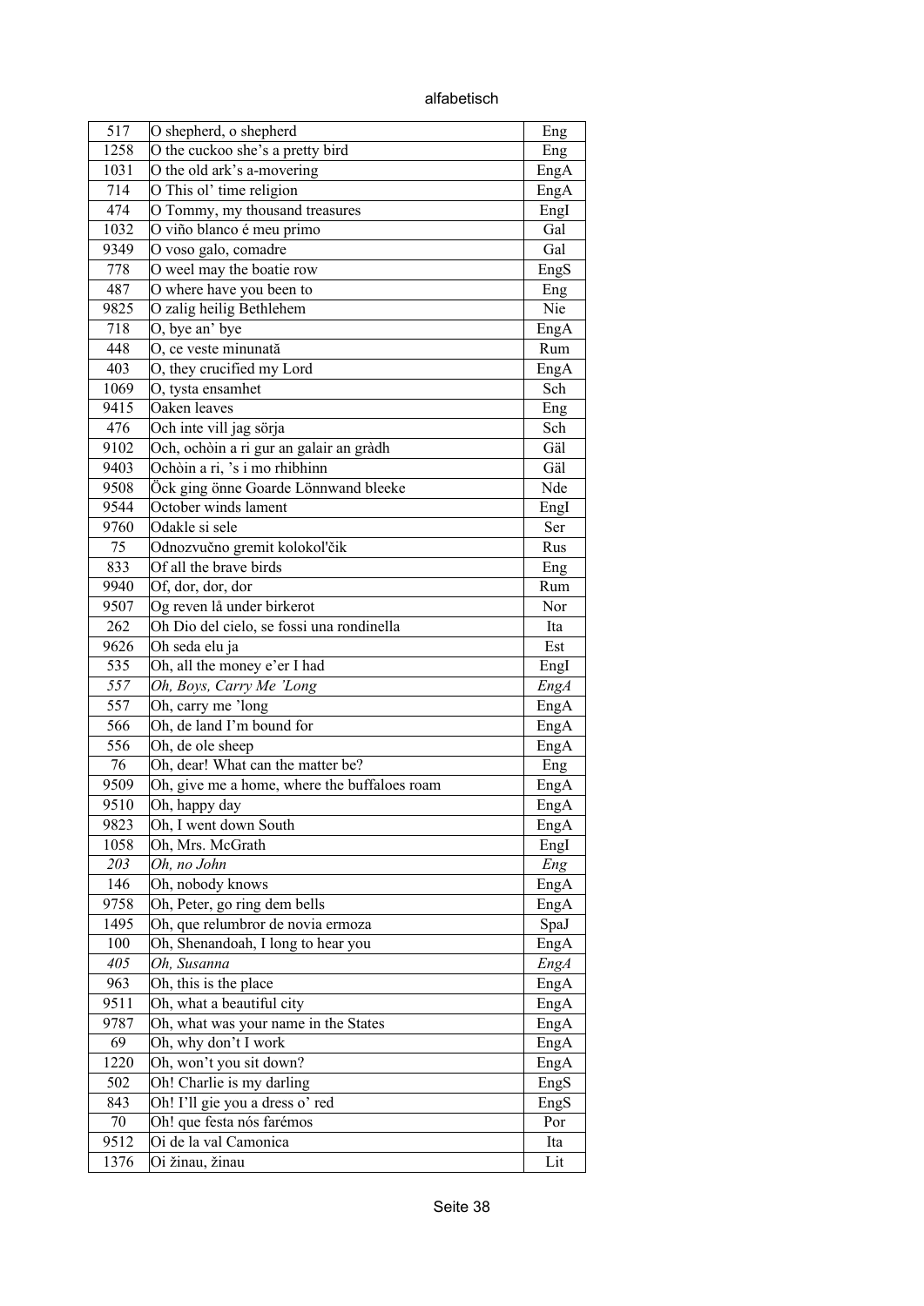alfabetisch

| | | |
|---|---|---|
| 517 | O shepherd, o shepherd | Eng |
| 1258 | O the cuckoo she's a pretty bird | Eng |
| 1031 | O the old ark's a-movering | EngA |
| 714 | O This ol' time religion | EngA |
| 474 | O Tommy, my thousand treasures | EngI |
| 1032 | O viño blanco é meu primo | Gal |
| 9349 | O voso galo, comadre | Gal |
| 778 | O weel may the boatie row | EngS |
| 487 | O where have you been to | Eng |
| 9825 | O zalig heilig Bethlehem | Nie |
| 718 | O, bye an' bye | EngA |
| 448 | O, ce veste minunată | Rum |
| 403 | O, they crucified my Lord | EngA |
| 1069 | O, tysta ensamhet | Sch |
| 9415 | Oaken leaves | Eng |
| 476 | Och inte vill jag sörja | Sch |
| 9102 | Och, ochòin a ri gur an galair an gràdh | Gäl |
| 9403 | Ochòin a ri, 's i mo rhibhinn | Gäl |
| 9508 | Öck ging önne Goarde Lönnwand bleeke | Nde |
| 9544 | October winds lament | EngI |
| 9760 | Odakle si sele | Ser |
| 75 | Odnozvučno gremit kolokol'čik | Rus |
| 833 | Of all the brave birds | Eng |
| 9940 | Of, dor, dor, dor | Rum |
| 9507 | Og reven lå under birkerot | Nor |
| 262 | Oh Dio del cielo, se fossi una rondinella | Ita |
| 9626 | Oh seda elu ja | Est |
| 535 | Oh, all the money e'er I had | EngI |
| *557* | *Oh, Boys, Carry Me 'Long* | *EngA* |
| 557 | Oh, carry me 'long | EngA |
| 566 | Oh, de land I'm bound for | EngA |
| 556 | Oh, de ole sheep | EngA |
| 76 | Oh, dear! What can the matter be? | Eng |
| 9509 | Oh, give me a home, where the buffaloes roam | EngA |
| 9510 | Oh, happy day | EngA |
| 9823 | Oh, I went down South | EngA |
| 1058 | Oh, Mrs. McGrath | EngI |
| *203* | *Oh, no John* | *Eng* |
| 146 | Oh, nobody knows | EngA |
| 9758 | Oh, Peter, go ring dem bells | EngA |
| 1495 | Oh, que relumbror de novia ermoza | SpaJ |
| 100 | Oh, Shenandoah, I long to hear you | EngA |
| *405* | *Oh, Susanna* | *EngA* |
| 963 | Oh, this is the place | EngA |
| 9511 | Oh, what a beautiful city | EngA |
| 9787 | Oh, what was your name in the States | EngA |
| 69 | Oh, why don't I work | EngA |
| 1220 | Oh, won't you sit down? | EngA |
| 502 | Oh! Charlie is my darling | EngS |
| 843 | Oh! I'll gie you a dress o' red | EngS |
| 70 | Oh! que festa nós farémos | Por |
| 9512 | Oi de la val Camonica | Ita |
| 1376 | Oi žinau, žinau | Lit |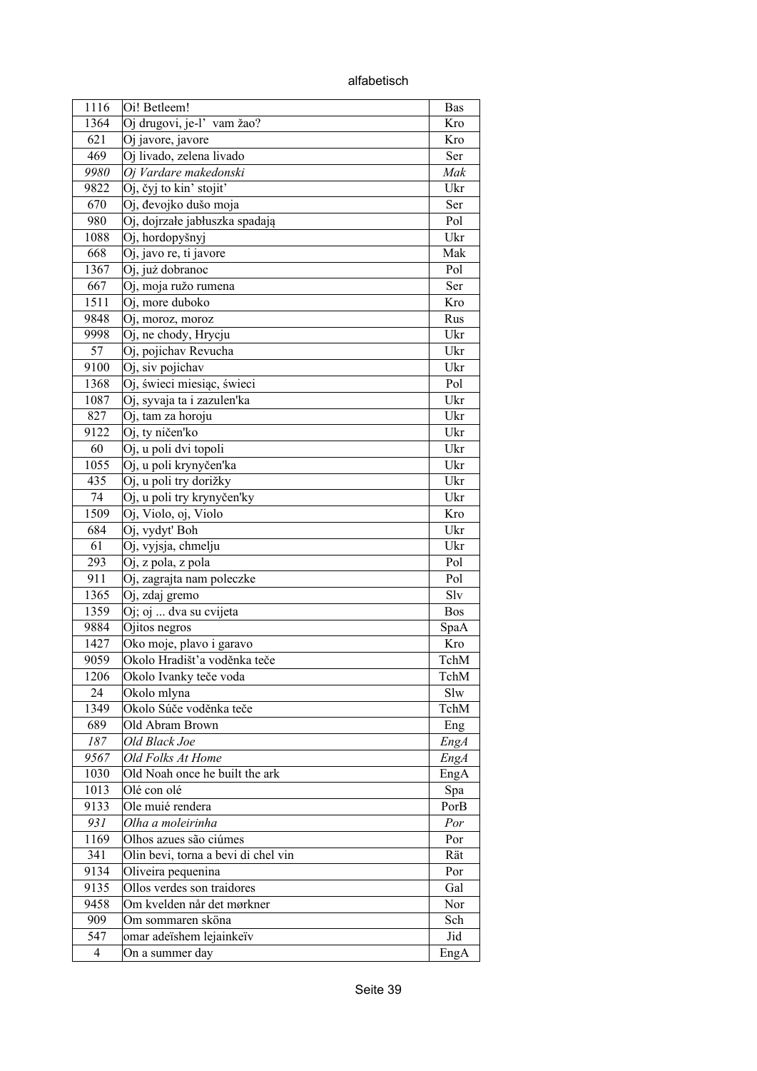| | | |
|---|---|---|
| 1116 | Oi! Betleem! | Bas |
| 1364 | Oj drugovi, je-l'  vam žao? | Kro |
| 621 | Oj javore, javore | Kro |
| 469 | Oj livado, zelena livado | Ser |
| *9980* | *Oj Vardare makedonski* | *Mak* |
| 9822 | Oj, čyj to kin' stojit' | Ukr |
| 670 | Oj, đevojko dušo moja | Ser |
| 980 | Oj, dojrzałe jabłuszka spadają | Pol |
| 1088 | Oj, hordopyšnyj | Ukr |
| 668 | Oj, javo re, ti javore | Mak |
| 1367 | Oj, już dobranoc | Pol |
| 667 | Oj, moja ružo rumena | Ser |
| 1511 | Oj, more duboko | Kro |
| 9848 | Oj, moroz, moroz | Rus |
| 9998 | Oj, ne chody, Hrycju | Ukr |
| 57 | Oj, pojichav Revucha | Ukr |
| 9100 | Oj, siv pojichav | Ukr |
| 1368 | Oj, świeci miesiąc, świeci | Pol |
| 1087 | Oj, syvaja ta i zazulen'ka | Ukr |
| 827 | Oj, tam za horoju | Ukr |
| 9122 | Oj, ty ničen'ko | Ukr |
| 60 | Oj, u poli dvi topoli | Ukr |
| 1055 | Oj, u poli krynyčen'ka | Ukr |
| 435 | Oj, u poli try dorižky | Ukr |
| 74 | Oj, u poli try krynyčen'ky | Ukr |
| 1509 | Oj, Violo, oj, Violo | Kro |
| 684 | Oj, vydyt' Boh | Ukr |
| 61 | Oj, vyjsja, chmelju | Ukr |
| 293 | Oj, z pola, z pola | Pol |
| 911 | Oj, zagrajta nam poleczke | Pol |
| 1365 | Oj, zdaj gremo | Slv |
| 1359 | Oj; oj ... dva su cvijeta | Bos |
| 9884 | Ojitos negros | SpaA |
| 1427 | Oko moje, plavo i garavo | Kro |
| 9059 | Okolo Hradišt'a voděnka teče | TchM |
| 1206 | Okolo Ivanky teče voda | TchM |
| 24 | Okolo mlyna | Slw |
| 1349 | Okolo Súče voděnka teče | TchM |
| 689 | Old Abram Brown | Eng |
| *187* | *Old Black Joe* | *EngA* |
| *9567* | *Old Folks At Home* | *EngA* |
| 1030 | Old Noah once he built the ark | EngA |
| 1013 | Olé con olé | Spa |
| 9133 | Ole muié rendera | PorB |
| *931* | *Olha a moleirinha* | *Por* |
| 1169 | Olhos azues são ciúmes | Por |
| 341 | Olin bevi, torna a bevi di chel vin | Rät |
| 9134 | Oliveira pequenina | Por |
| 9135 | Ollos verdes son traidores | Gal |
| 9458 | Om kvelden når det mørkner | Nor |
| 909 | Om sommaren sköna | Sch |
| 547 | omar adeïshem lejainkeïv | Jid |
| 4 | On a summer day | EngA |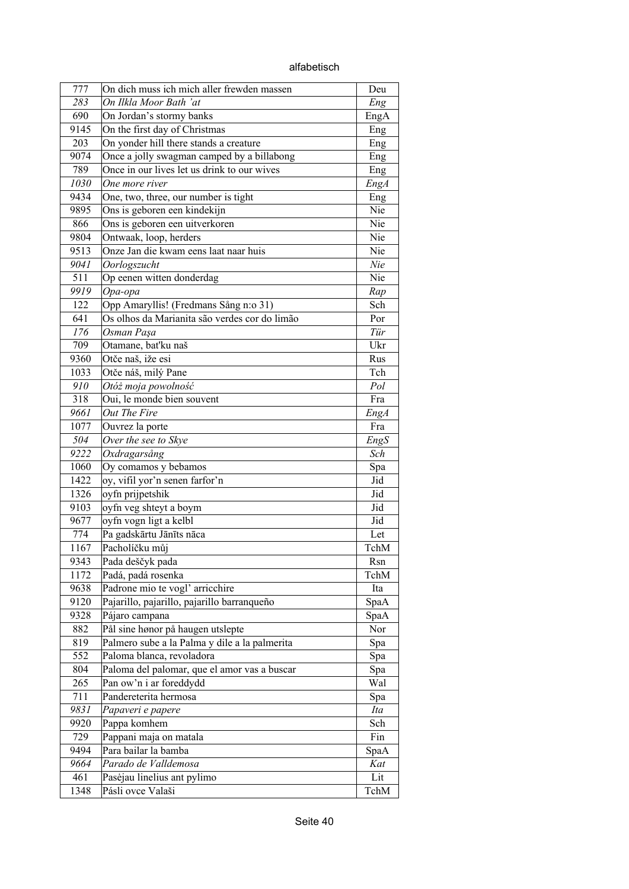| | | |
|---|---|---|
| 777 | On dich muss ich mich aller frewden massen | Deu |
| *283* | *On Ilkla Moor Bath 'at* | *Eng* |
| 690 | On Jordan's stormy banks | EngA |
| 9145 | On the first day of Christmas | Eng |
| 203 | On yonder hill there stands a creature | Eng |
| 9074 | Once a jolly swagman camped by a billabong | Eng |
| 789 | Once in our lives let us drink to our wives | Eng |
| *1030* | *One more river* | *EngA* |
| 9434 | One, two, three, our number is tight | Eng |
| 9895 | Ons is geboren een kindekijn | Nie |
| 866 | Ons is geboren een uitverkoren | Nie |
| 9804 | Ontwaak, loop, herders | Nie |
| 9513 | Onze Jan die kwam eens laat naar huis | Nie |
| *9041* | *Oorlogszucht* | *Nie* |
| 511 | Op eenen witten donderdag | Nie |
| *9919* | *Opa-opa* | *Rap* |
| 122 | Opp Amaryllis! (Fredmans Sång n:o 31) | Sch |
| 641 | Os olhos da Marianita são verdes cor do limão | Por |
| *176* | *Osman Paşa* | *Tür* |
| 709 | Otamane, bat'ku naš | Ukr |
| 9360 | Otče naš, iže esi | Rus |
| 1033 | Otče náš, milý Pane | Tch |
| *910* | *Otóż moja powolność* | *Pol* |
| 318 | Oui, le monde bien souvent | Fra |
| *9661* | *Out The Fire* | *EngA* |
| 1077 | Ouvrez la porte | Fra |
| *504* | *Over the see to Skye* | *EngS* |
| *9222* | *Oxdragarsång* | *Sch* |
| 1060 | Oy comamos y bebamos | Spa |
| 1422 | oy, vifil yor'n senen farfor'n | Jid |
| 1326 | oyfn prijpetshik | Jid |
| 9103 | oyfn veg shteyt a boym | Jid |
| 9677 | oyfn vogn ligt a kelbl | Jid |
| 774 | Pa gadskārtu Jānīts nāca | Let |
| 1167 | Pacholíčku můj | TchM |
| 9343 | Pada deščyk pada | Rsn |
| 1172 | Padá, padá rosenka | TchM |
| 9638 | Padrone mio te vogl' arricchire | Ita |
| 9120 | Pajarillo, pajarillo, pajarillo barranqueño | SpaA |
| 9328 | Pájaro campana | SpaA |
| 882 | Pål sine hønor på haugen utslepte | Nor |
| 819 | Palmero sube a la Palma y dile a la palmerita | Spa |
| 552 | Paloma blanca, revoladora | Spa |
| 804 | Paloma del palomar, que el amor vas a buscar | Spa |
| 265 | Pan ow'n i ar foreddydd | Wal |
| 711 | Pandereterita hermosa | Spa |
| *9831* | *Papaveri e papere* | *Ita* |
| 9920 | Pappa komhem | Sch |
| 729 | Pappani maja on matala | Fin |
| 9494 | Para bailar la bamba | SpaA |
| *9664* | *Parado de Valldemosa* | *Kat* |
| 461 | Pasėjau linelius ant pylimo | Lit |
| 1348 | Pásli ovce Valaši | TchM |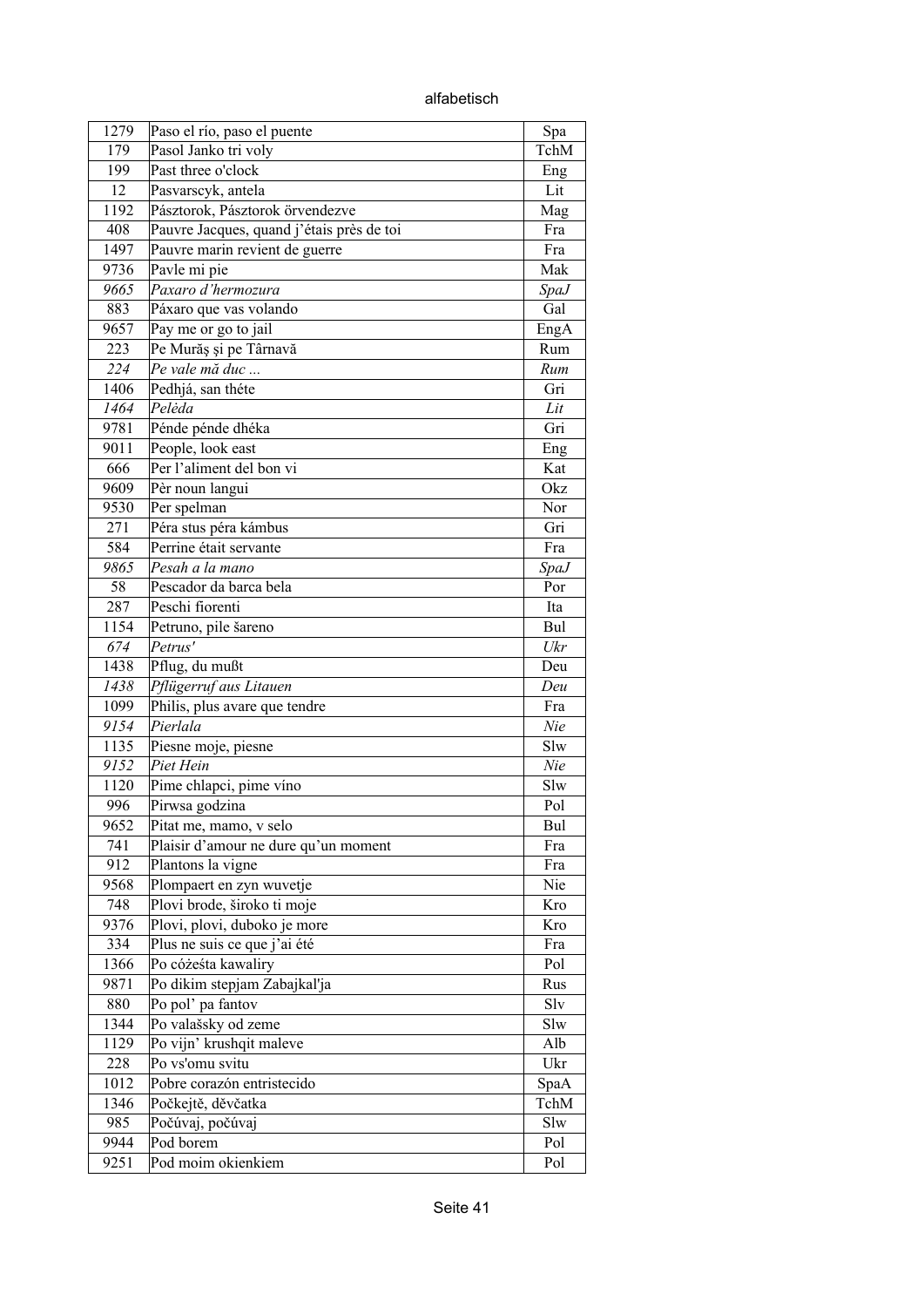| 1279 | Paso el río, paso el puente | Spa |
|---|---|---|
| 179 | Pasol Janko tri voly | TchM |
| 199 | Past three o'clock | Eng |
| 12 | Pasvarscyk, antela | Lit |
| 1192 | Pásztorok, Pásztorok örvendezve | Mag |
| 408 | Pauvre Jacques, quand j'étais près de toi | Fra |
| 1497 | Pauvre marin revient de guerre | Fra |
| 9736 | Pavle mi pie | Mak |
| *9665* | *Paxaro d'hermozura* | *SpaJ* |
| 883 | Páxaro que vas volando | Gal |
| 9657 | Pay me or go to jail | EngA |
| 223 | Pe Murăş şi pe Târnavă | Rum |
| *224* | *Pe vale mă duc ...* | *Rum* |
| 1406 | Pedhjá, san théte | Gri |
| *1464* | *Pelėda* | *Lit* |
| 9781 | Pénde pénde dhéka | Gri |
| 9011 | People, look east | Eng |
| 666 | Per l'aliment del bon vi | Kat |
| 9609 | Pèr noun langui | Okz |
| 9530 | Per spelman | Nor |
| 271 | Péra stus péra kámbus | Gri |
| 584 | Perrine était servante | Fra |
| *9865* | *Pesah a la mano* | *SpaJ* |
| 58 | Pescador da barca bela | Por |
| 287 | Peschi fiorenti | Ita |
| 1154 | Petruno, pile šareno | Bul |
| *674* | *Petrus'* | *Ukr* |
| 1438 | Pflug, du mußt | Deu |
| *1438* | *Pflügerruf aus Litauen* | *Deu* |
| 1099 | Philis, plus avare que tendre | Fra |
| *9154* | *Pierlala* | *Nie* |
| 1135 | Piesne moje, piesne | Slw |
| *9152* | *Piet Hein* | *Nie* |
| 1120 | Pime chlapci, pime víno | Slw |
| 996 | Pirwsa godzina | Pol |
| 9652 | Pitat me, mamo, v selo | Bul |
| 741 | Plaisir d'amour ne dure qu'un moment | Fra |
| 912 | Plantons la vigne | Fra |
| 9568 | Plompaert en zyn wuvetje | Nie |
| 748 | Plovi brode, široko ti moje | Kro |
| 9376 | Plovi, plovi, duboko je more | Kro |
| 334 | Plus ne suis ce que j'ai été | Fra |
| 1366 | Po cóżeśta kawaliry | Pol |
| 9871 | Po dikim stepjam Zabajkal'ja | Rus |
| 880 | Po pol' pa fantov | Slv |
| 1344 | Po valašsky od zeme | Slw |
| 1129 | Po vijn' krushqit maleve | Alb |
| 228 | Po vs'omu svitu | Ukr |
| 1012 | Pobre corazón entristecido | SpaA |
| 1346 | Počkejtě, děvčatka | TchM |
| 985 | Počúvaj, počúvaj | Slw |
| 9944 | Pod borem | Pol |
| 9251 | Pod moim okienkiem | Pol |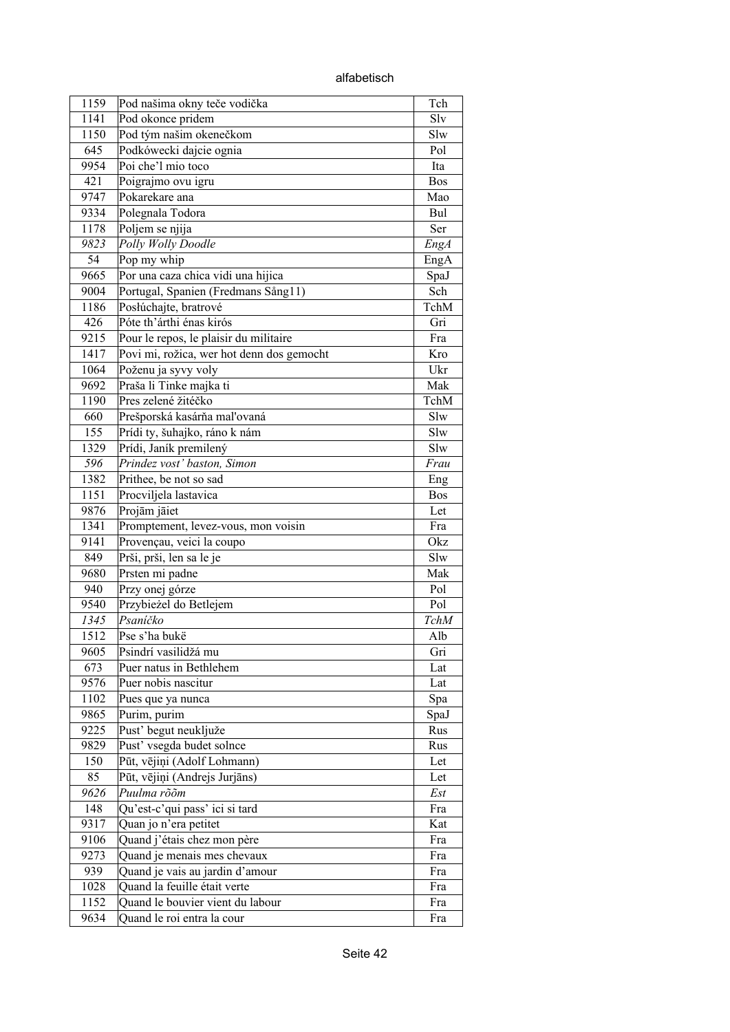alfabetisch

| | | |
|---|---|---|
| 1159 | Pod našima okny teče vodička | Tch |
| 1141 | Pod okonce pridem | Slv |
| 1150 | Pod tým našim okenečkom | Slw |
| 645 | Podkówecki dajcie ognia | Pol |
| 9954 | Poi che'l mio toco | Ita |
| 421 | Poigrajmo ovu igru | Bos |
| 9747 | Pokarekare ana | Mao |
| 9334 | Polegnala Todora | Bul |
| 1178 | Poljem se njija | Ser |
| *9823* | *Polly Wolly Doodle* | *EngA* |
| 54 | Pop my whip | EngA |
| 9665 | Por una caza chica vidi una hijica | SpaJ |
| 9004 | Portugal, Spanien (Fredmans Sång11) | Sch |
| 1186 | Posłúchajte, bratrové | TchM |
| 426 | Póte th'árthi énas kirós | Gri |
| 9215 | Pour le repos, le plaisir du militaire | Fra |
| 1417 | Povi mi, rožica, wer hot denn dos gemocht | Kro |
| 1064 | Poženu ja syvy voly | Ukr |
| 9692 | Praša li Tinke majka ti | Mak |
| 1190 | Pres zelené žitéčko | TchM |
| 660 | Prešporská kasárňa mal'ovaná | Slw |
| 155 | Prídi ty, šuhajko, ráno k nám | Slw |
| 1329 | Prídi, Janík premilený | Slw |
| *596* | *Prindez vost' baston, Simon* | *Frau* |
| 1382 | Prithee, be not so sad | Eng |
| 1151 | Procviljela lastavica | Bos |
| 9876 | Projām jāiet | Let |
| 1341 | Promptement, levez-vous, mon voisin | Fra |
| 9141 | Provençau, veici la coupo | Okz |
| 849 | Prši, prši, len sa le je | Slw |
| 9680 | Prsten mi padne | Mak |
| 940 | Przy onej górze | Pol |
| 9540 | Przybieżel do Betlejem | Pol |
| *1345* | *Psaníčko* | *TchM* |
| 1512 | Pse s'ha bukë | Alb |
| 9605 | Psindrí vasilidžá mu | Gri |
| 673 | Puer natus in Bethlehem | Lat |
| 9576 | Puer nobis nascitur | Lat |
| 1102 | Pues que ya nunca | Spa |
| 9865 | Purim, purim | SpaJ |
| 9225 | Pust' begut neukljuže | Rus |
| 9829 | Pust' vsegda budet solnce | Rus |
| 150 | Pūt, vējiņi (Adolf Lohmann) | Let |
| 85 | Pūt, vējiņi (Andrejs Jurjāns) | Let |
| *9626* | *Puulma rõõm* | *Est* |
| 148 | Qu'est-c'qui pass' ici si tard | Fra |
| 9317 | Quan jo n'era petitet | Kat |
| 9106 | Quand j'étais chez mon père | Fra |
| 9273 | Quand je menais mes chevaux | Fra |
| 939 | Quand je vais au jardin d'amour | Fra |
| 1028 | Quand la feuille était verte | Fra |
| 1152 | Quand le bouvier vient du labour | Fra |
| 9634 | Quand le roi entra la cour | Fra |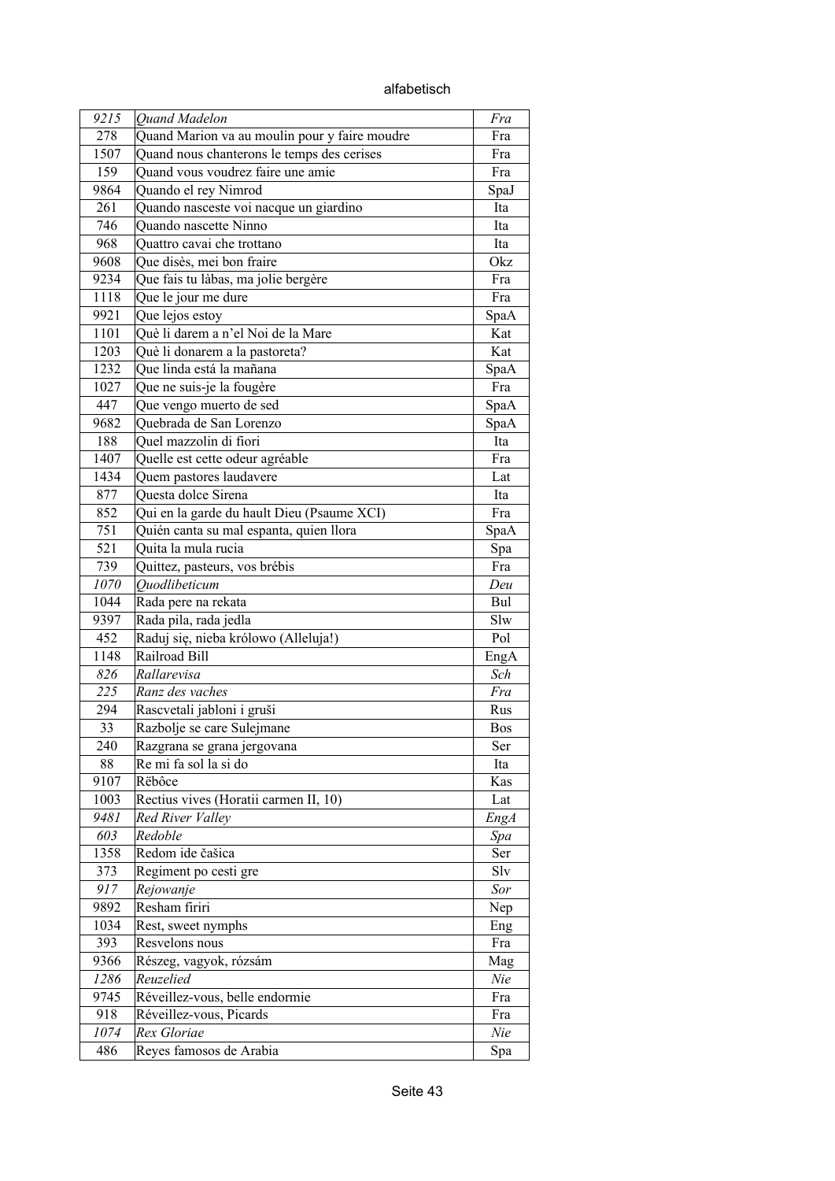alfabetisch

| | | |
|---|---|---|
| *9215* | *Quand Madelon* | *Fra* |
| 278 | Quand Marion va au moulin pour y faire moudre | Fra |
| 1507 | Quand nous chanterons le temps des cerises | Fra |
| 159 | Quand vous voudrez faire une amie | Fra |
| 9864 | Quando el rey Nimrod | SpaJ |
| 261 | Quando nasceste voi nacque un giardino | Ita |
| 746 | Quando nascette Ninno | Ita |
| 968 | Quattro cavai che trottano | Ita |
| 9608 | Que disès, mei bon fraire | Okz |
| 9234 | Que fais tu làbas, ma jolie bergère | Fra |
| 1118 | Que le jour me dure | Fra |
| 9921 | Que lejos estoy | SpaA |
| 1101 | Què li darem a n'el Noi de la Mare | Kat |
| 1203 | Què li donarem a la pastoreta? | Kat |
| 1232 | Que linda está la mañana | SpaA |
| 1027 | Que ne suis-je la fougère | Fra |
| 447 | Que vengo muerto de sed | SpaA |
| 9682 | Quebrada de San Lorenzo | SpaA |
| 188 | Quel mazzolin di fiori | Ita |
| 1407 | Quelle est cette odeur agréable | Fra |
| 1434 | Quem pastores laudavere | Lat |
| 877 | Questa dolce Sirena | Ita |
| 852 | Qui en la garde du hault Dieu (Psaume XCI) | Fra |
| 751 | Quién canta su mal espanta, quien llora | SpaA |
| 521 | Quita la mula rucia | Spa |
| 739 | Quittez, pasteurs, vos brébis | Fra |
| *1070* | *Quodlibeticum* | *Deu* |
| 1044 | Rada pere na rekata | Bul |
| 9397 | Rada pila, rada jedla | Slw |
| 452 | Raduj się, nieba królowo (Alleluja!) | Pol |
| 1148 | Railroad Bill | EngA |
| *826* | *Rallarevisa* | *Sch* |
| *225* | *Ranz des vaches* | *Fra* |
| 294 | Rascvetali jabloni i gruši | Rus |
| 33 | Razbolje se care Sulejmane | Bos |
| 240 | Razgrana se grana jergovana | Ser |
| 88 | Re mi fa sol la si do | Ita |
| 9107 | Rëbôce | Kas |
| 1003 | Rectius vives (Horatii carmen II, 10) | Lat |
| *9481* | *Red River Valley* | *EngA* |
| *603* | *Redoble* | *Spa* |
| 1358 | Redom ide čašica | Ser |
| 373 | Regiment po cesti gre | Slv |
| *917* | *Rejowanje* | *Sor* |
| 9892 | Resham firiri | Nep |
| 1034 | Rest, sweet nymphs | Eng |
| 393 | Resvelons nous | Fra |
| 9366 | Részeg, vagyok, rózsám | Mag |
| *1286* | *Reuzelied* | *Nie* |
| 9745 | Réveillez-vous, belle endormie | Fra |
| 918 | Réveillez-vous, Picards | Fra |
| *1074* | *Rex Gloriae* | *Nie* |
| 486 | Reyes famosos de Arabia | Spa |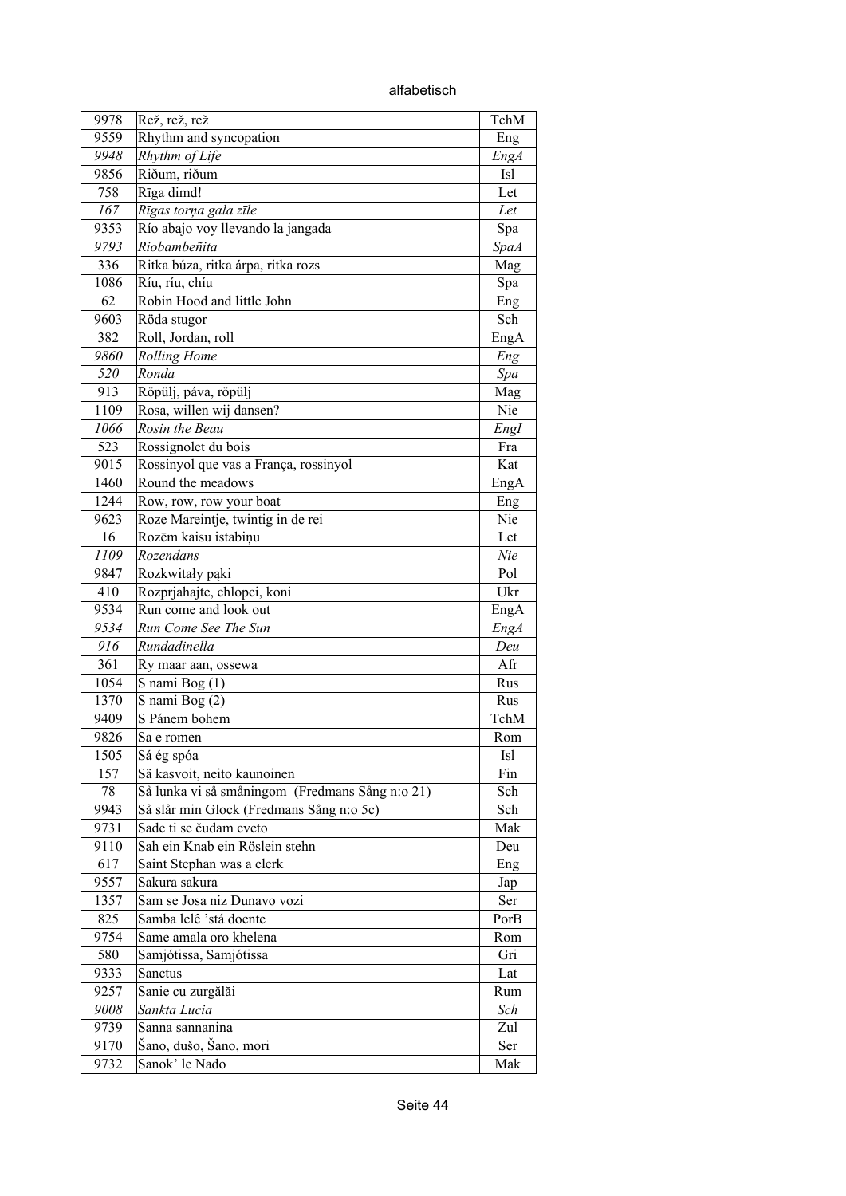alfabetisch

| | | |
|---|---|---|
| 9978 | Rež, rež, rež | TchM |
| 9559 | Rhythm and syncopation | Eng |
| *9948* | *Rhythm of Life* | *EngA* |
| 9856 | Riðum, riðum | Isl |
| 758 | Rīga dimd! | Let |
| *167* | *Rīgas torņa gala zīle* | *Let* |
| 9353 | Río abajo voy llevando la jangada | Spa |
| *9793* | *Riobambeñita* | *SpaA* |
| 336 | Ritka búza, ritka árpa, ritka rozs | Mag |
| 1086 | Ríu, ríu, chíu | Spa |
| 62 | Robin Hood and little John | Eng |
| 9603 | Röda stugor | Sch |
| 382 | Roll, Jordan, roll | EngA |
| *9860* | *Rolling Home* | *Eng* |
| *520* | *Ronda* | *Spa* |
| 913 | Röpülj, páva, röpülj | Mag |
| 1109 | Rosa, willen wij dansen? | Nie |
| *1066* | *Rosin the Beau* | *EngI* |
| 523 | Rossignolet du bois | Fra |
| 9015 | Rossinyol que vas a França, rossinyol | Kat |
| 1460 | Round the meadows | EngA |
| 1244 | Row, row, row your boat | Eng |
| 9623 | Roze Mareintje, twintig in de rei | Nie |
| 16 | Rozēm kaisu istabiņu | Let |
| *1109* | *Rozendans* | *Nie* |
| 9847 | Rozkwitały pąki | Pol |
| 410 | Rozprjahajte, chlopci, koni | Ukr |
| 9534 | Run come and look out | EngA |
| *9534* | *Run Come See The Sun* | *EngA* |
| *916* | *Rundadinella* | *Deu* |
| 361 | Ry maar aan, ossewa | Afr |
| 1054 | S nami Bog (1) | Rus |
| 1370 | S nami Bog (2) | Rus |
| 9409 | S Pánem bohem | TchM |
| 9826 | Sa e romen | Rom |
| 1505 | Sá ég spóa | Isl |
| 157 | Sä kasvoit, neito kaunoinen | Fin |
| 78 | Så lunka vi så småningom (Fredmans Sång n:o 21) | Sch |
| 9943 | Så slår min Glock (Fredmans Sång n:o 5c) | Sch |
| 9731 | Sade ti se čudam cveto | Mak |
| 9110 | Sah ein Knab ein Röslein stehn | Deu |
| 617 | Saint Stephan was a clerk | Eng |
| 9557 | Sakura sakura | Jap |
| 1357 | Sam se Josa niz Dunavo vozi | Ser |
| 825 | Samba lelê 'stá doente | PorB |
| 9754 | Same amala oro khelena | Rom |
| 580 | Samjótissa, Samjótissa | Gri |
| 9333 | Sanctus | Lat |
| 9257 | Sanie cu zurgălăi | Rum |
| *9008* | *Sankta Lucia* | *Sch* |
| 9739 | Sanna sannanina | Zul |
| 9170 | Šano, dušo, Šano, mori | Ser |
| 9732 | Sanok' le Nado | Mak |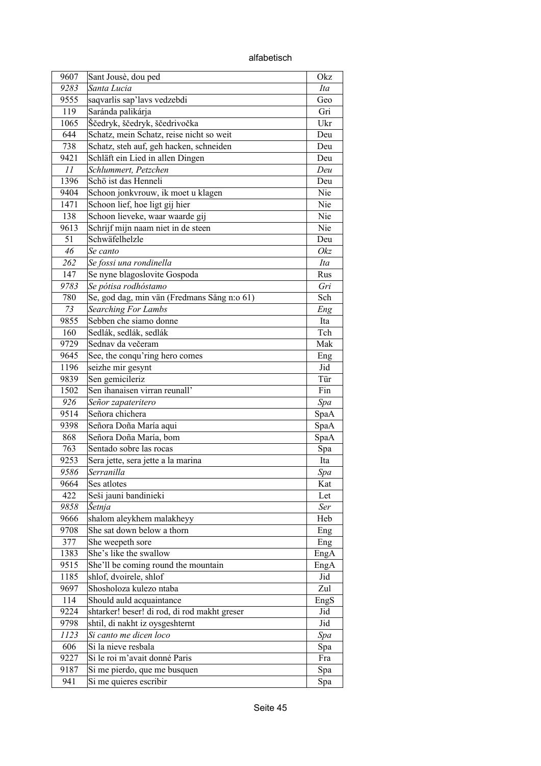alfabetisch

| | | |
|---|---|---|
| 9607 | Sant Jousè, dou ped | Okz |
| *9283* | *Santa Lucia* | *Ita* |
| 9555 | saqvarlis sap'lavs vedzebdi | Geo |
| 119 | Saránda palikárja | Gri |
| 1065 | Ščedryk, ščedryk, ščedrivočka | Ukr |
| 644 | Schatz, mein Schatz, reise nicht so weit | Deu |
| 738 | Schatz, steh auf, geh hacken, schneiden | Deu |
| 9421 | Schläft ein Lied in allen Dingen | Deu |
| *11* | *Schlummert, Petzchen* | *Deu* |
| 1396 | Schö ist das Henneli | Deu |
| 9404 | Schoon jonkvrouw, ik moet u klagen | Nie |
| 1471 | Schoon lief, hoe ligt gij hier | Nie |
| 138 | Schoon lieveke, waar waarde gij | Nie |
| 9613 | Schrijf mijn naam niet in de steen | Nie |
| 51 | Schwäfelhelzle | Deu |
| *46* | *Se canto* | *Okz* |
| *262* | *Se fossi una rondinella* | *Ita* |
| 147 | Se nyne blagoslovite Gospoda | Rus |
| *9783* | *Se pótisa rodhóstamo* | *Gri* |
| 780 | Se, god dag, min vän (Fredmans Sång n:o 61) | Sch |
| *73* | *Searching For Lambs* | *Eng* |
| 9855 | Sebben che siamo donne | Ita |
| 160 | Sedlák, sedlák, sedlák | Tch |
| 9729 | Sednav da večeram | Mak |
| 9645 | See, the conqu'ring hero comes | Eng |
| 1196 | seizhe mir gesynt | Jid |
| 9839 | Sen gemicileriz | Tür |
| 1502 | Sen ihanaisen virran reunall' | Fin |
| *926* | *Señor zapateritero* | *Spa* |
| 9514 | Señora chichera | SpaA |
| 9398 | Señora Doña María aqui | SpaA |
| 868 | Señora Doña María, bom | SpaA |
| 763 | Sentado sobre las rocas | Spa |
| 9253 | Sera jette, sera jette a la marina | Ita |
| *9586* | *Serranilla* | *Spa* |
| 9664 | Ses atlotes | Kat |
| 422 | Seši jauni bandinieki | Let |
| *9858* | *Šetnja* | *Ser* |
| 9666 | shalom aleykhem malakheyy | Heb |
| 9708 | She sat down below a thorn | Eng |
| 377 | She weepeth sore | Eng |
| 1383 | She's like the swallow | EngA |
| 9515 | She'll be coming round the mountain | EngA |
| 1185 | shlof, dvoirele, shlof | Jid |
| 9697 | Shosholoza kulezo ntaba | Zul |
| 114 | Should auld acquaintance | EngS |
| 9224 | shtarker! beser! di rod, di rod makht greser | Jid |
| 9798 | shtil, di nakht iz oysgeshternt | Jid |
| *1123* | *Si canto me dicen loco* | *Spa* |
| 606 | Si la nieve resbala | Spa |
| 9227 | Si le roi m'avait donné Paris | Fra |
| 9187 | Si me pierdo, que me busquen | Spa |
| 941 | Si me quieres escribir | Spa |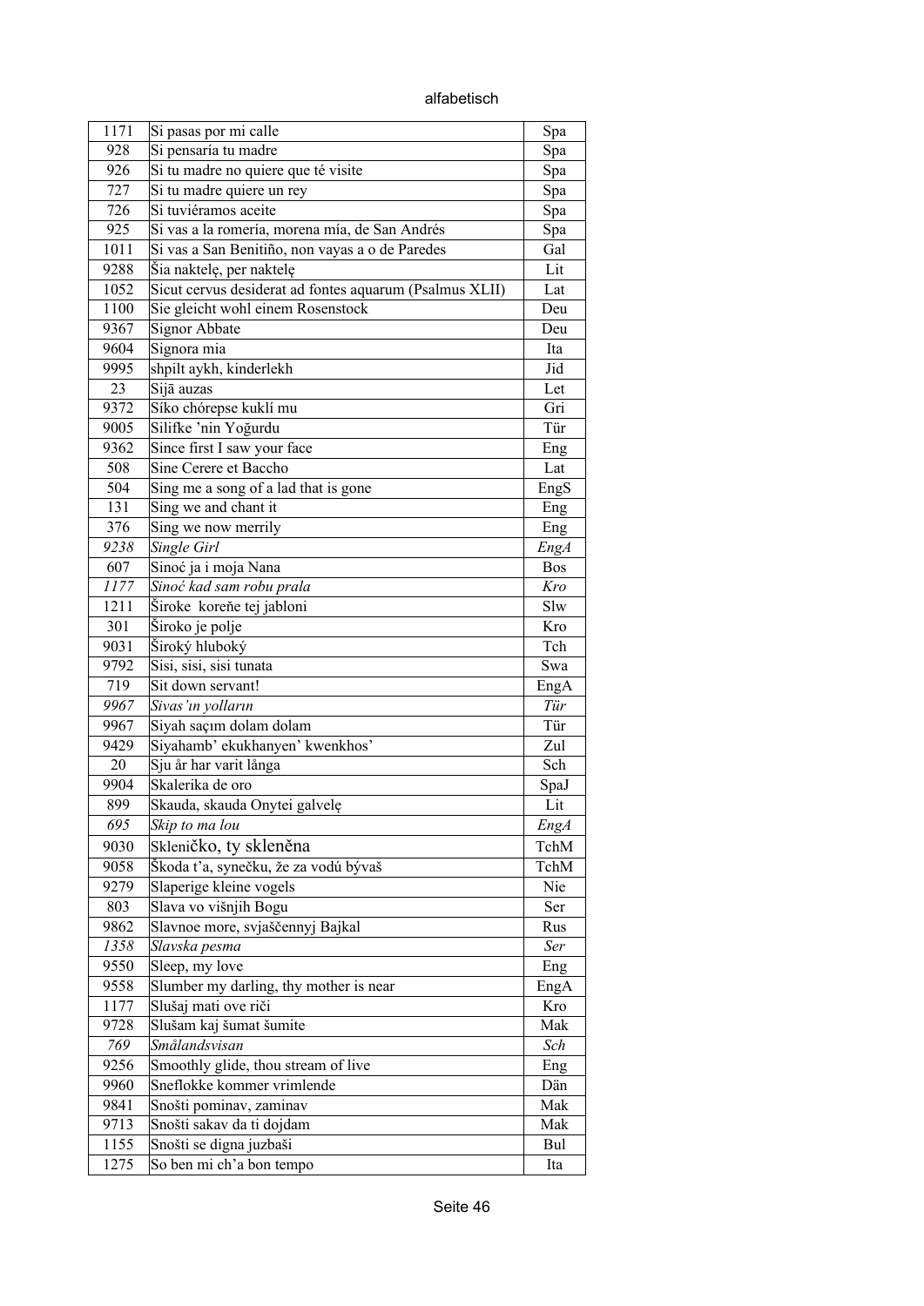| 1171 | Si pasas por mi calle | Spa |
|---|---|---|
| 928 | Si pensaría tu madre | Spa |
| 926 | Si tu madre no quiere que té visite | Spa |
| 727 | Si tu madre quiere un rey | Spa |
| 726 | Si tuviéramos aceite | Spa |
| 925 | Si vas a la romería, morena mía, de San Andrés | Spa |
| 1011 | Si vas a San Benitiño, non vayas a o de Paredes | Gal |
| 9288 | Šia naktelę, per naktelę | Lit |
| 1052 | Sicut cervus desiderat ad fontes aquarum (Psalmus XLII) | Lat |
| 1100 | Sie gleicht wohl einem Rosenstock | Deu |
| 9367 | Signor Abbate | Deu |
| 9604 | Signora mia | Ita |
| 9995 | shpilt aykh, kinderlekh | Jid |
| 23 | Sijā auzas | Let |
| 9372 | Síko chórepse kuklí mu | Gri |
| 9005 | Silifke 'nin Yoğurdu | Tür |
| 9362 | Since first I saw your face | Eng |
| 508 | Sine Cerere et Baccho | Lat |
| 504 | Sing me a song of a lad that is gone | EngS |
| 131 | Sing we and chant it | Eng |
| 376 | Sing we now merrily | Eng |
| *9238* | *Single Girl* | *EngA* |
| 607 | Sinoć ja i moja Nana | Bos |
| *1177* | *Sinoć kad sam robu prala* | *Kro* |
| 1211 | Široke koreňe tej jabloni | Slw |
| 301 | Široko je polje | Kro |
| 9031 | Široký hluboký | Tch |
| 9792 | Sisi, sisi, sisi tunata | Swa |
| 719 | Sit down servant! | EngA |
| *9967* | *Sivas'ın yolların* | *Tür* |
| 9967 | Siyah saçım dolam dolam | Tür |
| 9429 | Siyahamb' ekukhanyen' kwenkhos' | Zul |
| 20 | Sju år har varit långa | Sch |
| 9904 | Skalerika de oro | SpaJ |
| 899 | Skauda, skauda Onytei galvelę | Lit |
| *695* | *Skip to ma lou* | *EngA* |
| 9030 | Skleničko, ty skleněna | TchM |
| 9058 | Škoda t'a, synečku, že za vodú bývaš | TchM |
| 9279 | Slaperige kleine vogels | Nie |
| 803 | Slava vo višnjih Bogu | Ser |
| 9862 | Slavnoe more, svjaščennyj Bajkal | Rus |
| *1358* | *Slavska pesma* | *Ser* |
| 9550 | Sleep, my love | Eng |
| 9558 | Slumber my darling, thy mother is near | EngA |
| 1177 | Slušaj mati ove riči | Kro |
| 9728 | Slušam kaj šumat šumite | Mak |
| *769* | *Smålandsvisan* | *Sch* |
| 9256 | Smoothly glide, thou stream of live | Eng |
| 9960 | Sneflokke kommer vrimlende | Dän |
| 9841 | Snošti pominav, zaminav | Mak |
| 9713 | Snošti sakav da ti dojdam | Mak |
| 1155 | Snošti se digna juzbaši | Bul |
| 1275 | So ben mi ch'a bon tempo | Ita |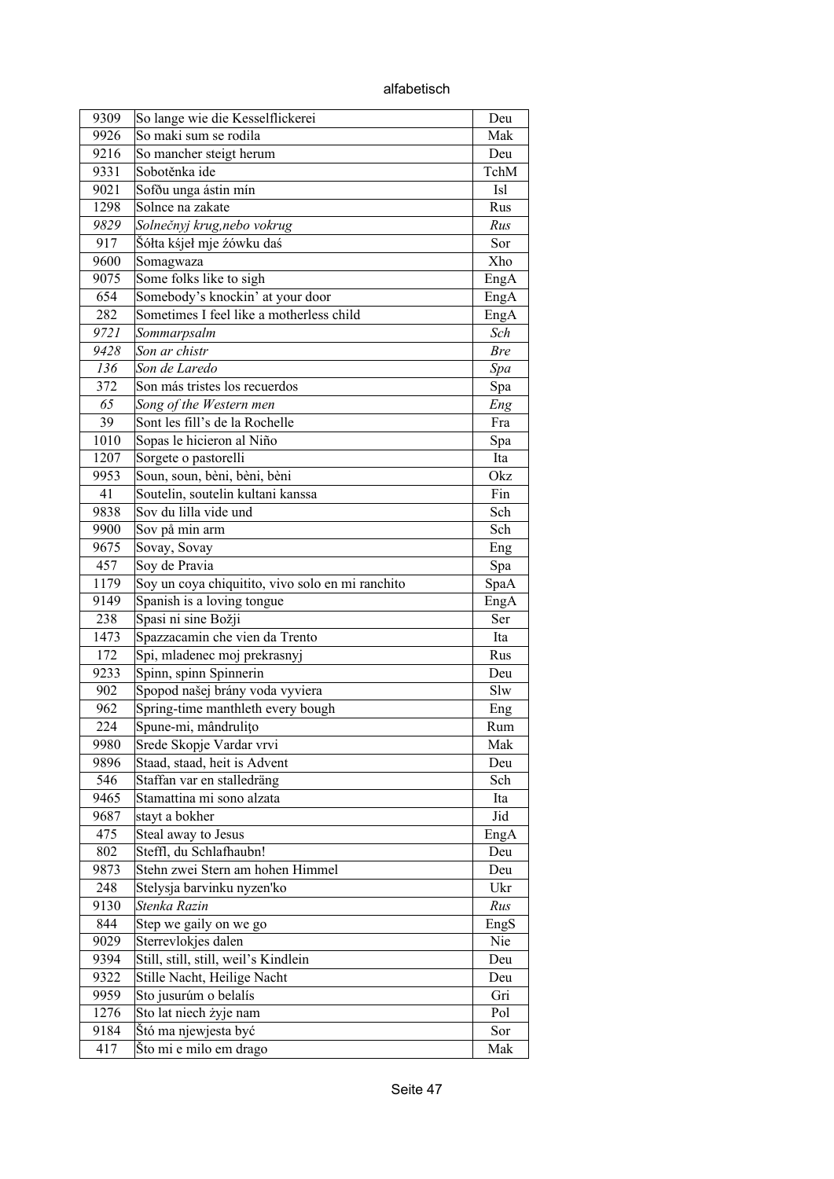| | | |
|---|---|---|
| 9309 | So lange wie die Kesselflickerei | Deu |
| 9926 | So maki sum se rodila | Mak |
| 9216 | So mancher steigt herum | Deu |
| 9331 | Sobotěnka ide | TchM |
| 9021 | Sofðu unga ástin mín | Isl |
| 1298 | Solnce na zakate | Rus |
| *9829* | *Solnečnyj krug,nebo vokrug* | *Rus* |
| 917 | Šółta kśjeł mje źówku daś | Sor |
| 9600 | Somagwaza | Xho |
| 9075 | Some folks like to sigh | EngA |
| 654 | Somebody’s knockin’ at your door | EngA |
| 282 | Sometimes I feel like a motherless child | EngA |
| *9721* | *Sommarpsalm* | *Sch* |
| *9428* | *Son ar chistr* | *Bre* |
| *136* | *Son de Laredo* | *Spa* |
| 372 | Son más tristes los recuerdos | Spa |
| *65* | *Song of the Western men* | *Eng* |
| 39 | Sont les fill’s de la Rochelle | Fra |
| 1010 | Sopas le hicieron al Niño | Spa |
| 1207 | Sorgete o pastorelli | Ita |
| 9953 | Soun, soun, bèni, bèni, bèni | Okz |
| 41 | Soutelin, soutelin kultani kanssa | Fin |
| 9838 | Sov du lilla vide und | Sch |
| 9900 | Sov på min arm | Sch |
| 9675 | Sovay, Sovay | Eng |
| 457 | Soy de Pravia | Spa |
| 1179 | Soy un coya chiquitito, vivo solo en mi ranchito | SpaA |
| 9149 | Spanish is a loving tongue | EngA |
| 238 | Spasi ni sine Božji | Ser |
| 1473 | Spazzacamin che vien da Trento | Ita |
| 172 | Spi, mladenec moj prekrasnyj | Rus |
| 9233 | Spinn, spinn Spinnerin | Deu |
| 902 | Spopod našej brány voda vyviera | Slw |
| 962 | Spring-time manthleth every bough | Eng |
| 224 | Spune-mi, mândrulițo | Rum |
| 9980 | Srede Skopje Vardar vrvi | Mak |
| 9896 | Staad, staad, heit is Advent | Deu |
| 546 | Staffan var en stalledräng | Sch |
| 9465 | Stamattina mi sono alzata | Ita |
| 9687 | stayt a bokher | Jid |
| 475 | Steal away to Jesus | EngA |
| 802 | Steffl, du Schlafhaubn! | Deu |
| 9873 | Stehn zwei Stern am hohen Himmel | Deu |
| 248 | Stelysja barvinku nyzen'ko | Ukr |
| *9130* | *Stenka Razin* | *Rus* |
| 844 | Step we gaily on we go | EngS |
| 9029 | Sterrevlokjes dalen | Nie |
| 9394 | Still, still, still, weil’s Kindlein | Deu |
| 9322 | Stille Nacht, Heilige Nacht | Deu |
| 9959 | Sto jusurúm o belalís | Gri |
| 1276 | Sto lat niech żyje nam | Pol |
| 9184 | Štó ma njewjesta być | Sor |
| 417 | Što mi e milo em drago | Mak |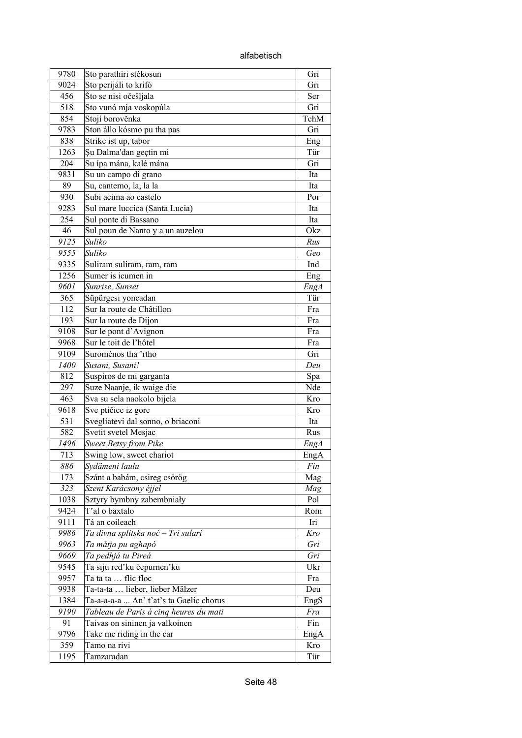alfabetisch

| | | |
|---|---|---|
| 9780 | Sto parathíri stékosun | Gri |
| 9024 | Sto perijáli to krifó | Gri |
| 456 | Što se nisi očešljala | Ser |
| 518 | Sto vunó mja voskopúla | Gri |
| 854 | Stojí borověnka | TchM |
| 9783 | Ston állo kósmo pu tha pas | Gri |
| 838 | Strike ist up, tabor | Eng |
| 1263 | Şu Dalma'dan geçtin mi | Tür |
| 204 | Su ípa mána, kalé mána | Gri |
| 9831 | Su un campo di grano | Ita |
| 89 | Su, cantemo, la, la la | Ita |
| 930 | Subi acima ao castelo | Por |
| 9283 | Sul mare luccica (Santa Lucia) | Ita |
| 254 | Sul ponte di Bassano | Ita |
| 46 | Sul poun de Nanto y a un auzelou | Okz |
| *9125* | *Suliko* | *Rus* |
| *9555* | *Suliko* | *Geo* |
| 9335 | Suliram suliram, ram, ram | Ind |
| 1256 | Sumer is icumen in | Eng |
| *9601* | *Sunrise, Sunset* | *EngA* |
| 365 | Süpürgesi yoncadan | Tür |
| 112 | Sur la route de Châtillon | Fra |
| 193 | Sur la route de Dijon | Fra |
| 9108 | Sur le pont d'Avignon | Fra |
| 9968 | Sur le toit de l'hôtel | Fra |
| 9109 | Suroménos tha 'rtho | Gri |
| *1400* | *Susani, Susani!* | *Deu* |
| 812 | Suspiros de mi garganta | Spa |
| 297 | Suze Naanje, ik waige die | Nde |
| 463 | Sva su sela naokolo bijela | Kro |
| 9618 | Sve ptičice iz gore | Kro |
| 531 | Svegliatevi dal sonno, o briaconi | Ita |
| 582 | Svetit svetel Mesjac | Rus |
| *1496* | *Sweet Betsy from Pike* | *EngA* |
| 713 | Swing low, sweet chariot | EngA |
| *886* | *Sydämeni laulu* | *Fin* |
| 173 | Szánt a babám, csireg csörög | Mag |
| *323* | *Szent Karácsony éjjel* | *Mag* |
| 1038 | Sztyry bymbny zabembniały | Pol |
| 9424 | T'al o baxtalo | Rom |
| 9111 | Tá an coileach | Iri |
| *9986* | *Ta divna splitska noć – Tri sulari* | *Kro* |
| *9963* | *Ta mátja pu aghapó* | *Gri* |
| *9669* | *Ta pedhjá tu Pireá* | *Gri* |
| 9545 | Ta siju red'ku čepurnen'ku | Ukr |
| 9957 | Ta ta ta … flic floc | Fra |
| 9938 | Ta-ta-ta … lieber, lieber Mälzer | Deu |
| 1384 | Ta-a-a-a-a ... An' t'at's ta Gaelic chorus | EngS |
| *9190* | *Tableau de Paris à cinq heures du mati* | *Fra* |
| 91 | Taivas on sininen ja valkoinen | Fin |
| 9796 | Take me riding in the car | EngA |
| 359 | Tamo na rivi | Kro |
| 1195 | Tamzaradan | Tür |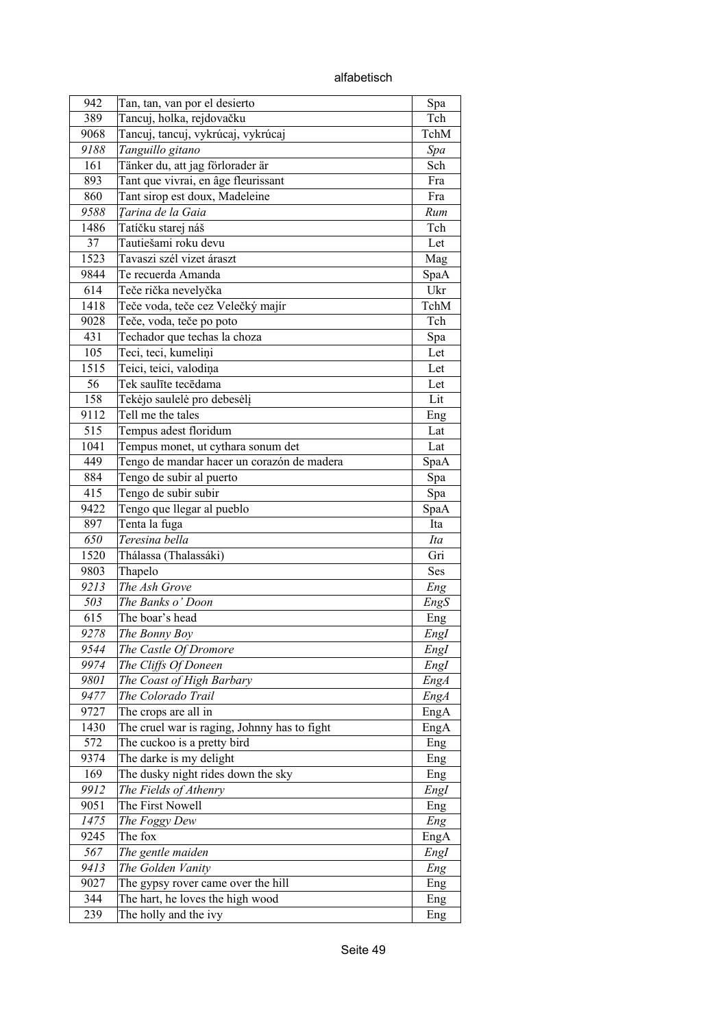alfabetisch

| | | |
|---|---|---|
| 942 | Tan, tan, van por el desierto | Spa |
| 389 | Tancuj, holka, rejdovačku | Tch |
| 9068 | Tancuj, tancuj, vykrúcaj, vykrúcaj | TchM |
| *9188* | *Tanguillo gitano* | *Spa* |
| 161 | Tänker du, att jag förlorader är | Sch |
| 893 | Tant que vivrai, en âge fleurissant | Fra |
| 860 | Tant sirop est doux, Madeleine | Fra |
| *9588* | *Țarina de la Gaia* | *Rum* |
| 1486 | Tatíčku starej náš | Tch |
| 37 | Tautiešami roku devu | Let |
| 1523 | Tavaszi szél vizet áraszt | Mag |
| 9844 | Te recuerda Amanda | SpaA |
| 614 | Teče rička nevelyčka | Ukr |
| 1418 | Teče voda, teče cez Velečký majír | TchM |
| 9028 | Teče, voda, teče po poto | Tch |
| 431 | Techador que techas la choza | Spa |
| 105 | Teci, teci, kumeliņi | Let |
| 1515 | Teici, teici, valodiņa | Let |
| 56 | Tek saulīte tecēdama | Let |
| 158 | Tekėjo saulelė pro debesėlį | Lit |
| 9112 | Tell me the tales | Eng |
| 515 | Tempus adest floridum | Lat |
| 1041 | Tempus monet, ut cythara sonum det | Lat |
| 449 | Tengo de mandar hacer un corazón de madera | SpaA |
| 884 | Tengo de subir al puerto | Spa |
| 415 | Tengo de subir subir | Spa |
| 9422 | Tengo que llegar al pueblo | SpaA |
| 897 | Tenta la fuga | Ita |
| *650* | *Teresina bella* | *Ita* |
| 1520 | Thálassa (Thalassáki) | Gri |
| 9803 | Thapelo | Ses |
| *9213* | *The Ash Grove* | *Eng* |
| *503* | *The Banks o' Doon* | *EngS* |
| 615 | The boar's head | Eng |
| *9278* | *The Bonny Boy* | *EngI* |
| *9544* | *The Castle Of Dromore* | *EngI* |
| *9974* | *The Cliffs Of Doneen* | *EngI* |
| *9801* | *The Coast of High Barbary* | *EngA* |
| *9477* | *The Colorado Trail* | *EngA* |
| 9727 | The crops are all in | EngA |
| 1430 | The cruel war is raging, Johnny has to fight | EngA |
| 572 | The cuckoo is a pretty bird | Eng |
| 9374 | The darke is my delight | Eng |
| 169 | The dusky night rides down the sky | Eng |
| *9912* | *The Fields of Athenry* | *EngI* |
| 9051 | The First Nowell | Eng |
| *1475* | *The Foggy Dew* | *Eng* |
| 9245 | The fox | EngA |
| *567* | *The gentle maiden* | *EngI* |
| *9413* | *The Golden Vanity* | *Eng* |
| 9027 | The gypsy rover came over the hill | Eng |
| 344 | The hart, he loves the high wood | Eng |
| 239 | The holly and the ivy | Eng |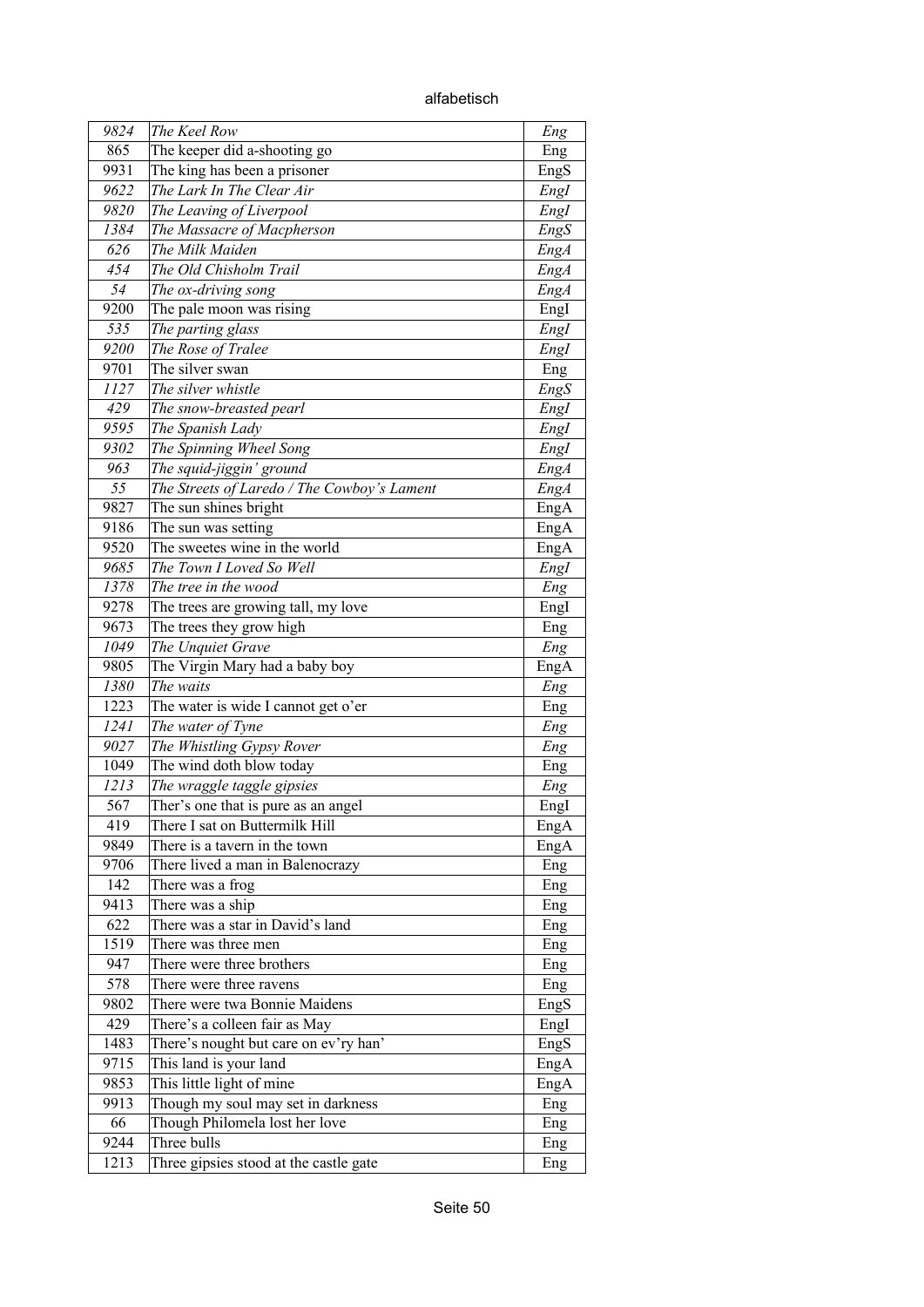| | | |
|---|---|---|
| *9824* | *The Keel Row* | *Eng* |
| 865 | The keeper did a-shooting go | Eng |
| 9931 | The king has been a prisoner | EngS |
| *9622* | *The Lark In The Clear Air* | *EngI* |
| *9820* | *The Leaving of Liverpool* | *EngI* |
| *1384* | *The Massacre of Macpherson* | *EngS* |
| *626* | *The Milk Maiden* | *EngA* |
| *454* | *The Old Chisholm Trail* | *EngA* |
| *54* | *The ox-driving song* | *EngA* |
| 9200 | The pale moon was rising | EngI |
| *535* | *The parting glass* | *EngI* |
| *9200* | *The Rose of Tralee* | *EngI* |
| 9701 | The silver swan | Eng |
| *1127* | *The silver whistle* | *EngS* |
| *429* | *The snow-breasted pearl* | *EngI* |
| *9595* | *The Spanish Lady* | *EngI* |
| *9302* | *The Spinning Wheel Song* | *EngI* |
| *963* | *The squid-jiggin' ground* | *EngA* |
| *55* | *The Streets of Laredo / The Cowboy's Lament* | *EngA* |
| 9827 | The sun shines bright | EngA |
| 9186 | The sun was setting | EngA |
| 9520 | The sweetes wine in the world | EngA |
| *9685* | *The Town I Loved So Well* | *EngI* |
| *1378* | *The tree in the wood* | *Eng* |
| 9278 | The trees are growing tall, my love | EngI |
| 9673 | The trees they grow high | Eng |
| *1049* | *The Unquiet Grave* | *Eng* |
| 9805 | The Virgin Mary had a baby boy | EngA |
| *1380* | *The waits* | *Eng* |
| 1223 | The water is wide I cannot get o'er | Eng |
| *1241* | *The water of Tyne* | *Eng* |
| *9027* | *The Whistling Gypsy Rover* | *Eng* |
| 1049 | The wind doth blow today | Eng |
| *1213* | *The wraggle taggle gipsies* | *Eng* |
| 567 | Ther's one that is pure as an angel | EngI |
| 419 | There I sat on Buttermilk Hill | EngA |
| 9849 | There is a tavern in the town | EngA |
| 9706 | There lived a man in Balenocrazy | Eng |
| 142 | There was a frog | Eng |
| 9413 | There was a ship | Eng |
| 622 | There was a star in David's land | Eng |
| 1519 | There was three men | Eng |
| 947 | There were three brothers | Eng |
| 578 | There were three ravens | Eng |
| 9802 | There were twa Bonnie Maidens | EngS |
| 429 | There's a colleen fair as May | EngI |
| 1483 | There's nought but care on ev'ry han' | EngS |
| 9715 | This land is your land | EngA |
| 9853 | This little light of mine | EngA |
| 9913 | Though my soul may set in darkness | Eng |
| 66 | Though Philomela lost her love | Eng |
| 9244 | Three bulls | Eng |
| 1213 | Three gipsies stood at the castle gate | Eng |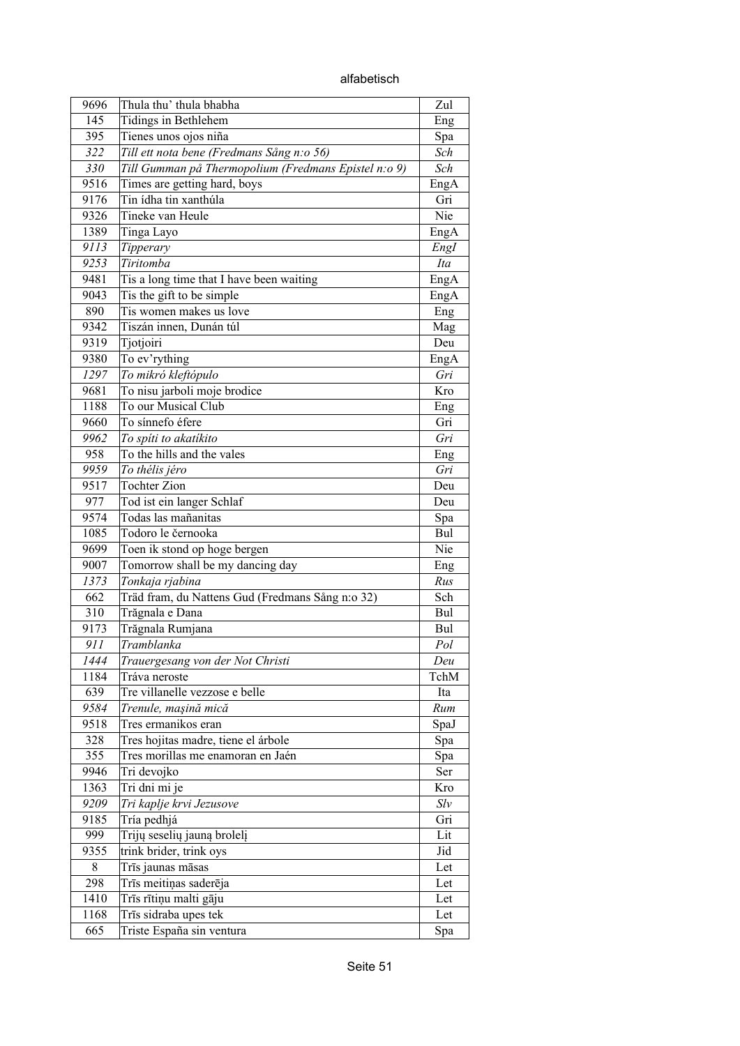| 9696 | Thula thu' thula bhabha | Zul |
|---|---|---|
| 145 | Tidings in Bethlehem | Eng |
| 395 | Tienes unos ojos niña | Spa |
| *322* | *Till ett nota bene (Fredmans Sång n:o 56)* | *Sch* |
| *330* | *Till Gumman på Thermopolium (Fredmans Epistel n:o 9)* | *Sch* |
| 9516 | Times are getting hard, boys | EngA |
| 9176 | Tin ídha tin xanthúla | Gri |
| 9326 | Tineke van Heule | Nie |
| 1389 | Tinga Layo | EngA |
| *9113* | *Tipperary* | *EngI* |
| *9253* | *Tiritomba* | *Ita* |
| 9481 | Tis a long time that I have been waiting | EngA |
| 9043 | Tis the gift to be simple | EngA |
| 890 | Tis women makes us love | Eng |
| 9342 | Tiszán innen, Dunán túl | Mag |
| 9319 | Tjotjoiri | Deu |
| 9380 | To ev'rything | EngA |
| *1297* | *To mikró kleftópulo* | *Gri* |
| 9681 | To nisu jarboli moje brodice | Kro |
| 1188 | To our Musical Club | Eng |
| 9660 | To sínnefo éfere | Gri |
| *9962* | *To spíti to akatíkito* | *Gri* |
| 958 | To the hills and the vales | Eng |
| *9959* | *To thélis jéro* | *Gri* |
| 9517 | Tochter Zion | Deu |
| 977 | Tod ist ein langer Schlaf | Deu |
| 9574 | Todas las mañanitas | Spa |
| 1085 | Todoro le černooka | Bul |
| 9699 | Toen ik stond op hoge bergen | Nie |
| 9007 | Tomorrow shall be my dancing day | Eng |
| *1373* | *Tonkaja rjabina* | *Rus* |
| 662 | Träd fram, du Nattens Gud (Fredmans Sång n:o 32) | Sch |
| 310 | Trăgnala e Dana | Bul |
| 9173 | Trăgnala Rumjana | Bul |
| *911* | *Tramblanka* | *Pol* |
| *1444* | *Trauergesang von der Not Christi* | *Deu* |
| 1184 | Tráva neroste | TchM |
| 639 | Tre villanelle vezzose e belle | Ita |
| *9584* | *Trenule, mașină mică* | *Rum* |
| 9518 | Tres ermanikos eran | SpaJ |
| 328 | Tres hojitas madre, tiene el árbole | Spa |
| 355 | Tres morillas me enamoran en Jaén | Spa |
| 9946 | Tri devojko | Ser |
| 1363 | Tri dni mi je | Kro |
| *9209* | *Tri kaplje krvi Jezusove* | *Slv* |
| 9185 | Tría pedhjá | Gri |
| 999 | Trijų seselių jauną brolelį | Lit |
| 9355 | trink brider, trink oys | Jid |
| 8 | Trīs jaunas māsas | Let |
| 298 | Trīs meitiņas saderēja | Let |
| 1410 | Trīs rītiņu malti gāju | Let |
| 1168 | Trīs sidraba upes tek | Let |
| 665 | Triste España sin ventura | Spa |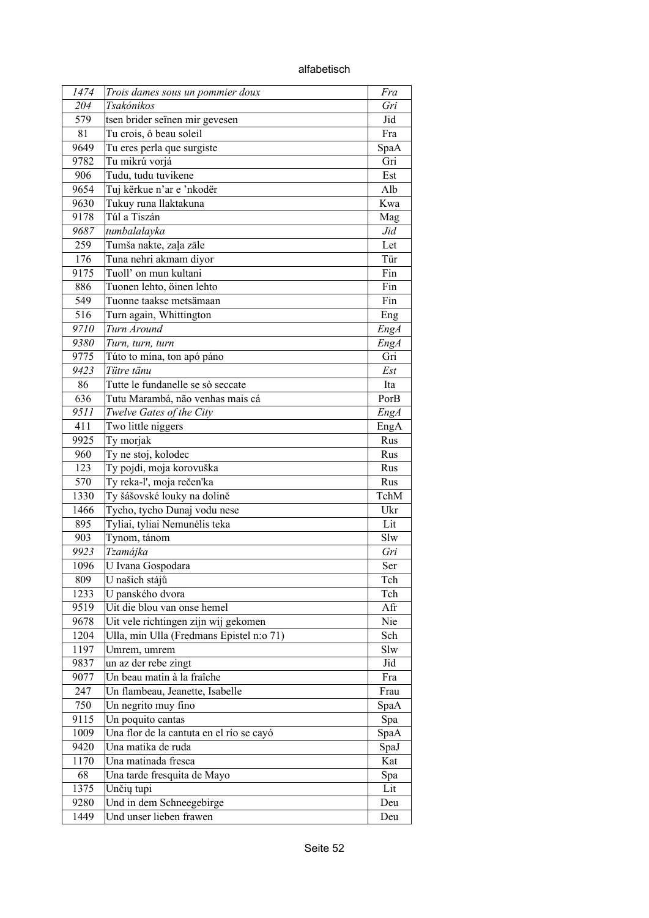| | | |
|---|---|---|
| *1474* | *Trois dames sous un pommier doux* | *Fra* |
| *204* | *Tsakónikos* | *Gri* |
| 579 | tsen brider seïnen mir gevesen | Jid |
| 81 | Tu crois, ô beau soleil | Fra |
| 9649 | Tu eres perla que surgiste | SpaA |
| 9782 | Tu mikrú vorjá | Gri |
| 906 | Tudu, tudu tuvikene | Est |
| 9654 | Tuj kërkue n'ar e 'nkodër | Alb |
| 9630 | Tukuy runa llaktakuna | Kwa |
| 9178 | Túl a Tiszán | Mag |
| *9687* | *tumbalalayka* | *Jid* |
| 259 | Tumša nakte, zaļa zāle | Let |
| 176 | Tuna nehri akmam diyor | Tür |
| 9175 | Tuoll' on mun kultani | Fin |
| 886 | Tuonen lehto, öinen lehto | Fin |
| 549 | Tuonne taakse metsämaan | Fin |
| 516 | Turn again, Whittington | Eng |
| *9710* | *Turn Around* | *EngA* |
| *9380* | *Turn, turn, turn* | *EngA* |
| 9775 | Túto to mína, ton apó páno | Gri |
| *9423* | *Tütre tänu* | *Est* |
| 86 | Tutte le fundanelle se sò seccate | Ita |
| 636 | Tutu Marambá, não venhas mais cá | PorB |
| *9511* | *Twelve Gates of the City* | *EngA* |
| 411 | Two little niggers | EngA |
| 9925 | Ty morjak | Rus |
| 960 | Ty ne stoj, kolodec | Rus |
| 123 | Ty pojdi, moja korovuška | Rus |
| 570 | Ty reka-l', moja rečen'ka | Rus |
| 1330 | Ty šášovské louky na dolině | TchM |
| 1466 | Tycho, tycho Dunaj vodu nese | Ukr |
| 895 | Tyliai, tyliai Nemunėlis teka | Lit |
| 903 | Tynom, tánom | Slw |
| *9923* | *Tzamájka* | *Gri* |
| 1096 | U Ivana Gospodara | Ser |
| 809 | U našich stájů | Tch |
| 1233 | U panského dvora | Tch |
| 9519 | Uit die blou van onse hemel | Afr |
| 9678 | Uit vele richtingen zijn wij gekomen | Nie |
| 1204 | Ulla, min Ulla (Fredmans Epistel n:o 71) | Sch |
| 1197 | Umrem, umrem | Slw |
| 9837 | un az der rebe zingt | Jid |
| 9077 | Un beau matin à la fraîche | Fra |
| 247 | Un flambeau, Jeanette, Isabelle | Frau |
| 750 | Un negrito muy fino | SpaA |
| 9115 | Un poquito cantas | Spa |
| 1009 | Una flor de la cantuta en el río se cayó | SpaA |
| 9420 | Una matika de ruda | SpaJ |
| 1170 | Una matinada fresca | Kat |
| 68 | Una tarde fresquita de Mayo | Spa |
| 1375 | Unčių tupi | Lit |
| 9280 | Und in dem Schneegebirge | Deu |
| 1449 | Und unser lieben frawen | Deu |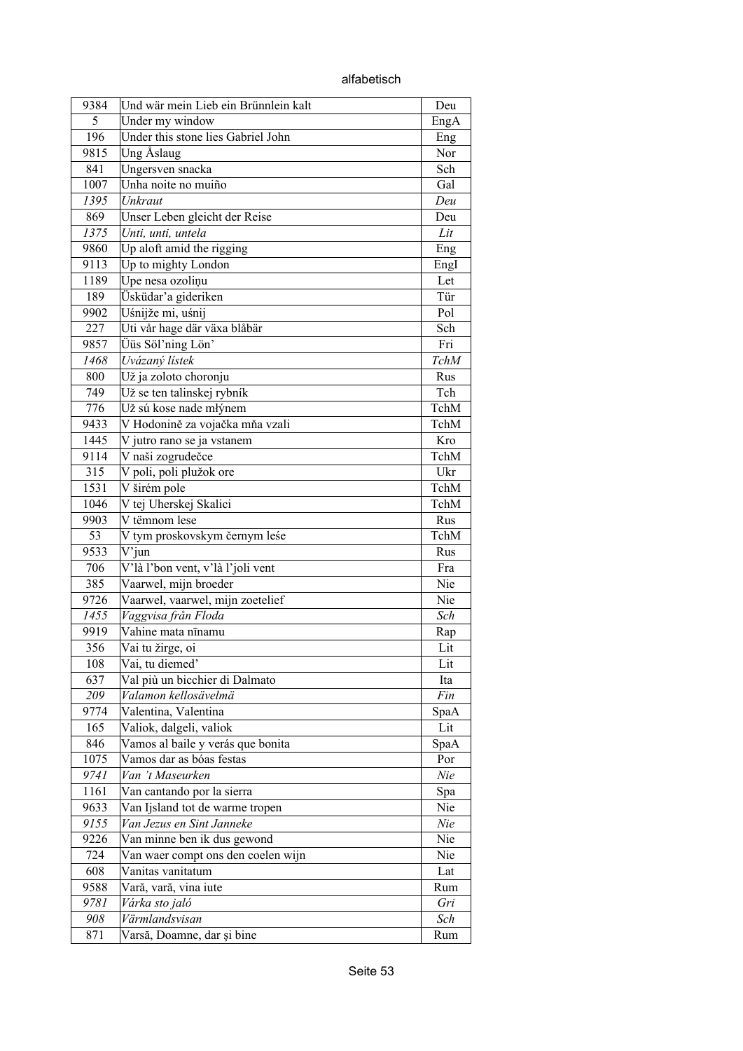| 9384 | Und wär mein Lieb ein Brünnlein kalt | Deu |
|---|---|---|
| 5 | Under my window | EngA |
| 196 | Under this stone lies Gabriel John | Eng |
| 9815 | Ung Åslaug | Nor |
| 841 | Ungersven snacka | Sch |
| 1007 | Unha noite no muiño | Gal |
| *1395* | *Unkraut* | *Deu* |
| 869 | Unser Leben gleicht der Reise | Deu |
| *1375* | *Unti, unti, untela* | *Lit* |
| 9860 | Up aloft amid the rigging | Eng |
| 9113 | Up to mighty London | EngI |
| 1189 | Upe nesa ozoliņu | Let |
| 189 | Üsküdar'a gideriken | Tür |
| 9902 | Uśnijże mi, uśnij | Pol |
| 227 | Uti vår hage där växa blåbär | Sch |
| 9857 | Üüs Söl'ning Lön' | Fri |
| *1468* | *Uvázaný lístek* | *TchM* |
| 800 | Už ja zoloto choronju | Rus |
| 749 | Už se ten talinskej rybník | Tch |
| 776 | Už sú kose nade mlýnem | TchM |
| 9433 | V Hodoníně za vojačka mňa vzali | TchM |
| 1445 | V jutro rano se ja vstanem | Kro |
| 9114 | V naši zogrudečce | TchM |
| 315 | V poli, poli plužok ore | Ukr |
| 1531 | V širém pole | TchM |
| 1046 | V tej Uherskej Skalici | TchM |
| 9903 | V tёmnom lese | Rus |
| 53 | V tym proskovskym černym leśe | TchM |
| 9533 | V'jun | Rus |
| 706 | V'là l'bon vent, v'là l'joli vent | Fra |
| 385 | Vaarwel, mijn broeder | Nie |
| 9726 | Vaarwel, vaarwel, mijn zoetelief | Nie |
| *1455* | *Vaggvisa från Floda* | *Sch* |
| 9919 | Vahine mata nīnamu | Rap |
| 356 | Vai tu žirge, oi | Lit |
| 108 | Vai, tu diemed' | Lit |
| 637 | Val più un bicchier di Dalmato | Ita |
| *209* | *Valamon kellosävelmä* | *Fin* |
| 9774 | Valentina, Valentina | SpaA |
| 165 | Valiok, dalgeli, valiok | Lit |
| 846 | Vamos al baile y verás que bonita | SpaA |
| 1075 | Vamos dar as bóas festas | Por |
| *9741* | *Van 't Maseurken* | *Nie* |
| 1161 | Van cantando por la sierra | Spa |
| 9633 | Van Ijsland tot de warme tropen | Nie |
| *9155* | *Van Jezus en Sint Janneke* | *Nie* |
| 9226 | Van minne ben ik dus gewond | Nie |
| 724 | Van waer compt ons den coelen wijn | Nie |
| 608 | Vanitas vanitatum | Lat |
| 9588 | Vară, vară, vina iute | Rum |
| *9781* | *Várka sto jaló* | *Gri* |
| *908* | *Värmlandsvisan* | *Sch* |
| 871 | Varsă, Doamne, dar și bine | Rum |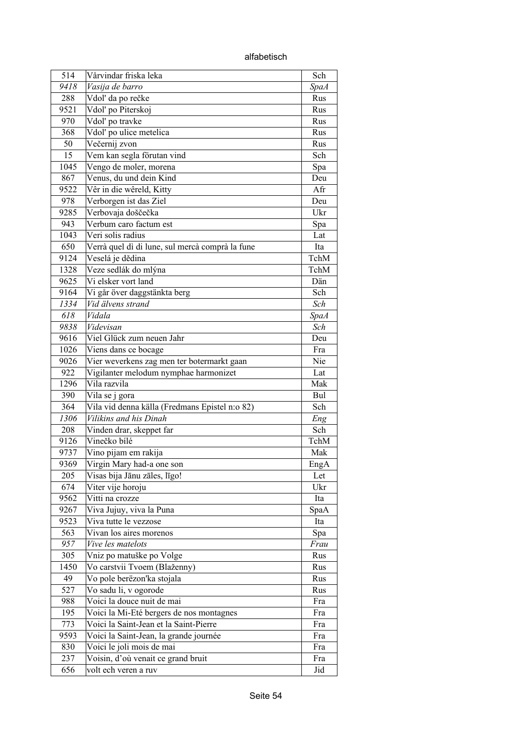| 514 | Vårvindar friska leka | Sch |
|---|---|---|
| *9418* | *Vasija de barro* | *SpaA* |
| 288 | Vdol' da po rečke | Rus |
| 9521 | Vdol' po Piterskoj | Rus |
| 970 | Vdol' po travke | Rus |
| 368 | Vdol' po ulice metelica | Rus |
| 50 | Večernij zvon | Rus |
| 15 | Vem kan segla förutan vind | Sch |
| 1045 | Vengo de moler, morena | Spa |
| 867 | Venus, du und dein Kind | Deu |
| 9522 | Vêr in die wêreld, Kitty | Afr |
| 978 | Verborgen ist das Ziel | Deu |
| 9285 | Verbovaja doščečka | Ukr |
| 943 | Verbum caro factum est | Spa |
| 1043 | Veri solis radius | Lat |
| 650 | Verrà quel dì di lune, sul mercà comprà la fune | Ita |
| 9124 | Veselá je dědina | TchM |
| 1328 | Veze sedlák do mlýna | TchM |
| 9625 | Vi elsker vort land | Dän |
| 9164 | Vi går över daggstänkta berg | Sch |
| *1334* | *Vid älvens strand* | *Sch* |
| *618* | *Vidala* | *SpaA* |
| *9838* | *Videvisan* | *Sch* |
| 9616 | Viel Glück zum neuen Jahr | Deu |
| 1026 | Viens dans ce bocage | Fra |
| 9026 | Vier weverkens zag men ter botermarkt gaan | Nie |
| 922 | Vigilanter melodum nymphae harmonizet | Lat |
| 1296 | Vila razvila | Mak |
| 390 | Vila se j gora | Bul |
| 364 | Vila vid denna källa (Fredmans Epistel n:o 82) | Sch |
| *1306* | *Vilikins and his Dinah* | *Eng* |
| 208 | Vinden drar, skeppet far | Sch |
| 9126 | Vinečko bílé | TchM |
| 9737 | Vino pijam em rakija | Mak |
| 9369 | Virgin Mary had-a one son | EngA |
| 205 | Visas bija Jānu zāles, līgo! | Let |
| 674 | Viter vije horoju | Ukr |
| 9562 | Vitti na crozze | Ita |
| 9267 | Viva Jujuy, viva la Puna | SpaA |
| 9523 | Viva tutte le vezzose | Ita |
| 563 | Vivan los aires morenos | Spa |
| *957* | *Vive les matelots* | *Frau* |
| 305 | Vniz po matuške po Volge | Rus |
| 1450 | Vo carstvii Tvoem (Blaženny) | Rus |
| 49 | Vo pole berëzon'ka stojala | Rus |
| 527 | Vo sadu li, v ogorode | Rus |
| 988 | Voici la douce nuit de mai | Fra |
| 195 | Voici la Mi-Eté bergers de nos montagnes | Fra |
| 773 | Voici la Saint-Jean et la Saint-Pierre | Fra |
| 9593 | Voici la Saint-Jean, la grande journée | Fra |
| 830 | Voici le joli mois de mai | Fra |
| 237 | Voisin, d'où venait ce grand bruit | Fra |
| 656 | volt ech veren a ruv | Jid |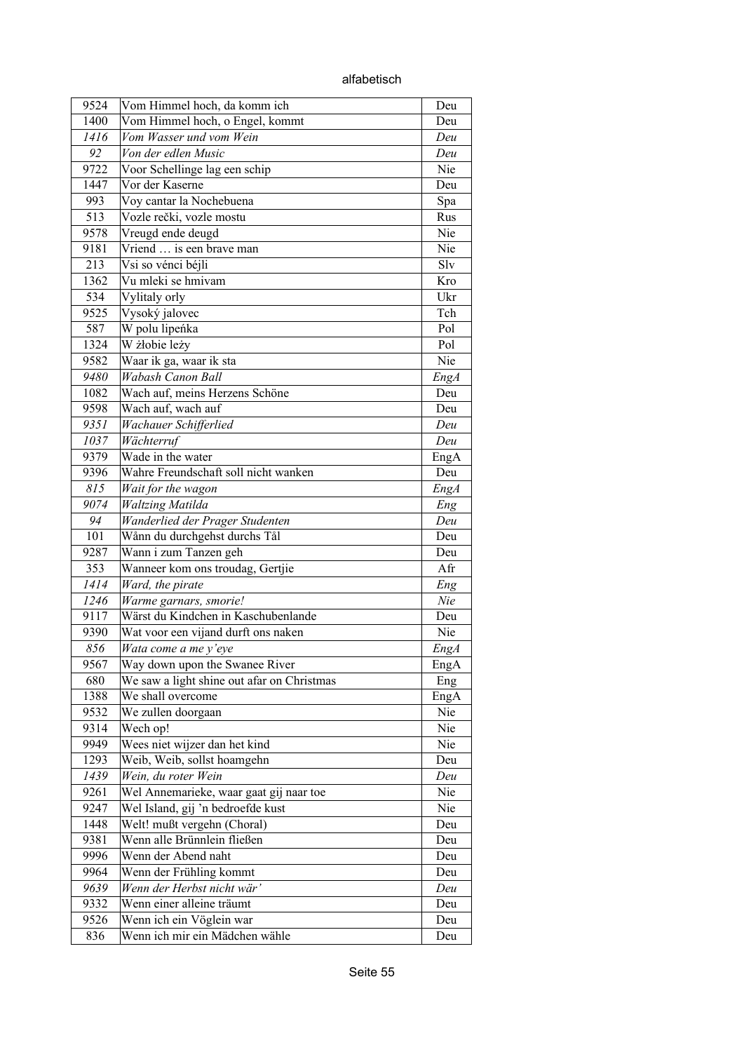alfabetisch

| | | |
|---|---|---|
| 9524 | Vom Himmel hoch, da komm ich | Deu |
| 1400 | Vom Himmel hoch, o Engel, kommt | Deu |
| *1416* | *Vom Wasser und vom Wein* | *Deu* |
| *92* | *Von der edlen Music* | *Deu* |
| 9722 | Voor Schellinge lag een schip | Nie |
| 1447 | Vor der Kaserne | Deu |
| 993 | Voy cantar la Nochebuena | Spa |
| 513 | Vozle rečki, vozle mostu | Rus |
| 9578 | Vreugd ende deugd | Nie |
| 9181 | Vriend … is een brave man | Nie |
| 213 | Vsi so vénci béjli | Slv |
| 1362 | Vu mleki se hmivam | Kro |
| 534 | Vylitaly orly | Ukr |
| 9525 | Vysoký jalovec | Tch |
| 587 | W polu lipeńka | Pol |
| 1324 | W żłobie leży | Pol |
| 9582 | Waar ik ga, waar ik sta | Nie |
| *9480* | *Wabash Canon Ball* | *EngA* |
| 1082 | Wach auf, meins Herzens Schöne | Deu |
| 9598 | Wach auf, wach auf | Deu |
| *9351* | *Wachauer Schifferlied* | *Deu* |
| *1037* | *Wächterruf* | *Deu* |
| 9379 | Wade in the water | EngA |
| 9396 | Wahre Freundschaft soll nicht wanken | Deu |
| *815* | *Wait for the wagon* | *EngA* |
| *9074* | *Waltzing Matilda* | *Eng* |
| *94* | *Wanderlied der Prager Studenten* | *Deu* |
| 101 | Wånn du durchgehst durchs Tål | Deu |
| 9287 | Wann i zum Tanzen geh | Deu |
| 353 | Wanneer kom ons troudag, Gertjie | Afr |
| *1414* | *Ward, the pirate* | *Eng* |
| *1246* | *Warme garnars, smorie!* | *Nie* |
| 9117 | Wärst du Kindchen in Kaschubenlande | Deu |
| 9390 | Wat voor een vijand durft ons naken | Nie |
| *856* | *Wata come a me y'eye* | *EngA* |
| 9567 | Way down upon the Swanee River | EngA |
| 680 | We saw a light shine out afar on Christmas | Eng |
| 1388 | We shall overcome | EngA |
| 9532 | We zullen doorgaan | Nie |
| 9314 | Wech op! | Nie |
| 9949 | Wees niet wijzer dan het kind | Nie |
| 1293 | Weib, Weib, sollst hoamgehn | Deu |
| *1439* | *Wein, du roter Wein* | *Deu* |
| 9261 | Wel Annemarieke, waar gaat gij naar toe | Nie |
| 9247 | Wel Island, gij 'n bedroefde kust | Nie |
| 1448 | Welt! mußt vergehn (Choral) | Deu |
| 9381 | Wenn alle Brünnlein fließen | Deu |
| 9996 | Wenn der Abend naht | Deu |
| 9964 | Wenn der Frühling kommt | Deu |
| *9639* | *Wenn der Herbst nicht wär'* | *Deu* |
| 9332 | Wenn einer alleine träumt | Deu |
| 9526 | Wenn ich ein Vöglein war | Deu |
| 836 | Wenn ich mir ein Mädchen wähle | Deu |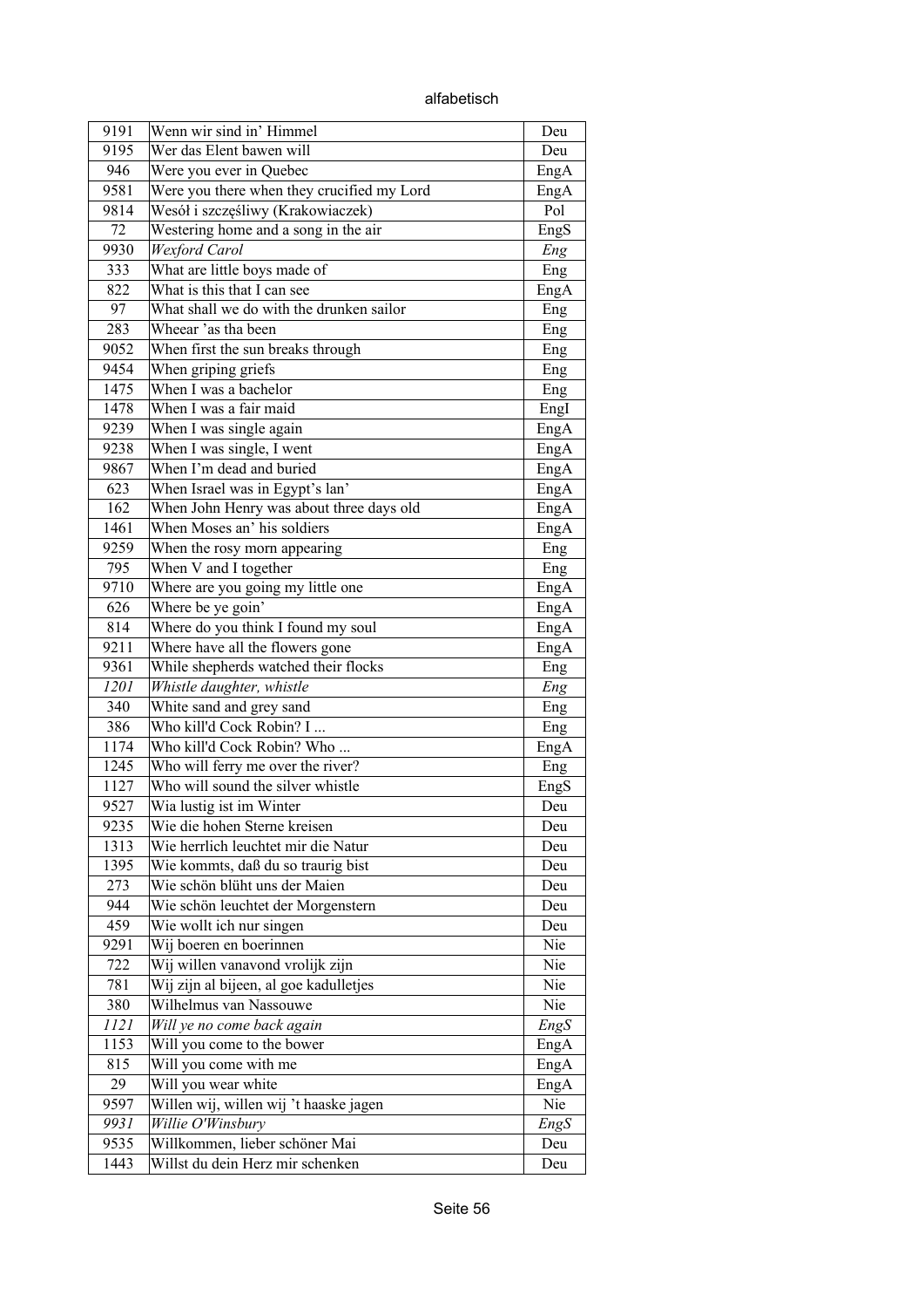| 9191 | Wenn wir sind in' Himmel | Deu |
|---|---|---|
| 9195 | Wer das Elent bawen will | Deu |
| 946 | Were you ever in Quebec | EngA |
| 9581 | Were you there when they crucified my Lord | EngA |
| 9814 | Wesół i szczęśliwy (Krakowiaczek) | Pol |
| 72 | Westering home and a song in the air | EngS |
| *9930* | *Wexford Carol* | *Eng* |
| 333 | What are little boys made of | Eng |
| 822 | What is this that I can see | EngA |
| 97 | What shall we do with the drunken sailor | Eng |
| 283 | Wheear 'as tha been | Eng |
| 9052 | When first the sun breaks through | Eng |
| 9454 | When griping griefs | Eng |
| 1475 | When I was a bachelor | Eng |
| 1478 | When I was a fair maid | EngI |
| 9239 | When I was single again | EngA |
| 9238 | When I was single, I went | EngA |
| 9867 | When I'm dead and buried | EngA |
| 623 | When Israel was in Egypt's lan' | EngA |
| 162 | When John Henry was about three days old | EngA |
| 1461 | When Moses an' his soldiers | EngA |
| 9259 | When the rosy morn appearing | Eng |
| 795 | When V and I together | Eng |
| 9710 | Where are you going my little one | EngA |
| 626 | Where be ye goin' | EngA |
| 814 | Where do you think I found my soul | EngA |
| 9211 | Where have all the flowers gone | EngA |
| 9361 | While shepherds watched their flocks | Eng |
| *1201* | *Whistle daughter, whistle* | *Eng* |
| 340 | White sand and grey sand | Eng |
| 386 | Who kill'd Cock Robin? I ... | Eng |
| 1174 | Who kill'd Cock Robin? Who ... | EngA |
| 1245 | Who will ferry me over the river? | Eng |
| 1127 | Who will sound the silver whistle | EngS |
| 9527 | Wia lustig ist im Winter | Deu |
| 9235 | Wie die hohen Sterne kreisen | Deu |
| 1313 | Wie herrlich leuchtet mir die Natur | Deu |
| 1395 | Wie kommts, daß du so traurig bist | Deu |
| 273 | Wie schön blüht uns der Maien | Deu |
| 944 | Wie schön leuchtet der Morgenstern | Deu |
| 459 | Wie wollt ich nur singen | Deu |
| 9291 | Wij boeren en boerinnen | Nie |
| 722 | Wij willen vanavond vrolijk zijn | Nie |
| 781 | Wij zijn al bijeen, al goe kadulletjes | Nie |
| 380 | Wilhelmus van Nassouwe | Nie |
| *1121* | *Will ye no come back again* | *EngS* |
| 1153 | Will you come to the bower | EngA |
| 815 | Will you come with me | EngA |
| 29 | Will you wear white | EngA |
| 9597 | Willen wij, willen wij 't haaske jagen | Nie |
| *9931* | *Willie O'Winsbury* | *EngS* |
| 9535 | Willkommen, lieber schöner Mai | Deu |
| 1443 | Willst du dein Herz mir schenken | Deu |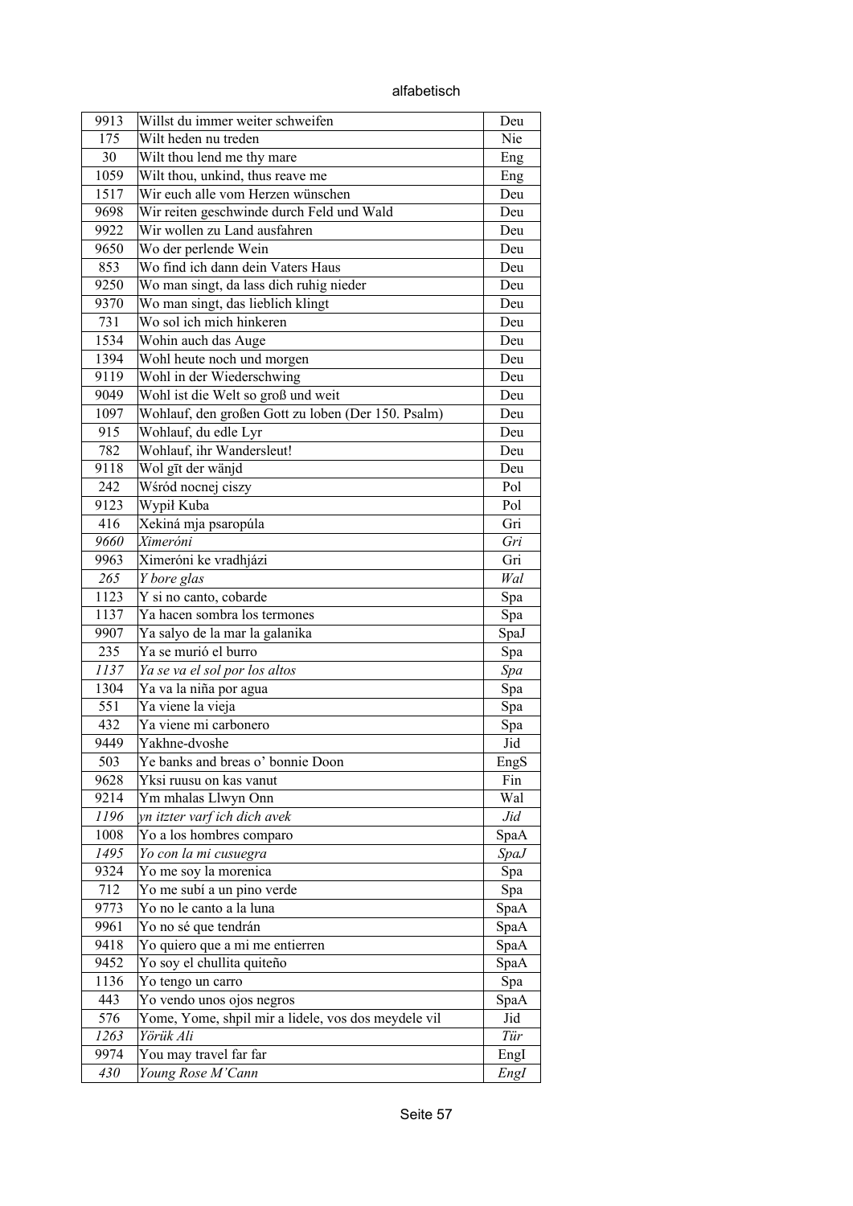| | | |
|---|---|---|
| 9913 | Willst du immer weiter schweifen | Deu |
| 175 | Wilt heden nu treden | Nie |
| 30 | Wilt thou lend me thy mare | Eng |
| 1059 | Wilt thou, unkind, thus reave me | Eng |
| 1517 | Wir euch alle vom Herzen wünschen | Deu |
| 9698 | Wir reiten geschwinde durch Feld und Wald | Deu |
| 9922 | Wir wollen zu Land ausfahren | Deu |
| 9650 | Wo der perlende Wein | Deu |
| 853 | Wo find ich dann dein Vaters Haus | Deu |
| 9250 | Wo man singt, da lass dich ruhig nieder | Deu |
| 9370 | Wo man singt, das lieblich klingt | Deu |
| 731 | Wo sol ich mich hinkeren | Deu |
| 1534 | Wohin auch das Auge | Deu |
| 1394 | Wohl heute noch und morgen | Deu |
| 9119 | Wohl in der Wiederschwing | Deu |
| 9049 | Wohl ist die Welt so groß und weit | Deu |
| 1097 | Wohlauf, den großen Gott zu loben (Der 150. Psalm) | Deu |
| 915 | Wohlauf, du edle Lyr | Deu |
| 782 | Wohlauf, ihr Wandersleut! | Deu |
| 9118 | Wol gīt der wänjd | Deu |
| 242 | Wśród nocnej ciszy | Pol |
| 9123 | Wypił Kuba | Pol |
| 416 | Xekiná mja psaropúla | Gri |
| *9660* | *Ximeróni* | *Gri* |
| 9963 | Ximeróni ke vradhjázi | Gri |
| *265* | *Y bore glas* | *Wal* |
| 1123 | Y si no canto, cobarde | Spa |
| 1137 | Ya hacen sombra los termones | Spa |
| 9907 | Ya salyo de la mar la galanika | SpaJ |
| 235 | Ya se murió el burro | Spa |
| *1137* | *Ya se va el sol por los altos* | *Spa* |
| 1304 | Ya va la niña por agua | Spa |
| 551 | Ya viene la vieja | Spa |
| 432 | Ya viene mi carbonero | Spa |
| 9449 | Yakhne-dvoshe | Jid |
| 503 | Ye banks and breas o' bonnie Doon | EngS |
| 9628 | Yksi ruusu on kas vanut | Fin |
| 9214 | Ym mhalas Llwyn Onn | Wal |
| *1196* | *yn itzter varf ich dich avek* | *Jid* |
| 1008 | Yo a los hombres comparo | SpaA |
| *1495* | *Yo con la mi cusuegra* | *SpaJ* |
| 9324 | Yo me soy la morenica | Spa |
| 712 | Yo me subí a un pino verde | Spa |
| 9773 | Yo no le canto a la luna | SpaA |
| 9961 | Yo no sé que tendrán | SpaA |
| 9418 | Yo quiero que a mi me entierren | SpaA |
| 9452 | Yo soy el chullita quiteño | SpaA |
| 1136 | Yo tengo un carro | Spa |
| 443 | Yo vendo unos ojos negros | SpaA |
| 576 | Yome, Yome, shpil mir a lidele, vos dos meydele vil | Jid |
| *1263* | *Yörük Ali* | *Tür* |
| 9974 | You may travel far far | EngI |
| *430* | *Young Rose M'Cann* | *EngI* |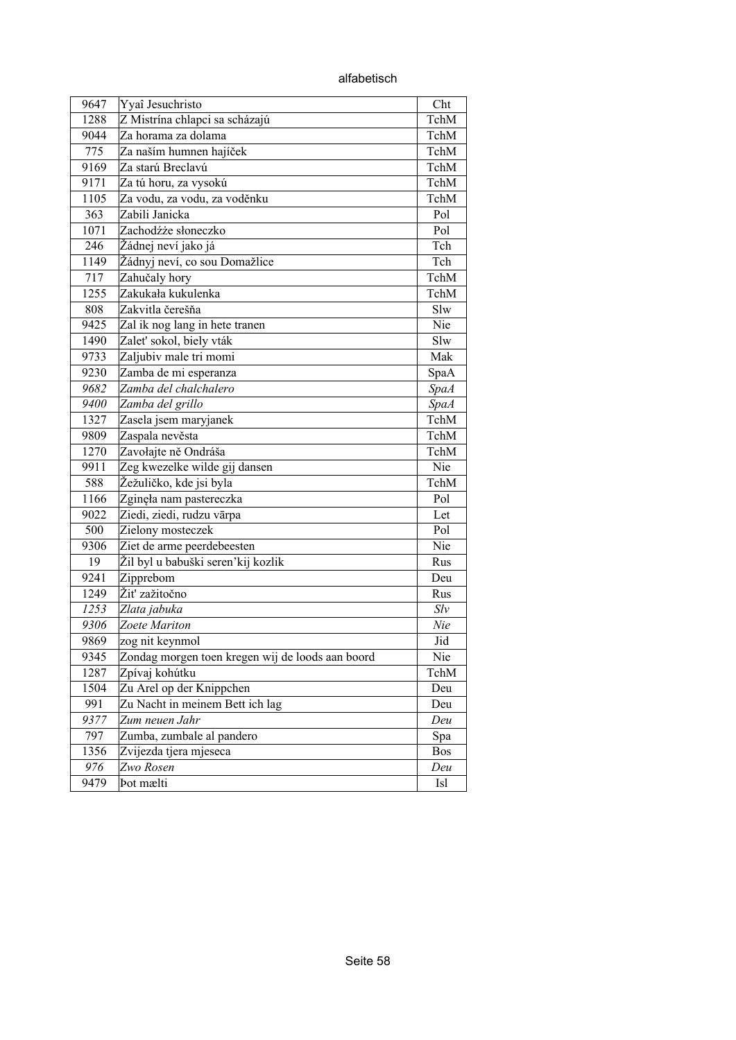alfabetisch

| | | |
|---|---|---|
| 9647 | Yyaî Jesuchristo | Cht |
| 1288 | Z Mistrína chlapci sa scházajú | TchM |
| 9044 | Za horama za dolama | TchM |
| 775 | Za naším humnen hajíček | TchM |
| 9169 | Za starú Breclavú | TchM |
| 9171 | Za tú horu, za vysokú | TchM |
| 1105 | Za vodu, za vodu, za voděnku | TchM |
| 363 | Zabili Janicka | Pol |
| 1071 | Zachodźże słoneczko | Pol |
| 246 | Žádnej neví jako já | Tch |
| 1149 | Žádnyj neví, co sou Domažlice | Tch |
| 717 | Zahučaly hory | TchM |
| 1255 | Zakukała kukulenka | TchM |
| 808 | Zakvitla čerešňa | Slw |
| 9425 | Zal ik nog lang in hete tranen | Nie |
| 1490 | Zalet' sokol, biely vták | Slw |
| 9733 | Zaljubiv male tri momi | Mak |
| 9230 | Zamba de mi esperanza | SpaA |
| *9682* | *Zamba del chalchalero* | *SpaA* |
| *9400* | *Zamba del grillo* | *SpaA* |
| 1327 | Zasela jsem maryjanek | TchM |
| 9809 | Zaspala nevěsta | TchM |
| 1270 | Zavołajte ně Ondráša | TchM |
| 9911 | Zeg kwezelke wilde gij dansen | Nie |
| 588 | Žežuličko, kde jsi byla | TchM |
| 1166 | Zginęła nam pastereczka | Pol |
| 9022 | Ziedi, ziedi, rudzu vārpa | Let |
| 500 | Zielony mosteczek | Pol |
| 9306 | Ziet de arme peerdebeesten | Nie |
| 19 | Žil byl u babuški seren'kij kozlik | Rus |
| 9241 | Zipprebom | Deu |
| 1249 | Žit' zažitočno | Rus |
| *1253* | *Zlata jabuka* | *Slv* |
| *9306* | *Zoete Mariton* | *Nie* |
| 9869 | zog nit keynmol | Jid |
| 9345 | Zondag morgen toen kregen wij de loods aan boord | Nie |
| 1287 | Zpívaj kohútku | TchM |
| 1504 | Zu Arel op der Knippchen | Deu |
| 991 | Zu Nacht in meinem Bett ich lag | Deu |
| *9377* | *Zum neuen Jahr* | *Deu* |
| 797 | Zumba, zumbale al pandero | Spa |
| 1356 | Zvijezda tjera mjeseca | Bos |
| *976* | *Zwo Rosen* | *Deu* |
| 9479 | Þot mælti | Isl |